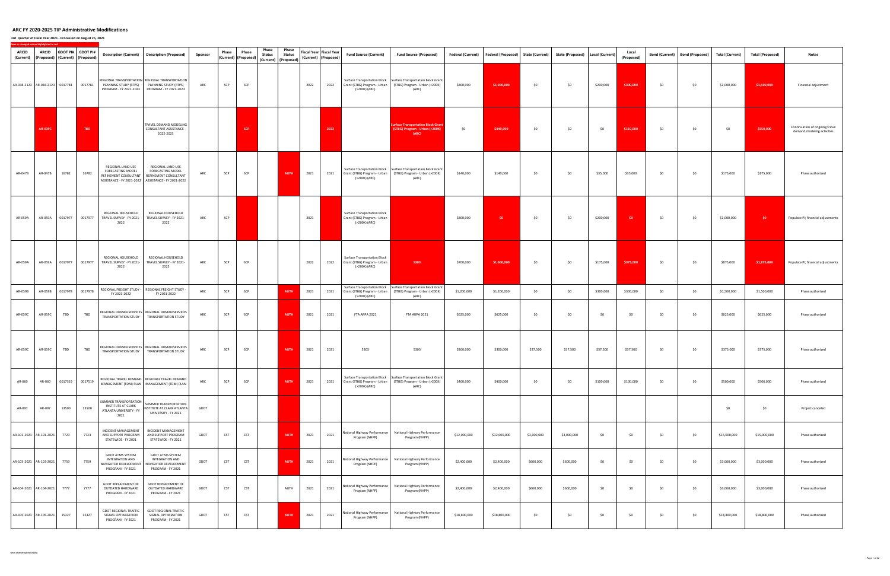# ARC FY 2020-2025 TIP Administrative Modifications

**3rd Quarter of Fiscal Year 2021 - Processed on August 25, 2021**

New or changed values highlighted in red

| ARCID (Current) | ARCID (Proposed) | GDOT PI# (Current) | GDOT PI# (Proposed) | Description (Current) | Description (Proposed) | Sponsor | Phase (Current) | Phase (Proposed) | Phase Status (Current) | Phase Status (Proposed) | Fiscal Year (Current) | Fiscal Year (Proposed) | Fund Source (Current) | Fund Source (Proposed) | Federal (Current) | Federal (Proposed) | State (Current) | State (Proposed) | Local (Current) | Local (Proposed) | Bond (Current) | Bond (Proposed) | Total (Current) | Total (Proposed) | Notes |
|---|---|---|---|---|---|---|---|---|---|---|---|---|---|---|---|---|---|---|---|---|---|---|---|---|---|
| AR-038-2123 | AR-038-2123 | 0017781 | 0017781 | REGIONAL TRANSPORTATION PLANNING STUDY (RTPS) PROGRAM - FY 2021-2023 | REGIONAL TRANSPORTATION PLANNING STUDY (RTPS) PROGRAM - FY 2021-2023 | ARC | SCP | SCP | | | 2022 | 2022 | Surface Transportation Block Grant (STBG) Program - Urban (>200K) (ARC) | Surface Transportation Block Grant (STBG) Program - Urban (>200K) (ARC) | $800,000 | $1,200,000 | $0 | $0 | $200,000 | $300,000 | $0 | $0 | $1,000,000 | $1,500,000 | Financial adjustment |
| | AR-039C | | TBD | | TRAVEL DEMAND MODELING CONSULTANT ASSISTANCE - 2022-2023 | | | SCP | | | | 2022 | | Surface Transportation Block Grant (STBG) Program - Urban (>200K) (ARC) | $0 | $440,000 | $0 | $0 | $0 | $110,000 | $0 | $0 | $0 | $550,000 | Continuation of ongoing travel demand modeling activities |
| AR-047B | AR-047B | 16782 | 16782 | REGIONAL LAND USE FORECASTING MODEL REFINEMENT CONSULTANT ASSISTANCE - FY 2021-2022 | REGIONAL LAND USE FORECASTING MODEL REFINEMENT CONSULTANT ASSISTANCE - FY 2021-2022 | ARC | SCP | SCP | | AUTH | 2021 | 2021 | Surface Transportation Block Grant (STBG) Program - Urban (>200K) (ARC) | Surface Transportation Block Grant (STBG) Program - Urban (>200K) (ARC) | $140,000 | $140,000 | $0 | $0 | $35,000 | $35,000 | $0 | $0 | $175,000 | $175,000 | Phase authorized |
| AR-059A | AR-059A | 0017977 | 0017977 | REGIONAL HOUSEHOLD TRAVEL SURVEY - FY 2021-2022 | REGIONAL HOUSEHOLD TRAVEL SURVEY - FY 2021-2022 | ARC | SCP | | | | 2021 | | Surface Transportation Block Grant (STBG) Program - Urban (>200K) (ARC) | | $800,000 | $0 | $0 | $0 | $200,000 | $0 | $0 | $0 | $1,000,000 | $0 | Populate PI; financial adjustments |
| AR-059A | AR-059A | 0017977 | 0017977 | REGIONAL HOUSEHOLD TRAVEL SURVEY - FY 2021-2022 | REGIONAL HOUSEHOLD TRAVEL SURVEY - FY 2021-2022 | ARC | SCP | SCP | | | 2022 | 2022 | Surface Transportation Block Grant (STBG) Program - Urban (>200K) (ARC) | 5303 | $700,000 | $1,500,000 | $0 | $0 | $175,000 | $375,000 | $0 | $0 | $875,000 | $1,875,000 | Populate PI; financial adjustments |
| AR-059B | AR-059B | 0017978 | 0017978 | REGIONAL FREIGHT STUDY - FY 2021-2022 | REGIONAL FREIGHT STUDY - FY 2021-2022 | ARC | SCP | SCP | | AUTH | 2021 | 2021 | Surface Transportation Block Grant (STBG) Program - Urban (>200K) (ARC) | Surface Transportation Block Grant (STBG) Program - Urban (>200K) (ARC) | $1,200,000 | $1,200,000 | $0 | $0 | $300,000 | $300,000 | $0 | $0 | $1,500,000 | $1,500,000 | Phase authorized |
| AR-059C | AR-059C | TBD | TBD | REGIONAL HUMAN SERVICES TRANSPORTATION STUDY | REGIONAL HUMAN SERVICES TRANSPORTATION STUDY | ARC | SCP | SCP | | AUTH | 2021 | 2021 | FTA ARPA 2021 | FTA ARPA 2021 | $625,000 | $625,000 | $0 | $0 | $0 | $0 | $0 | $0 | $625,000 | $625,000 | Phase authorized |
| AR-059C | AR-059C | TBD | TBD | REGIONAL HUMAN SERVICES TRANSPORTATION STUDY | REGIONAL HUMAN SERVICES TRANSPORTATION STUDY | ARC | SCP | SCP | | AUTH | 2021 | 2021 | 5303 | 5303 | $300,000 | $300,000 | $37,500 | $37,500 | $37,500 | $37,500 | $0 | $0 | $375,000 | $375,000 | Phase authorized |
| AR-060 | AR-060 | 0017519 | 0017519 | REGIONAL TRAVEL DEMAND MANAGEMENT (TDM) PLAN | REGIONAL TRAVEL DEMAND MANAGEMENT (TDM) PLAN | ARC | SCP | SCP | | AUTH | 2021 | 2021 | Surface Transportation Block Grant (STBG) Program - Urban (>200K) (ARC) | Surface Transportation Block Grant (STBG) Program - Urban (>200K) (ARC) | $400,000 | $400,000 | $0 | $0 | $100,000 | $100,000 | $0 | $0 | $500,000 | $500,000 | Phase authorized |
| AR-097 | AR-097 | 13500 | 13500 | SUMMER TRANSPORTATION INSTITUTE AT CLARK ATLANTA UNIVERSITY - FY 2021 | SUMMER TRANSPORTATION INSTITUTE AT CLARK ATLANTA UNIVERSITY - FY 2021 | GDOT | | | | | | | | | | | | | | | | | $0 | $0 | Project canceled |
| AR-101-2021 | AR-101-2021 | 7723 | 7723 | INCIDENT MANAGEMENT AND SUPPORT PROGRAM STATEWIDE - FY 2021 | INCIDENT MANAGEMENT AND SUPPORT PROGRAM STATEWIDE - FY 2021 | GDOT | CST | CST | | AUTH | 2021 | 2021 | National Highway Performance Program (NHPP) | National Highway Performance Program (NHPP) | $12,000,000 | $12,000,000 | $3,000,000 | $3,000,000 | $0 | $0 | $0 | $0 | $15,000,000 | $15,000,000 | Phase authorized |
| AR-103-2021 | AR-103-2021 | 7759 | 7759 | GDOT ATMS SYSTEM INTEGRATION AND NAVIGATOR DEVELOPMENT PROGRAM - FY 2021 | GDOT ATMS SYSTEM INTEGRATION AND NAVIGATOR DEVELOPMENT PROGRAM - FY 2021 | GDOT | CST | CST | | AUTH | 2021 | 2021 | National Highway Performance Program (NHPP) | National Highway Performance Program (NHPP) | $2,400,000 | $2,400,000 | $600,000 | $600,000 | $0 | $0 | $0 | $0 | $3,000,000 | $3,000,000 | Phase authorized |
| AR-104-2021 | AR-104-2021 | 7777 | 7777 | GDOT REPLACEMENT OF OUTDATED HARDWARE PROGRAM - FY 2021 | GDOT REPLACEMENT OF OUTDATED HARDWARE PROGRAM - FY 2021 | GDOT | CST | CST | | AUTH | 2021 | 2021 | National Highway Performance Program (NHPP) | National Highway Performance Program (NHPP) | $2,400,000 | $2,400,000 | $600,000 | $600,000 | $0 | $0 | $0 | $0 | $3,000,000 | $3,000,000 | Phase authorized |
| AR-105-2021 | AR-105-2021 | 15327 | 15327 | GDOT REGIONAL TRAFFIC SIGNAL OPTIMIZATION PROGRAM - FY 2021 | GDOT REGIONAL TRAFFIC SIGNAL OPTIMIZATION PROGRAM - FY 2021 | GDOT | CST | CST | | AUTH | 2021 | 2021 | National Highway Performance Program (NHPP) | National Highway Performance Program (NHPP) | $18,800,000 | $18,800,000 | $0 | $0 | $0 | $0 | $0 | $0 | $18,800,000 | $18,800,000 | Phase authorized |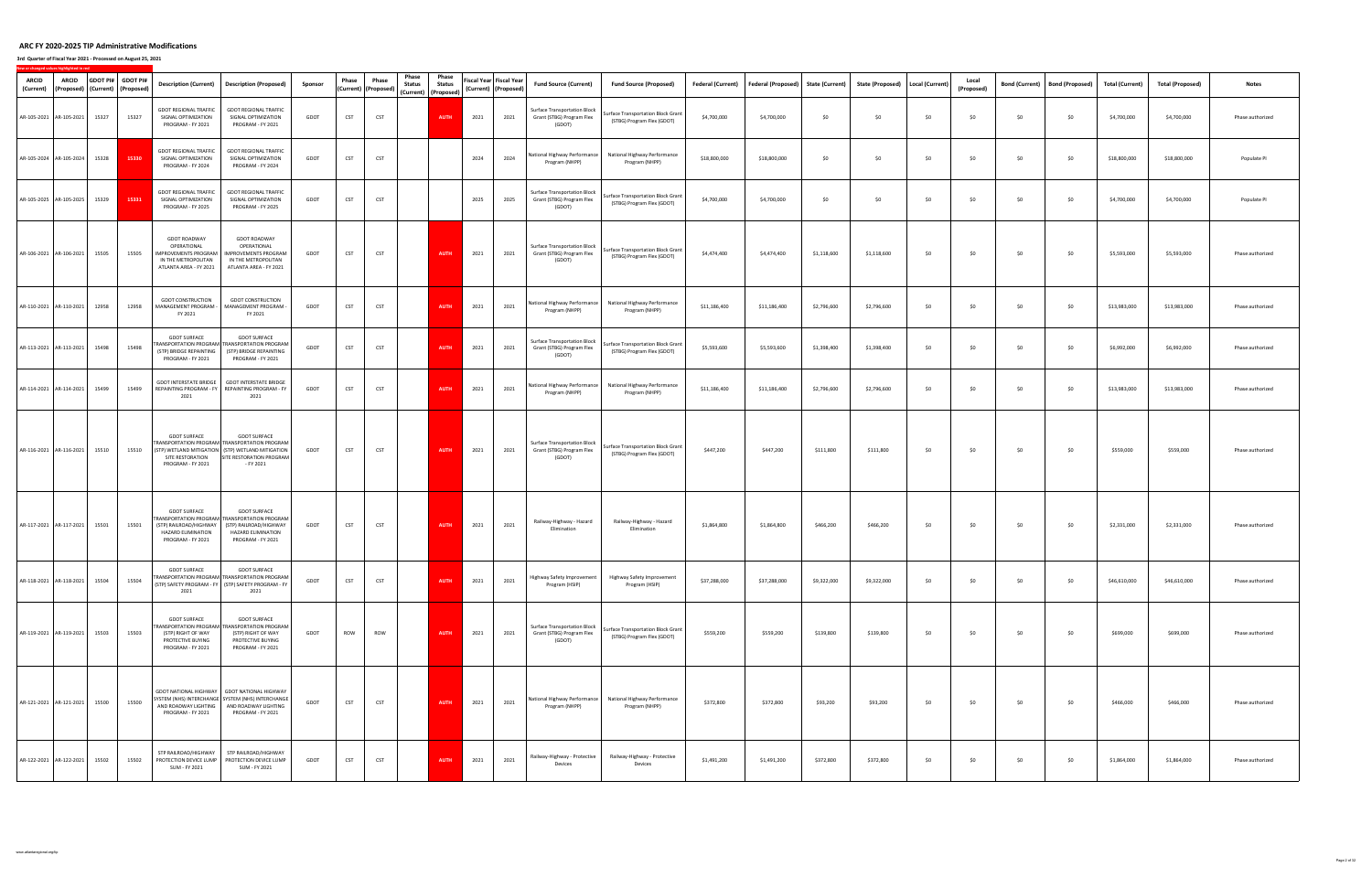# ARC FY 2020-2025 TIP Administrative Modifications

**3rd Quarter of Fiscal Year 2021 - Processed on August 25, 2021**

New or changed values highlighted in red

| ARCID (Current) | ARCID (Proposed) | GDOT PI# (Current) | GDOT PI# (Proposed) | Description (Current) | Description (Proposed) | Sponsor | Phase (Current) | Phase (Proposed) | Phase Status (Current) | Phase Status (Proposed) | Fiscal Year (Current) | Fiscal Year (Proposed) | Fund Source (Current) | Fund Source (Proposed) | Federal (Current) | Federal (Proposed) | State (Current) | State (Proposed) | Local (Current) | Local (Proposed) | Bond (Current) | Bond (Proposed) | Total (Current) | Total (Proposed) | Notes |
|---|---|---|---|---|---|---|---|---|---|---|---|---|---|---|---|---|---|---|---|---|---|---|---|---|---|
| AR-105-2021 | AR-105-2021 | 15327 | 15327 | GDOT REGIONAL TRAFFIC SIGNAL OPTIMIZATION PROGRAM - FY 2021 | GDOT REGIONAL TRAFFIC SIGNAL OPTIMIZATION PROGRAM - FY 2021 | GDOT | CST | CST | | AUTH | 2021 | 2021 | Surface Transportation Block Grant (STBG) Program Flex (GDOT) | Surface Transportation Block Grant (STBG) Program Flex (GDOT) | $4,700,000 | $4,700,000 | $0 | $0 | $0 | $0 | $0 | $0 | $4,700,000 | $4,700,000 | Phase authorized |
| AR-105-2024 | AR-105-2024 | 15328 | 15330 | GDOT REGIONAL TRAFFIC SIGNAL OPTIMIZATION PROGRAM - FY 2024 | GDOT REGIONAL TRAFFIC SIGNAL OPTIMIZATION PROGRAM - FY 2024 | GDOT | CST | CST | | | 2024 | 2024 | National Highway Performance Program (NHPP) | National Highway Performance Program (NHPP) | $18,800,000 | $18,800,000 | $0 | $0 | $0 | $0 | $0 | $0 | $18,800,000 | $18,800,000 | Populate PI |
| AR-105-2025 | AR-105-2025 | 15329 | 15331 | GDOT REGIONAL TRAFFIC SIGNAL OPTIMIZATION PROGRAM - FY 2025 | GDOT REGIONAL TRAFFIC SIGNAL OPTIMIZATION PROGRAM - FY 2025 | GDOT | CST | CST | | | 2025 | 2025 | Surface Transportation Block Grant (STBG) Program Flex (GDOT) | Surface Transportation Block Grant (STBG) Program Flex (GDOT) | $4,700,000 | $4,700,000 | $0 | $0 | $0 | $0 | $0 | $0 | $4,700,000 | $4,700,000 | Populate PI |
| AR-106-2021 | AR-106-2021 | 15505 | 15505 | GDOT ROADWAY OPERATIONAL IMPROVEMENTS PROGRAM IN THE METROPOLITAN ATLANTA AREA - FY 2021 | GDOT ROADWAY OPERATIONAL IMPROVEMENTS PROGRAM IN THE METROPOLITAN ATLANTA AREA - FY 2021 | GDOT | CST | CST | | AUTH | 2021 | 2021 | Surface Transportation Block Grant (STBG) Program Flex (GDOT) | Surface Transportation Block Grant (STBG) Program Flex (GDOT) | $4,474,400 | $4,474,400 | $1,118,600 | $1,118,600 | $0 | $0 | $0 | $0 | $5,593,000 | $5,593,000 | Phase authorized |
| AR-110-2021 | AR-110-2021 | 12958 | 12958 | GDOT CONSTRUCTION MANAGEMENT PROGRAM - FY 2021 | GDOT CONSTRUCTION MANAGEMENT PROGRAM - FY 2021 | GDOT | CST | CST | | AUTH | 2021 | 2021 | National Highway Performance Program (NHPP) | National Highway Performance Program (NHPP) | $11,186,400 | $11,186,400 | $2,796,600 | $2,796,600 | $0 | $0 | $0 | $0 | $13,983,000 | $13,983,000 | Phase authorized |
| AR-113-2021 | AR-113-2021 | 15498 | 15498 | GDOT SURFACE TRANSPORTATION PROGRAM (STP) BRIDGE REPAINTING PROGRAM - FY 2021 | GDOT SURFACE TRANSPORTATION PROGRAM (STP) BRIDGE REPAINTING PROGRAM - FY 2021 | GDOT | CST | CST | | AUTH | 2021 | 2021 | Surface Transportation Block Grant (STBG) Program Flex (GDOT) | Surface Transportation Block Grant (STBG) Program Flex (GDOT) | $5,593,600 | $5,593,600 | $1,398,400 | $1,398,400 | $0 | $0 | $0 | $0 | $6,992,000 | $6,992,000 | Phase authorized |
| AR-114-2021 | AR-114-2021 | 15499 | 15499 | GDOT INTERSTATE BRIDGE REPAINTING PROGRAM - FY 2021 | GDOT INTERSTATE BRIDGE REPAINTING PROGRAM - FY 2021 | GDOT | CST | CST | | AUTH | 2021 | 2021 | National Highway Performance Program (NHPP) | National Highway Performance Program (NHPP) | $11,186,400 | $11,186,400 | $2,796,600 | $2,796,600 | $0 | $0 | $0 | $0 | $13,983,000 | $13,983,000 | Phase authorized |
| AR-116-2021 | AR-116-2021 | 15510 | 15510 | GDOT SURFACE TRANSPORTATION PROGRAM (STP) WETLAND MITIGATION SITE RESTORATION PROGRAM - FY 2021 | GDOT SURFACE TRANSPORTATION PROGRAM (STP) WETLAND MITIGATION SITE RESTORATION PROGRAM - FY 2021 | GDOT | CST | CST | | AUTH | 2021 | 2021 | Surface Transportation Block Grant (STBG) Program Flex (GDOT) | Surface Transportation Block Grant (STBG) Program Flex (GDOT) | $447,200 | $447,200 | $111,800 | $111,800 | $0 | $0 | $0 | $0 | $559,000 | $559,000 | Phase authorized |
| AR-117-2021 | AR-117-2021 | 15501 | 15501 | GDOT SURFACE TRANSPORTATION PROGRAM (STP) RAILROAD/HIGHWAY HAZARD ELIMINATION PROGRAM - FY 2021 | GDOT SURFACE TRANSPORTATION PROGRAM (STP) RAILROAD/HIGHWAY HAZARD ELIMINATION PROGRAM - FY 2021 | GDOT | CST | CST | | AUTH | 2021 | 2021 | Railway-Highway - Hazard Elimination | Railway-Highway - Hazard Elimination | $1,864,800 | $1,864,800 | $466,200 | $466,200 | $0 | $0 | $0 | $0 | $2,331,000 | $2,331,000 | Phase authorized |
| AR-118-2021 | AR-118-2021 | 15504 | 15504 | GDOT SURFACE TRANSPORTATION PROGRAM (STP) SAFETY PROGRAM - FY 2021 | GDOT SURFACE TRANSPORTATION PROGRAM (STP) SAFETY PROGRAM - FY 2021 | GDOT | CST | CST | | AUTH | 2021 | 2021 | Highway Safety Improvement Program (HSIP) | Highway Safety Improvement Program (HSIP) | $37,288,000 | $37,288,000 | $9,322,000 | $9,322,000 | $0 | $0 | $0 | $0 | $46,610,000 | $46,610,000 | Phase authorized |
| AR-119-2021 | AR-119-2021 | 15503 | 15503 | GDOT SURFACE TRANSPORTATION PROGRAM (STP) RIGHT OF WAY PROTECTIVE BUYING PROGRAM - FY 2021 | GDOT SURFACE TRANSPORTATION PROGRAM (STP) RIGHT OF WAY PROTECTIVE BUYING PROGRAM - FY 2021 | GDOT | ROW | ROW | | AUTH | 2021 | 2021 | Surface Transportation Block Grant (STBG) Program Flex (GDOT) | Surface Transportation Block Grant (STBG) Program Flex (GDOT) | $559,200 | $559,200 | $139,800 | $139,800 | $0 | $0 | $0 | $0 | $699,000 | $699,000 | Phase authorized |
| AR-121-2021 | AR-121-2021 | 15500 | 15500 | GDOT NATIONAL HIGHWAY SYSTEM (NHS) INTERCHANGE AND ROADWAY LIGHTING PROGRAM - FY 2021 | GDOT NATIONAL HIGHWAY SYSTEM (NHS) INTERCHANGE AND ROADWAY LIGHTING PROGRAM - FY 2021 | GDOT | CST | CST | | AUTH | 2021 | 2021 | National Highway Performance Program (NHPP) | National Highway Performance Program (NHPP) | $372,800 | $372,800 | $93,200 | $93,200 | $0 | $0 | $0 | $0 | $466,000 | $466,000 | Phase authorized |
| AR-122-2021 | AR-122-2021 | 15502 | 15502 | STP RAILROAD/HIGHWAY PROTECTION DEVICE LUMP SUM - FY 2021 | STP RAILROAD/HIGHWAY PROTECTION DEVICE LUMP SUM - FY 2021 | GDOT | CST | CST | | AUTH | 2021 | 2021 | Railway-Highway - Protective Devices | Railway-Highway - Protective Devices | $1,491,200 | $1,491,200 | $372,800 | $372,800 | $0 | $0 | $0 | $0 | $1,864,000 | $1,864,000 | Phase authorized |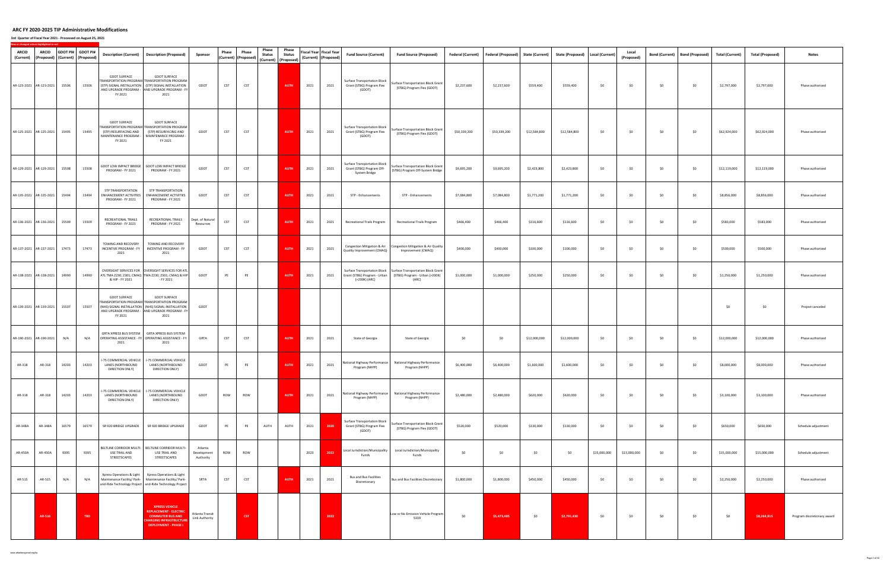# ARC FY 2020-2025 TIP Administrative Modifications

**3rd Quarter of Fiscal Year 2021 - Processed on August 25, 2021**

New or changed values highlighted in red

| ARCID (Current) | ARCID (Proposed) | GDOT PI# (Current) | GDOT PI# (Proposed) | Description (Current) | Description (Proposed) | Sponsor | Phase (Current) | Phase (Proposed) | Phase Status (Current) | Phase Status (Proposed) | Fiscal Year (Current) | Fiscal Year (Proposed) | Fund Source (Current) | Fund Source (Proposed) | Federal (Current) | Federal (Proposed) | State (Current) | State (Proposed) | Local (Current) | Local (Proposed) | Bond (Current) | Bond (Proposed) | Total (Current) | Total (Proposed) | Notes |
|---|---|---|---|---|---|---|---|---|---|---|---|---|---|---|---|---|---|---|---|---|---|---|---|---|---|
| AR-123-2021 | AR-123-2021 | 15506 | 15506 | GDOT SURFACE TRANSPORTATION PROGRAM (STP) SIGNAL INSTALLATION AND UPGRADE PROGRAM - FY 2021 | GDOT SURFACE TRANSPORTATION PROGRAM (STP) SIGNAL INSTALLATION AND UPGRADE PROGRAM - FY 2021 | GDOT | CST | CST | | AUTH | 2021 | 2021 | Surface Transportation Block Grant (STBG) Program Flex (GDOT) | Surface Transportation Block Grant (STBG) Program Flex (GDOT) | $2,237,600 | $2,237,600 | $559,400 | $559,400 | $0 | $0 | $0 | $0 | $2,797,000 | $2,797,000 | Phase authorized |
| AR-125-2021 | AR-125-2021 | 15495 | 15495 | GDOT SURFACE TRANSPORTATION PROGRAM (STP) RESURFACING AND MAINTENANCE PROGRAM - FY 2021 | GDOT SURFACE TRANSPORTATION PROGRAM (STP) RESURFACING AND MAINTENANCE PROGRAM - FY 2021 | GDOT | CST | CST | | AUTH | 2021 | 2021 | Surface Transportation Block Grant (STBG) Program Flex (GDOT) | Surface Transportation Block Grant (STBG) Program Flex (GDOT) | $50,339,200 | $50,339,200 | $12,584,800 | $12,584,800 | $0 | $0 | $0 | $0 | $62,924,000 | $62,924,000 | Phase authorized |
| AR-129-2021 | AR-129-2021 | 15508 | 15508 | GDOT LOW IMPACT BRIDGE PROGRAM - FY 2021 | GDOT LOW IMPACT BRIDGE PROGRAM - FY 2021 | GDOT | CST | CST | | AUTH | 2021 | 2021 | Surface Transportation Block Grant (STBG) Program Off-System Bridge | Surface Transportation Block Grant (STBG) Program Off-System Bridge | $9,695,200 | $9,695,200 | $2,423,800 | $2,423,800 | $0 | $0 | $0 | $0 | $12,119,000 | $12,119,000 | Phase authorized |
| AR-135-2021 | AR-135-2021 | 15494 | 15494 | STP TRANSPORTATION ENHANCEMENT ACTIVITIES PROGRAM - FY 2021 | STP TRANSPORTATION ENHANCEMENT ACTIVITIES PROGRAM - FY 2021 | GDOT | CST | CST | | AUTH | 2021 | 2021 | STP - Enhancements | STP - Enhancements | $7,084,800 | $7,084,800 | $1,771,200 | $1,771,200 | $0 | $0 | $0 | $0 | $8,856,000 | $8,856,000 | Phase authorized |
| AR-136-2021 | AR-136-2021 | 15509 | 15509 | RECREATIONAL TRAILS PROGRAM - FY 2021 | RECREATIONAL TRAILS PROGRAM - FY 2021 | Dept. of Natural Resources | CST | CST | | AUTH | 2021 | 2021 | Recreational Trails Program | Recreational Trails Program | $466,400 | $466,400 | $116,600 | $116,600 | $0 | $0 | $0 | $0 | $583,000 | $583,000 | Phase authorized |
| AR-137-2021 | AR-137-2021 | 17473 | 17473 | TOWING AND RECOVERY INCENTIVE PROGRAM - FY 2021 | TOWING AND RECOVERY INCENTIVE PROGRAM - FY 2021 | GDOT | CST | CST | | AUTH | 2021 | 2021 | Congestion Mitigation & Air Quality Improvement (CMAQ) | Congestion Mitigation & Air Quality Improvement (CMAQ) | $400,000 | $400,000 | $100,000 | $100,000 | $0 | $0 | $0 | $0 | $500,000 | $500,000 | Phase authorized |
| AR-138-2021 | AR-138-2021 | 14990 | 14990 | OVERSIGHT SERVICES FOR ATL TMA Z230; Z301; CMAQ & HIP - FY 2021 | OVERSIGHT SERVICES FOR ATL TMA Z230; Z301; CMAQ & HIP - FY 2021 | GDOT | PE | PE | | AUTH | 2021 | 2021 | Surface Transportation Block Grant (STBG) Program - Urban (>200K) (ARC) | Surface Transportation Block Grant (STBG) Program - Urban (>200K) (ARC) | $1,000,000 | $1,000,000 | $250,000 | $250,000 | $0 | $0 | $0 | $0 | $1,250,000 | $1,250,000 | Phase authorized |
| AR-139-2021 | AR-139-2021 | 15507 | 15507 | GDOT SURFACE TRANSPORTATION PROGRAM (NHS) SIGNAL INSTALLATION AND UPGRADE PROGRAM - FY 2021 | GDOT SURFACE TRANSPORTATION PROGRAM (NHS) SIGNAL INSTALLATION AND UPGRADE PROGRAM - FY 2021 | GDOT | | | | | | | | | | | | | | | | | $0 | $0 | Project canceled |
| AR-190-2021 | AR-190-2021 | N/A | N/A | GRTA XPRESS BUS SYSTEM OPERATING ASSISTANCE - FY 2021 | GRTA XPRESS BUS SYSTEM OPERATING ASSISTANCE - FY 2021 | GRTA | CST | CST | | AUTH | 2021 | 2021 | State of Georgia | State of Georgia | $0 | $0 | $12,000,000 | $12,000,000 | $0 | $0 | $0 | $0 | $12,000,000 | $12,000,000 | Phase authorized |
| AR-318 | AR-318 | 14203 | 14203 | I-75 COMMERCIAL VEHICLE LANES (NORTHBOUND DIRECTION ONLY) | I-75 COMMERCIAL VEHICLE LANES (NORTHBOUND DIRECTION ONLY) | GDOT | PE | PE | | AUTH | 2021 | 2021 | National Highway Performance Program (NHPP) | National Highway Performance Program (NHPP) | $6,400,000 | $6,400,000 | $1,600,000 | $1,600,000 | $0 | $0 | $0 | $0 | $8,000,000 | $8,000,000 | Phase authorized |
| AR-318 | AR-318 | 14203 | 14203 | I-75 COMMERCIAL VEHICLE LANES (NORTHBOUND DIRECTION ONLY) | I-75 COMMERCIAL VEHICLE LANES (NORTHBOUND DIRECTION ONLY) | GDOT | ROW | ROW | | AUTH | 2021 | 2021 | National Highway Performance Program (NHPP) | National Highway Performance Program (NHPP) | $2,480,000 | $2,480,000 | $620,000 | $620,000 | $0 | $0 | $0 | $0 | $3,100,000 | $3,100,000 | Phase authorized |
| AR-348A | AR-348A | 16579 | 16579 | SR 920 BRIDGE UPGRADE | SR 920 BRIDGE UPGRADE | GDOT | PE | PE | AUTH | AUTH | 2021 | 2020 | Surface Transportation Block Grant (STBG) Program Flex (GDOT) | Surface Transportation Block Grant (STBG) Program Flex (GDOT) | $520,000 | $520,000 | $130,000 | $130,000 | $0 | $0 | $0 | $0 | $650,000 | $650,000 | Schedule adjustment |
| AR-450A | AR-450A | 9395 | 9395 | BELTLINE CORRIDOR MULTI-USE TRAIL AND STREETSCAPES | BELTLINE CORRIDOR MULTI-USE TRAIL AND STREETSCAPES | Atlanta Development Authority | ROW | ROW | | | 2023 | 2022 | Local Jurisdiction/Municipality Funds | Local Jurisdiction/Municipality Funds | $0 | $0 | $0 | $0 | $15,000,000 | $15,000,000 | $0 | $0 | $15,000,000 | $15,000,000 | Schedule adjustment |
| AR-515 | AR-515 | N/A | N/A | Xpress Operations & Light Maintenance Facility/ Park-and-Ride Technology Project | Xpress Operations & Light Maintenance Facility/ Park-and-Ride Technology Project | SRTA | CST | CST | | AUTH | 2021 | 2021 | Bus and Bus Facilities Discretionary | Bus and Bus Facilities Discretionary | $1,800,000 | $1,800,000 | $450,000 | $450,000 | $0 | $0 | $0 | $0 | $2,250,000 | $2,250,000 | Phase authorized |
| | AR-516 | | TBD | | XPRESS VEHICLE REPLACEMENT - ELECTRIC COMMUTER BUS AND CHARGING INFRASTRUCTURE DEPLOYMENT - PHASE I | Atlanta Transit Link Authority | | CST | | | | 2022 | | Low or No Emission Vehicle Program 5339 | $0 | $5,473,485 | $0 | $2,791,430 | $0 | $0 | $0 | $0 | $0 | $8,264,915 | Program discretionary award |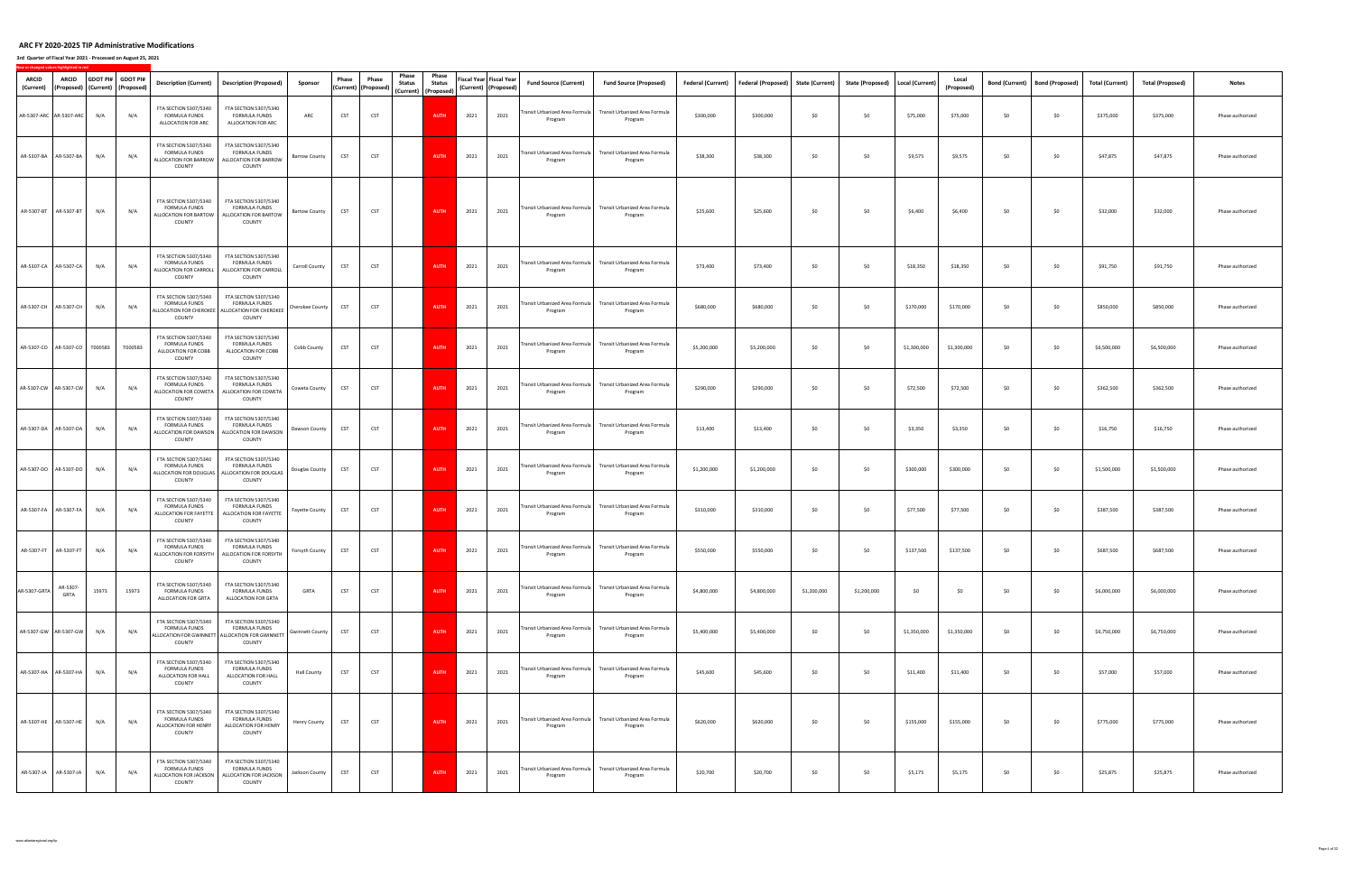## ARC FY 2020-2025 TIP Administrative Modifications

**3rd Quarter of Fiscal Year 2021 - Processed on August 25, 2021**

New or changed values highlighted in red

| ARCID (Current) | ARCID (Proposed) | GDOT PI# (Current) | GDOT PI# (Proposed) | Description (Current) | Description (Proposed) | Sponsor | Phase (Current) | Phase (Proposed) | Phase Status (Current) | Phase Status (Proposed) | Fiscal Year (Current) | Fiscal Year (Proposed) | Fund Source (Current) | Fund Source (Proposed) | Federal (Current) | Federal (Proposed) | State (Current) | State (Proposed) | Local (Current) | Local (Proposed) | Bond (Current) | Bond (Proposed) | Total (Current) | Total (Proposed) | Notes |
|---|---|---|---|---|---|---|---|---|---|---|---|---|---|---|---|---|---|---|---|---|---|---|---|---|---|
| AR-5307-ARC | AR-5307-ARC | N/A | N/A | FTA SECTION 5307/5340 FORMULA FUNDS ALLOCATION FOR ARC | FTA SECTION 5307/5340 FORMULA FUNDS ALLOCATION FOR ARC | ARC | CST | CST | | AUTH | 2021 | 2021 | Transit Urbanized Area Formula Program | Transit Urbanized Area Formula Program | $300,000 | $300,000 | $0 | $0 | $75,000 | $75,000 | $0 | $0 | $375,000 | $375,000 | Phase authorized |
| AR-5307-BA | AR-5307-BA | N/A | N/A | FTA SECTION 5307/5340 FORMULA FUNDS ALLOCATION FOR BARROW COUNTY | FTA SECTION 5307/5340 FORMULA FUNDS ALLOCATION FOR BARROW COUNTY | Barrow County | CST | CST | | AUTH | 2021 | 2021 | Transit Urbanized Area Formula Program | Transit Urbanized Area Formula Program | $38,300 | $38,300 | $0 | $0 | $9,575 | $9,575 | $0 | $0 | $47,875 | $47,875 | Phase authorized |
| AR-5307-BT | AR-5307-BT | N/A | N/A | FTA SECTION 5307/5340 FORMULA FUNDS ALLOCATION FOR BARTOW COUNTY | FTA SECTION 5307/5340 FORMULA FUNDS ALLOCATION FOR BARTOW COUNTY | Bartow County | CST | CST | | AUTH | 2021 | 2021 | Transit Urbanized Area Formula Program | Transit Urbanized Area Formula Program | $25,600 | $25,600 | $0 | $0 | $6,400 | $6,400 | $0 | $0 | $32,000 | $32,000 | Phase authorized |
| AR-5307-CA | AR-5307-CA | N/A | N/A | FTA SECTION 5307/5340 FORMULA FUNDS ALLOCATION FOR CARROLL COUNTY | FTA SECTION 5307/5340 FORMULA FUNDS ALLOCATION FOR CARROLL COUNTY | Carroll County | CST | CST | | AUTH | 2021 | 2021 | Transit Urbanized Area Formula Program | Transit Urbanized Area Formula Program | $73,400 | $73,400 | $0 | $0 | $18,350 | $18,350 | $0 | $0 | $91,750 | $91,750 | Phase authorized |
| AR-5307-CH | AR-5307-CH | N/A | N/A | FTA SECTION 5307/5340 FORMULA FUNDS ALLOCATION FOR CHEROKEE COUNTY | FTA SECTION 5307/5340 FORMULA FUNDS ALLOCATION FOR CHEROKEE COUNTY | Cherokee County | CST | CST | | AUTH | 2021 | 2021 | Transit Urbanized Area Formula Program | Transit Urbanized Area Formula Program | $680,000 | $680,000 | $0 | $0 | $170,000 | $170,000 | $0 | $0 | $850,000 | $850,000 | Phase authorized |
| AR-5307-CO | AR-5307-CO | T000583 | T000583 | FTA SECTION 5307/5340 FORMULA FUNDS ALLOCATION FOR COBB COUNTY | FTA SECTION 5307/5340 FORMULA FUNDS ALLOCATION FOR COBB COUNTY | Cobb County | CST | CST | | AUTH | 2021 | 2021 | Transit Urbanized Area Formula Program | Transit Urbanized Area Formula Program | $5,200,000 | $5,200,000 | $0 | $0 | $1,300,000 | $1,300,000 | $0 | $0 | $6,500,000 | $6,500,000 | Phase authorized |
| AR-5307-CW | AR-5307-CW | N/A | N/A | FTA SECTION 5307/5340 FORMULA FUNDS ALLOCATION FOR COWETA COUNTY | FTA SECTION 5307/5340 FORMULA FUNDS ALLOCATION FOR COWETA COUNTY | Coweta County | CST | CST | | AUTH | 2021 | 2021 | Transit Urbanized Area Formula Program | Transit Urbanized Area Formula Program | $290,000 | $290,000 | $0 | $0 | $72,500 | $72,500 | $0 | $0 | $362,500 | $362,500 | Phase authorized |
| AR-5307-DA | AR-5307-DA | N/A | N/A | FTA SECTION 5307/5340 FORMULA FUNDS ALLOCATION FOR DAWSON COUNTY | FTA SECTION 5307/5340 FORMULA FUNDS ALLOCATION FOR DAWSON COUNTY | Dawson County | CST | CST | | AUTH | 2021 | 2021 | Transit Urbanized Area Formula Program | Transit Urbanized Area Formula Program | $13,400 | $13,400 | $0 | $0 | $3,350 | $3,350 | $0 | $0 | $16,750 | $16,750 | Phase authorized |
| AR-5307-DO | AR-5307-DO | N/A | N/A | FTA SECTION 5307/5340 FORMULA FUNDS ALLOCATION FOR DOUGLAS COUNTY | FTA SECTION 5307/5340 FORMULA FUNDS ALLOCATION FOR DOUGLAS COUNTY | Douglas County | CST | CST | | AUTH | 2021 | 2021 | Transit Urbanized Area Formula Program | Transit Urbanized Area Formula Program | $1,200,000 | $1,200,000 | $0 | $0 | $300,000 | $300,000 | $0 | $0 | $1,500,000 | $1,500,000 | Phase authorized |
| AR-5307-FA | AR-5307-FA | N/A | N/A | FTA SECTION 5307/5340 FORMULA FUNDS ALLOCATION FOR FAYETTE COUNTY | FTA SECTION 5307/5340 FORMULA FUNDS ALLOCATION FOR FAYETTE COUNTY | Fayette County | CST | CST | | AUTH | 2021 | 2021 | Transit Urbanized Area Formula Program | Transit Urbanized Area Formula Program | $310,000 | $310,000 | $0 | $0 | $77,500 | $77,500 | $0 | $0 | $387,500 | $387,500 | Phase authorized |
| AR-5307-FT | AR-5307-FT | N/A | N/A | FTA SECTION 5307/5340 FORMULA FUNDS ALLOCATION FOR FORSYTH COUNTY | FTA SECTION 5307/5340 FORMULA FUNDS ALLOCATION FOR FORSYTH COUNTY | Forsyth County | CST | CST | | AUTH | 2021 | 2021 | Transit Urbanized Area Formula Program | Transit Urbanized Area Formula Program | $550,000 | $550,000 | $0 | $0 | $137,500 | $137,500 | $0 | $0 | $687,500 | $687,500 | Phase authorized |
| AR-5307-GRTA | AR-5307-GRTA | 15973 | 15973 | FTA SECTION 5307/5340 FORMULA FUNDS ALLOCATION FOR GRTA | FTA SECTION 5307/5340 FORMULA FUNDS ALLOCATION FOR GRTA | GRTA | CST | CST | | AUTH | 2021 | 2021 | Transit Urbanized Area Formula Program | Transit Urbanized Area Formula Program | $4,800,000 | $4,800,000 | $1,200,000 | $1,200,000 | $0 | $0 | $0 | $0 | $6,000,000 | $6,000,000 | Phase authorized |
| AR-5307-GW | AR-5307-GW | N/A | N/A | FTA SECTION 5307/5340 FORMULA FUNDS ALLOCATION FOR GWINNETT COUNTY | FTA SECTION 5307/5340 FORMULA FUNDS ALLOCATION FOR GWINNETT COUNTY | Gwinnett County | CST | CST | | AUTH | 2021 | 2021 | Transit Urbanized Area Formula Program | Transit Urbanized Area Formula Program | $5,400,000 | $5,400,000 | $0 | $0 | $1,350,000 | $1,350,000 | $0 | $0 | $6,750,000 | $6,750,000 | Phase authorized |
| AR-5307-HA | AR-5307-HA | N/A | N/A | FTA SECTION 5307/5340 FORMULA FUNDS ALLOCATION FOR HALL COUNTY | FTA SECTION 5307/5340 FORMULA FUNDS ALLOCATION FOR HALL COUNTY | Hall County | CST | CST | | AUTH | 2021 | 2021 | Transit Urbanized Area Formula Program | Transit Urbanized Area Formula Program | $45,600 | $45,600 | $0 | $0 | $11,400 | $11,400 | $0 | $0 | $57,000 | $57,000 | Phase authorized |
| AR-5307-HE | AR-5307-HE | N/A | N/A | FTA SECTION 5307/5340 FORMULA FUNDS ALLOCATION FOR HENRY COUNTY | FTA SECTION 5307/5340 FORMULA FUNDS ALLOCATION FOR HENRY COUNTY | Henry County | CST | CST | | AUTH | 2021 | 2021 | Transit Urbanized Area Formula Program | Transit Urbanized Area Formula Program | $620,000 | $620,000 | $0 | $0 | $155,000 | $155,000 | $0 | $0 | $775,000 | $775,000 | Phase authorized |
| AR-5307-JA | AR-5307-JA | N/A | N/A | FTA SECTION 5307/5340 FORMULA FUNDS ALLOCATION FOR JACKSON COUNTY | FTA SECTION 5307/5340 FORMULA FUNDS ALLOCATION FOR JACKSON COUNTY | Jackson County | CST | CST | | AUTH | 2021 | 2021 | Transit Urbanized Area Formula Program | Transit Urbanized Area Formula Program | $20,700 | $20,700 | $0 | $0 | $5,175 | $5,175 | $0 | $0 | $25,875 | $25,875 | Phase authorized |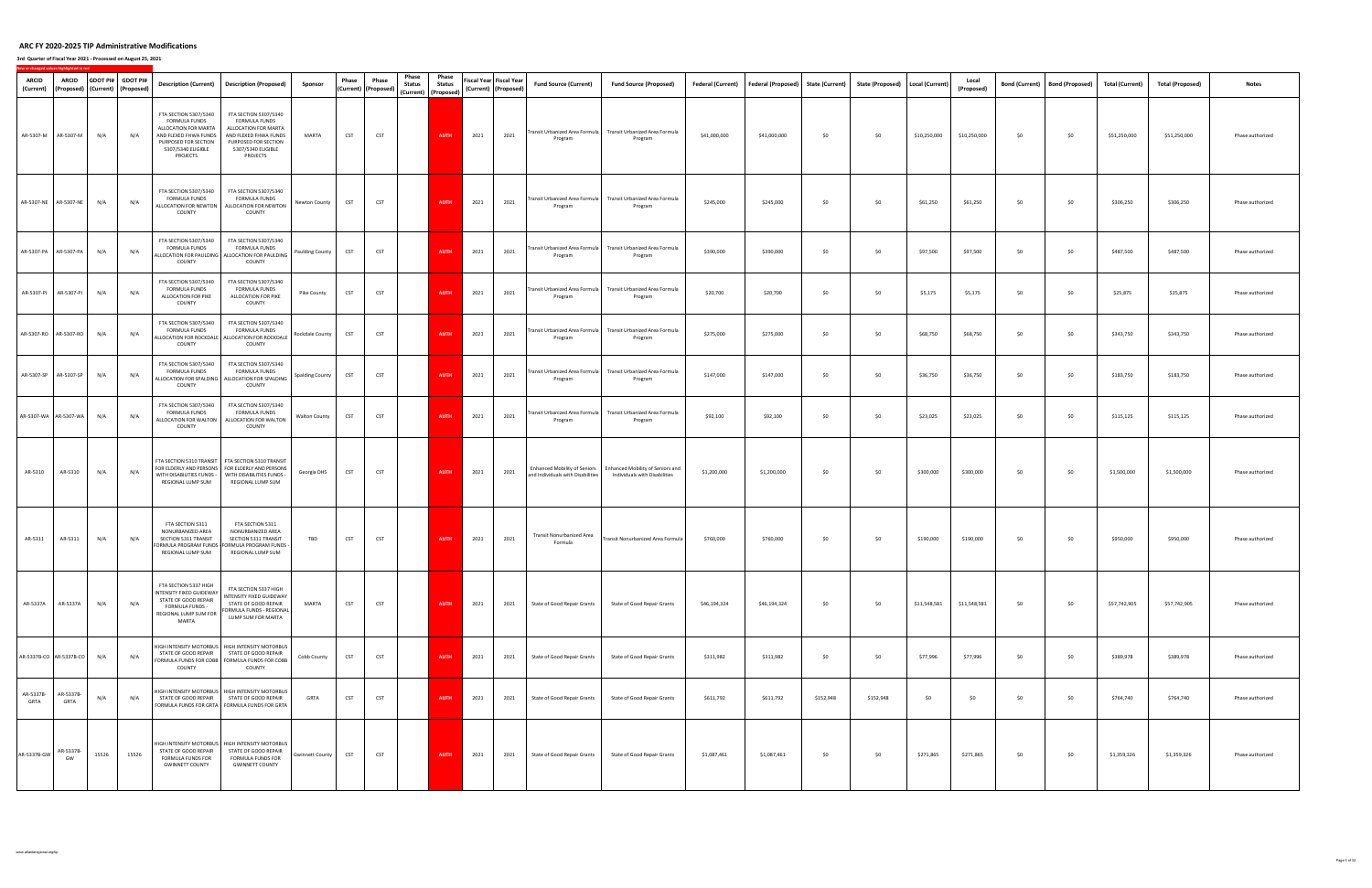# ARC FY 2020-2025 TIP Administrative Modifications

**3rd Quarter of Fiscal Year 2021 - Processed on August 25, 2021**

New or changed values highlighted in red

| ARCID (Current) | ARCID (Proposed) | GDOT PI# (Current) | GDOT PI# (Proposed) | Description (Current) | Description (Proposed) | Sponsor | Phase (Current) | Phase (Proposed) | Phase Status (Current) | Phase Status (Proposed) | Fiscal Year (Current) | Fiscal Year (Proposed) | Fund Source (Current) | Fund Source (Proposed) | Federal (Current) | Federal (Proposed) | State (Current) | State (Proposed) | Local (Current) | Local (Proposed) | Bond (Current) | Bond (Proposed) | Total (Current) | Total (Proposed) | Notes |
|---|---|---|---|---|---|---|---|---|---|---|---|---|---|---|---|---|---|---|---|---|---|---|---|---|---|
| AR-5307-M | AR-5307-M | N/A | N/A | FTA SECTION 5307/5340 FORMULA FUNDS ALLOCATION FOR MARTA AND FLEXED FHWA FUNDS PURPOSED FOR SECTION 5307/5340 ELIGIBLE PROJECTS | FTA SECTION 5307/5340 FORMULA FUNDS ALLOCATION FOR MARTA AND FLEXED FHWA FUNDS PURPOSED FOR SECTION 5307/5340 ELIGIBLE PROJECTS | MARTA | CST | CST | | AUTH | 2021 | 2021 | Transit Urbanized Area Formula Program | Transit Urbanized Area Formula Program | $41,000,000 | $41,000,000 | $0 | $0 | $10,250,000 | $10,250,000 | $0 | $0 | $51,250,000 | $51,250,000 | Phase authorized |
| AR-5307-NE | AR-5307-NE | N/A | N/A | FTA SECTION 5307/5340 FORMULA FUNDS ALLOCATION FOR NEWTON COUNTY | FTA SECTION 5307/5340 FORMULA FUNDS ALLOCATION FOR NEWTON COUNTY | Newton County | CST | CST | | AUTH | 2021 | 2021 | Transit Urbanized Area Formula Program | Transit Urbanized Area Formula Program | $245,000 | $245,000 | $0 | $0 | $61,250 | $61,250 | $0 | $0 | $306,250 | $306,250 | Phase authorized |
| AR-5307-PA | AR-5307-PA | N/A | N/A | FTA SECTION 5307/5340 FORMULA FUNDS ALLOCATION FOR PAULDING COUNTY | FTA SECTION 5307/5340 FORMULA FUNDS ALLOCATION FOR PAULDING COUNTY | Paulding County | CST | CST | | AUTH | 2021 | 2021 | Transit Urbanized Area Formula Program | Transit Urbanized Area Formula Program | $390,000 | $390,000 | $0 | $0 | $97,500 | $97,500 | $0 | $0 | $487,500 | $487,500 | Phase authorized |
| AR-5307-PI | AR-5307-PI | N/A | N/A | FTA SECTION 5307/5340 FORMULA FUNDS ALLOCATION FOR PIKE COUNTY | FTA SECTION 5307/5340 FORMULA FUNDS ALLOCATION FOR PIKE COUNTY | Pike County | CST | CST | | AUTH | 2021 | 2021 | Transit Urbanized Area Formula Program | Transit Urbanized Area Formula Program | $20,700 | $20,700 | $0 | $0 | $5,175 | $5,175 | $0 | $0 | $25,875 | $25,875 | Phase authorized |
| AR-5307-RO | AR-5307-RO | N/A | N/A | FTA SECTION 5307/5340 FORMULA FUNDS ALLOCATION FOR ROCKDALE COUNTY | FTA SECTION 5307/5340 FORMULA FUNDS ALLOCATION FOR ROCKDALE COUNTY | Rockdale County | CST | CST | | AUTH | 2021 | 2021 | Transit Urbanized Area Formula Program | Transit Urbanized Area Formula Program | $275,000 | $275,000 | $0 | $0 | $68,750 | $68,750 | $0 | $0 | $343,750 | $343,750 | Phase authorized |
| AR-5307-SP | AR-5307-SP | N/A | N/A | FTA SECTION 5307/5340 FORMULA FUNDS ALLOCATION FOR SPALDING COUNTY | FTA SECTION 5307/5340 FORMULA FUNDS ALLOCATION FOR SPALDING COUNTY | Spalding County | CST | CST | | AUTH | 2021 | 2021 | Transit Urbanized Area Formula Program | Transit Urbanized Area Formula Program | $147,000 | $147,000 | $0 | $0 | $36,750 | $36,750 | $0 | $0 | $183,750 | $183,750 | Phase authorized |
| AR-5307-WA | AR-5307-WA | N/A | N/A | FTA SECTION 5307/5340 FORMULA FUNDS ALLOCATION FOR WALTON COUNTY | FTA SECTION 5307/5340 FORMULA FUNDS ALLOCATION FOR WALTON COUNTY | Walton County | CST | CST | | AUTH | 2021 | 2021 | Transit Urbanized Area Formula Program | Transit Urbanized Area Formula Program | $92,100 | $92,100 | $0 | $0 | $23,025 | $23,025 | $0 | $0 | $115,125 | $115,125 | Phase authorized |
| AR-5310 | AR-5310 | N/A | N/A | FTA SECTION 5310 TRANSIT FOR ELDERLY AND PERSONS WITH DISABILITIES FUNDS - REGIONAL LUMP SUM | FTA SECTION 5310 TRANSIT FOR ELDERLY AND PERSONS WITH DISABILITIES FUNDS - REGIONAL LUMP SUM | Georgia DHS | CST | CST | | AUTH | 2021 | 2021 | Enhanced Mobility of Seniors and Individuals with Disabilities | Enhanced Mobility of Seniors and Individuals with Disabilities | $1,200,000 | $1,200,000 | $0 | $0 | $300,000 | $300,000 | $0 | $0 | $1,500,000 | $1,500,000 | Phase authorized |
| AR-5311 | AR-5311 | N/A | N/A | FTA SECTION 5311 NONURBANIZED AREA SECTION 5311 TRANSIT FORMULA PROGRAM FUNDS - REGIONAL LUMP SUM | FTA SECTION 5311 NONURBANIZED AREA SECTION 5311 TRANSIT FORMULA PROGRAM FUNDS - REGIONAL LUMP SUM | TBD | CST | CST | | AUTH | 2021 | 2021 | Transit Nonurbanized Area Formula | Transit Nonurbanized Area Formula | $760,000 | $760,000 | $0 | $0 | $190,000 | $190,000 | $0 | $0 | $950,000 | $950,000 | Phase authorized |
| AR-5337A | AR-5337A | N/A | N/A | FTA SECTION 5337 HIGH INTENSITY FIXED GUIDEWAY STATE OF GOOD REPAIR FORMULA FUNDS - REGIONAL LUMP SUM FOR MARTA | FTA SECTION 5337 HIGH INTENSITY FIXED GUIDEWAY STATE OF GOOD REPAIR FORMULA FUNDS - REGIONAL LUMP SUM FOR MARTA | MARTA | CST | CST | | AUTH | 2021 | 2021 | State of Good Repair Grants | State of Good Repair Grants | $46,194,324 | $46,194,324 | $0 | $0 | $11,548,581 | $11,548,581 | $0 | $0 | $57,742,905 | $57,742,905 | Phase authorized |
| AR-5337B-CO | AR-5337B-CO | N/A | N/A | HIGH INTENSITY MOTORBUS STATE OF GOOD REPAIR FORMULA FUNDS FOR COBB COUNTY | HIGH INTENSITY MOTORBUS STATE OF GOOD REPAIR FORMULA FUNDS FOR COBB COUNTY | Cobb County | CST | CST | | AUTH | 2021 | 2021 | State of Good Repair Grants | State of Good Repair Grants | $311,982 | $311,982 | $0 | $0 | $77,996 | $77,996 | $0 | $0 | $389,978 | $389,978 | Phase authorized |
| AR-5337B-GRTA | AR-5337B-GRTA | N/A | N/A | HIGH INTENSITY MOTORBUS STATE OF GOOD REPAIR FORMULA FUNDS FOR GRTA | HIGH INTENSITY MOTORBUS STATE OF GOOD REPAIR FORMULA FUNDS FOR GRTA | GRTA | CST | CST | | AUTH | 2021 | 2021 | State of Good Repair Grants | State of Good Repair Grants | $611,792 | $611,792 | $152,948 | $152,948 | $0 | $0 | $0 | $0 | $764,740 | $764,740 | Phase authorized |
| AR-5337B-GW | AR-5337B-GW | 15526 | 15526 | HIGH INTENSITY MOTORBUS STATE OF GOOD REPAIR FORMULA FUNDS FOR GWINNETT COUNTY | HIGH INTENSITY MOTORBUS STATE OF GOOD REPAIR FORMULA FUNDS FOR GWINNETT COUNTY | Gwinnett County | CST | CST | | AUTH | 2021 | 2021 | State of Good Repair Grants | State of Good Repair Grants | $1,087,461 | $1,087,461 | $0 | $0 | $271,865 | $271,865 | $0 | $0 | $1,359,326 | $1,359,326 | Phase authorized |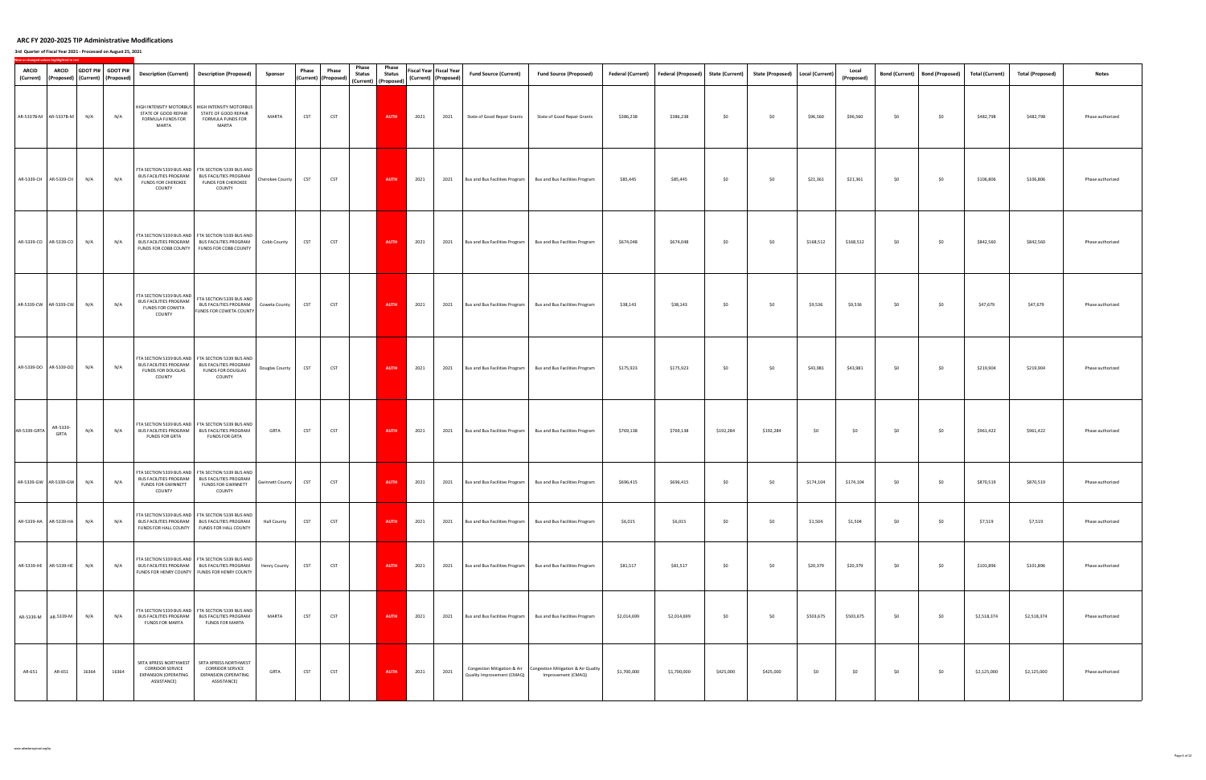# ARC FY 2020-2025 TIP Administrative Modifications

**3rd Quarter of Fiscal Year 2021 - Processed on August 25, 2021**

New or changed values highlighted in red

| ARCID (Current) | ARCID (Proposed) | GDOT PI# (Current) | GDOT PI# (Proposed) | Description (Current) | Description (Proposed) | Sponsor | Phase (Current) | Phase (Proposed) | Phase Status (Current) | Phase Status (Proposed) | Fiscal Year (Current) | Fiscal Year (Proposed) | Fund Source (Current) | Fund Source (Proposed) | Federal (Current) | Federal (Proposed) | State (Current) | State (Proposed) | Local (Current) | Local (Proposed) | Bond (Current) | Bond (Proposed) | Total (Current) | Total (Proposed) | Notes |
|---|---|---|---|---|---|---|---|---|---|---|---|---|---|---|---|---|---|---|---|---|---|---|---|---|---|
| AR-5337B-M | AR-5337B-M | N/A | N/A | HIGH INTENSITY MOTORBUS STATE OF GOOD REPAIR FORMULA FUNDS FOR MARTA | HIGH INTENSITY MOTORBUS STATE OF GOOD REPAIR FORMULA FUNDS FOR MARTA | MARTA | CST | CST | | AUTH | 2021 | 2021 | State of Good Repair Grants | State of Good Repair Grants | $386,238 | $386,238 | $0 | $0 | $96,560 | $96,560 | $0 | $0 | $482,798 | $482,798 | Phase authorized |
| AR-5339-CH | AR-5339-CH | N/A | N/A | FTA SECTION 5339 BUS AND BUS FACILITIES PROGRAM FUNDS FOR CHEROKEE COUNTY | FTA SECTION 5339 BUS AND BUS FACILITIES PROGRAM FUNDS FOR CHEROKEE COUNTY | Cherokee County | CST | CST | | AUTH | 2021 | 2021 | Bus and Bus Facilities Program | Bus and Bus Facilities Program | $85,445 | $85,445 | $0 | $0 | $21,361 | $21,361 | $0 | $0 | $106,806 | $106,806 | Phase authorized |
| AR-5339-CO | AR-5339-CO | N/A | N/A | FTA SECTION 5339 BUS AND BUS FACILITIES PROGRAM FUNDS FOR COBB COUNTY | FTA SECTION 5339 BUS AND BUS FACILITIES PROGRAM FUNDS FOR COBB COUNTY | Cobb County | CST | CST | | AUTH | 2021 | 2021 | Bus and Bus Facilities Program | Bus and Bus Facilities Program | $674,048 | $674,048 | $0 | $0 | $168,512 | $168,512 | $0 | $0 | $842,560 | $842,560 | Phase authorized |
| AR-5339-CW | AR-5339-CW | N/A | N/A | FTA SECTION 5339 BUS AND BUS FACILITIES PROGRAM FUNDS FOR COWETA COUNTY | FTA SECTION 5339 BUS AND BUS FACILITIES PROGRAM FUNDS FOR COWETA COUNTY | Coweta County | CST | CST | | AUTH | 2021 | 2021 | Bus and Bus Facilities Program | Bus and Bus Facilities Program | $38,143 | $38,143 | $0 | $0 | $9,536 | $9,536 | $0 | $0 | $47,679 | $47,679 | Phase authorized |
| AR-5339-DO | AR-5339-DO | N/A | N/A | FTA SECTION 5339 BUS AND BUS FACILITIES PROGRAM FUNDS FOR DOUGLAS COUNTY | FTA SECTION 5339 BUS AND BUS FACILITIES PROGRAM FUNDS FOR DOUGLAS COUNTY | Douglas County | CST | CST | | AUTH | 2021 | 2021 | Bus and Bus Facilities Program | Bus and Bus Facilities Program | $175,923 | $175,923 | $0 | $0 | $43,981 | $43,981 | $0 | $0 | $219,904 | $219,904 | Phase authorized |
| AR-5339-GRTA | AR-5339-GRTA | N/A | N/A | FTA SECTION 5339 BUS AND BUS FACILITIES PROGRAM FUNDS FOR GRTA | FTA SECTION 5339 BUS AND BUS FACILITIES PROGRAM FUNDS FOR GRTA | GRTA | CST | CST | | AUTH | 2021 | 2021 | Bus and Bus Facilities Program | Bus and Bus Facilities Program | $769,138 | $769,138 | $192,284 | $192,284 | $0 | $0 | $0 | $0 | $961,422 | $961,422 | Phase authorized |
| AR-5339-GW | AR-5339-GW | N/A | N/A | FTA SECTION 5339 BUS AND BUS FACILITIES PROGRAM FUNDS FOR GWINNETT COUNTY | FTA SECTION 5339 BUS AND BUS FACILITIES PROGRAM FUNDS FOR GWINNETT COUNTY | Gwinnett County | CST | CST | | AUTH | 2021 | 2021 | Bus and Bus Facilities Program | Bus and Bus Facilities Program | $696,415 | $696,415 | $0 | $0 | $174,104 | $174,104 | $0 | $0 | $870,519 | $870,519 | Phase authorized |
| AR-5339-HA | AR-5339-HA | N/A | N/A | FTA SECTION 5339 BUS AND BUS FACILITIES PROGRAM FUNDS FOR HALL COUNTY | FTA SECTION 5339 BUS AND BUS FACILITIES PROGRAM FUNDS FOR HALL COUNTY | Hall County | CST | CST | | AUTH | 2021 | 2021 | Bus and Bus Facilities Program | Bus and Bus Facilities Program | $6,015 | $6,015 | $0 | $0 | $1,504 | $1,504 | $0 | $0 | $7,519 | $7,519 | Phase authorized |
| AR-5339-HE | AR-5339-HE | N/A | N/A | FTA SECTION 5339 BUS AND BUS FACILITIES PROGRAM FUNDS FOR HENRY COUNTY | FTA SECTION 5339 BUS AND BUS FACILITIES PROGRAM FUNDS FOR HENRY COUNTY | Henry County | CST | CST | | AUTH | 2021 | 2021 | Bus and Bus Facilities Program | Bus and Bus Facilities Program | $81,517 | $81,517 | $0 | $0 | $20,379 | $20,379 | $0 | $0 | $101,896 | $101,896 | Phase authorized |
| AR-5339-M | AR-5339-M | N/A | N/A | FTA SECTION 5339 BUS AND BUS FACILITIES PROGRAM FUNDS FOR MARTA | FTA SECTION 5339 BUS AND BUS FACILITIES PROGRAM FUNDS FOR MARTA | MARTA | CST | CST | | AUTH | 2021 | 2021 | Bus and Bus Facilities Program | Bus and Bus Facilities Program | $2,014,699 | $2,014,699 | $0 | $0 | $503,675 | $503,675 | $0 | $0 | $2,518,374 | $2,518,374 | Phase authorized |
| AR-651 | AR-651 | 16364 | 16364 | SRTA XPRESS NORTHWEST CORRIDOR SERVICE EXPANSION (OPERATING ASSISTANCE) | SRTA XPRESS NORTHWEST CORRIDOR SERVICE EXPANSION (OPERATING ASSISTANCE) | GRTA | CST | CST | | AUTH | 2021 | 2021 | Congestion Mitigation & Air Quality Improvement (CMAQ) | Congestion Mitigation & Air Quality Improvement (CMAQ) | $1,700,000 | $1,700,000 | $425,000 | $425,000 | $0 | $0 | $0 | $0 | $2,125,000 | $2,125,000 | Phase authorized |

www.atlantaregional.org/tip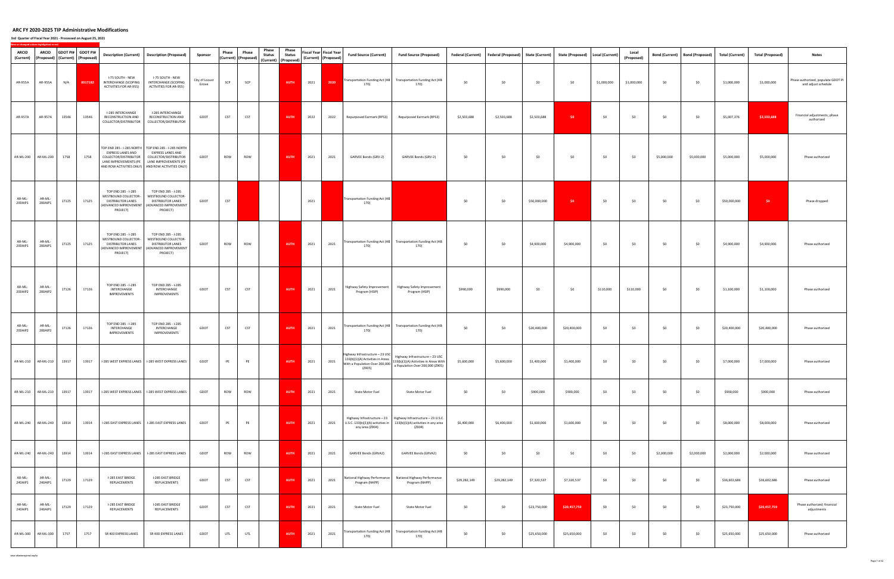# ARC FY 2020-2025 TIP Administrative Modifications

**3rd Quarter of Fiscal Year 2021 - Processed on August 25, 2021**

New or changed values highlighted in red

| ARCID (Current) | ARCID (Proposed) | GDOT PI# (Current) | GDOT PI# (Proposed) | Description (Current) | Description (Proposed) | Sponsor | Phase (Current) | Phase (Proposed) | Phase Status (Current) | Phase Status (Proposed) | Fiscal Year (Current) | Fiscal Year (Proposed) | Fund Source (Current) | Fund Source (Proposed) | Federal (Current) | Federal (Proposed) | State (Current) | State (Proposed) | Local (Current) | Local (Proposed) | Bond (Current) | Bond (Proposed) | Total (Current) | Total (Proposed) | Notes |
|---|---|---|---|---|---|---|---|---|---|---|---|---|---|---|---|---|---|---|---|---|---|---|---|---|---|
| AR-955A | AR-955A | N/A | 0017182 | I-75 SOUTH - NEW INTERCHANGE (SCOPING ACTIVITIES FOR AR-955) | I-75 SOUTH - NEW INTERCHANGE (SCOPING ACTIVITIES FOR AR-955) | City of Locust Grove | SCP | SCP | | AUTH | 2021 | 2020 | Transportation Funding Act (HB 170) | Transportation Funding Act (HB 170) | $0 | $0 | $0 | $0 | $1,000,000 | $1,000,000 | $0 | $0 | $1,000,000 | $1,000,000 | Phase authorized, populate GDOT PI and adjust schedule |
| AR-957A | AR-957A | 13546 | 13546 | I-285 INTERCHANGE RECONSTRUCTION AND COLLECTOR/DISTRIBUTOR | I-285 INTERCHANGE RECONSTRUCTION AND COLLECTOR/DISTRIBUTOR | GDOT | CST | CST | | AUTH | 2022 | 2022 | Repurposed Earmark (RPS3) | Repurposed Earmark (RPS3) | $2,503,688 | $2,503,688 | $2,503,688 | $0 | $0 | $0 | $0 | $0 | $5,007,376 | $2,503,688 | Financial adjustments; phase authorized |
| AR-ML-200 | AR-ML-200 | 1758 | 1758 | TOP END 285 - I-285 NORTH EXPRESS LANES AND COLLECTOR/DISTRIBUTOR LANE IMPROVEMENTS (PE AND ROW ACTIVITIES ONLY) | TOP END 285 - I-285 NORTH EXPRESS LANES AND COLLECTOR/DISTRIBUTOR LANE IMPROVEMENTS (PE AND ROW ACTIVITIES ONLY) | GDOT | ROW | ROW | | AUTH | 2021 | 2021 | GARVEE Bonds (GRV-2) | GARVEE Bonds (GRV-2) | $0 | $0 | $0 | $0 | $0 | $0 | $5,000,000 | $5,000,000 | $5,000,000 | $5,000,000 | Phase authorized |
| AR-ML-200AIP1 | AR-ML-200AIP1 | 17125 | 17125 | TOP END 285 - I-285 WESTBOUND COLLECTOR-DISTRIBUTOR LANES (ADVANCED IMPROVEMENT PROJECT) | TOP END 285 - I-285 WESTBOUND COLLECTOR-DISTRIBUTOR LANES (ADVANCED IMPROVEMENT PROJECT) | GDOT | CST | | | | 2021 | | Transportation Funding Act (HB 170) | | $0 | $0 | $50,000,000 | $0 | $0 | $0 | $0 | $0 | $50,000,000 | $0 | Phase dropped |
| AR-ML-200AIP1 | AR-ML-200AIP1 | 17125 | 17125 | TOP END 285 - I-285 WESTBOUND COLLECTOR-DISTRIBUTOR LANES (ADVANCED IMPROVEMENT PROJECT) | TOP END 285 - I-285 WESTBOUND COLLECTOR-DISTRIBUTOR LANES (ADVANCED IMPROVEMENT PROJECT) | GDOT | ROW | ROW | | AUTH | 2021 | 2021 | Transportation Funding Act (HB 170) | Transportation Funding Act (HB 170) | $0 | $0 | $4,900,000 | $4,900,000 | $0 | $0 | $0 | $0 | $4,900,000 | $4,900,000 | Phase authorized |
| AR-ML-200AIP2 | AR-ML-200AIP2 | 17126 | 17126 | TOP END 285 - I-285 INTERCHANGE IMPROVEMENTS | TOP END 285 - I-285 INTERCHANGE IMPROVEMENTS | GDOT | CST | CST | | AUTH | 2021 | 2021 | Highway Safety Improvement Program (HSIP) | Highway Safety Improvement Program (HSIP) | $990,000 | $990,000 | $0 | $0 | $110,000 | $110,000 | $0 | $0 | $1,100,000 | $1,100,000 | Phase authorized |
| AR-ML-200AIP2 | AR-ML-200AIP2 | 17126 | 17126 | TOP END 285 - I-285 INTERCHANGE IMPROVEMENTS | TOP END 285 - I-285 INTERCHANGE IMPROVEMENTS | GDOT | CST | CST | | AUTH | 2021 | 2021 | Transportation Funding Act (HB 170) | Transportation Funding Act (HB 170) | $0 | $0 | $20,400,000 | $20,400,000 | $0 | $0 | $0 | $0 | $20,400,000 | $20,400,000 | Phase authorized |
| AR-ML-210 | AR-ML-210 | 13917 | 13917 | I-285 WEST EXPRESS LANES | I-285 WEST EXPRESS LANES | GDOT | PE | PE | | AUTH | 2021 | 2021 | Highway Infrastructure – 23 USC 133(b)(1)(A) Activities in Areas With a Population Over 200,000 (Z905) | Highway Infrastructure – 23 USC 133(b)(1)(A) Activities in Areas With a Population Over 200,000 (Z905) | $5,600,000 | $5,600,000 | $1,400,000 | $1,400,000 | $0 | $0 | $0 | $0 | $7,000,000 | $7,000,000 | Phase authorized |
| AR-ML-210 | AR-ML-210 | 13917 | 13917 | I-285 WEST EXPRESS LANES | I-285 WEST EXPRESS LANES | GDOT | ROW | ROW | | AUTH | 2021 | 2021 | State Motor Fuel | State Motor Fuel | $0 | $0 | $900,000 | $900,000 | $0 | $0 | $0 | $0 | $900,000 | $900,000 | Phase authorized |
| AR-ML-240 | AR-ML-240 | 13914 | 13914 | I-285 EAST EXPRESS LANES | I-285 EAST EXPRESS LANES | GDOT | PE | PE | | AUTH | 2021 | 2021 | Highway Infrastructure – 23 U.S.C. 133(b)(1)(A) activities in any area (Z904) | Highway Infrastructure – 23 U.S.C. 133(b)(1)(A) activities in any area (Z904) | $6,400,000 | $6,400,000 | $1,600,000 | $1,600,000 | $0 | $0 | $0 | $0 | $8,000,000 | $8,000,000 | Phase authorized |
| AR-ML-240 | AR-ML-240 | 13914 | 13914 | I-285 EAST EXPRESS LANES | I-285 EAST EXPRESS LANES | GDOT | ROW | ROW | | AUTH | 2021 | 2021 | GARVEE Bonds (GRVA2) | GARVEE Bonds (GRVA2) | $0 | $0 | $0 | $0 | $0 | $0 | $2,000,000 | $2,000,000 | $2,000,000 | $2,000,000 | Phase authorized |
| AR-ML-240AIP1 | AR-ML-240AIP1 | 17129 | 17129 | I-285 EAST BRIDGE REPLACEMENTS | I-285 EAST BRIDGE REPLACEMENTS | GDOT | CST | CST | | AUTH | 2021 | 2021 | National Highway Performance Program (NHPP) | National Highway Performance Program (NHPP) | $29,282,149 | $29,282,149 | $7,320,537 | $7,320,537 | $0 | $0 | $0 | $0 | $36,602,686 | $36,602,686 | Phase authorized |
| AR-ML-240AIP1 | AR-ML-240AIP1 | 17129 | 17129 | I-285 EAST BRIDGE REPLACEMENTS | I-285 EAST BRIDGE REPLACEMENTS | GDOT | CST | CST | | AUTH | 2021 | 2021 | State Motor Fuel | State Motor Fuel | $0 | $0 | $23,750,000 | $20,457,759 | $0 | $0 | $0 | $0 | $23,750,000 | $20,457,759 | Phase authorized; financial adjustments |
| AR-ML-300 | AR-ML-300 | 1757 | 1757 | SR 400 EXPRESS LANES | SR 400 EXPRESS LANES | GDOT | UTL | UTL | | AUTH | 2021 | 2021 | Transportation Funding Act (HB 170) | Transportation Funding Act (HB 170) | $0 | $0 | $25,650,000 | $25,650,000 | $0 | $0 | $0 | $0 | $25,650,000 | $25,650,000 | Phase authorized |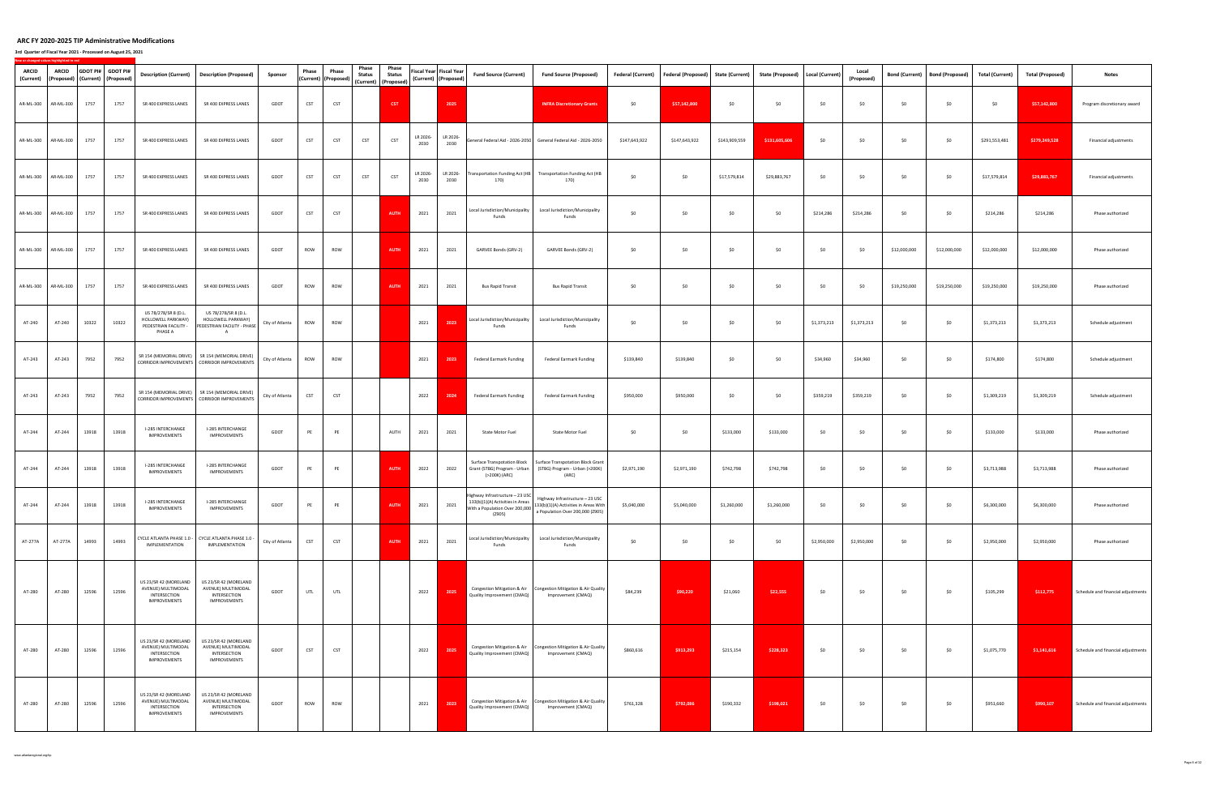## ARC FY 2020-2025 TIP Administrative Modifications

**3rd Quarter of Fiscal Year 2021 - Processed on August 25, 2021**

New or changed values highlighted in red

| ARCID (Current) | ARCID (Proposed) | GDOT PI# (Current) | GDOT PI# (Proposed) | Description (Current) | Description (Proposed) | Sponsor | Phase (Current) | Phase (Proposed) | Phase Status (Current) | Phase Status (Proposed) | Fiscal Year (Current) | Fiscal Year (Proposed) | Fund Source (Current) | Fund Source (Proposed) | Federal (Current) | Federal (Proposed) | State (Current) | State (Proposed) | Local (Current) | Local (Proposed) | Bond (Current) | Bond (Proposed) | Total (Current) | Total (Proposed) | Notes |
|---|---|---|---|---|---|---|---|---|---|---|---|---|---|---|---|---|---|---|---|---|---|---|---|---|---|
| AR-ML-300 | AR-ML-300 | 1757 | 1757 | SR 400 EXPRESS LANES | SR 400 EXPRESS LANES | GDOT | CST | CST | | CST | | 2025 | | INFRA Discretionary Grants | $0 | $57,142,800 | $0 | $0 | $0 | $0 | $0 | $0 | $0 | $57,142,800 | Program discretionary award |
| AR-ML-300 | AR-ML-300 | 1757 | 1757 | SR 400 EXPRESS LANES | SR 400 EXPRESS LANES | GDOT | CST | CST | CST | CST | LR 2026-2030 | LR 2026-2030 | General Federal Aid - 2026-2050 | General Federal Aid - 2026-2050 | $147,643,922 | $147,643,922 | $143,909,559 | $131,605,606 | $0 | $0 | $0 | $0 | $291,553,481 | $279,249,528 | Financial adjustments |
| AR-ML-300 | AR-ML-300 | 1757 | 1757 | SR 400 EXPRESS LANES | SR 400 EXPRESS LANES | GDOT | CST | CST | CST | CST | LR 2026-2030 | LR 2026-2030 | Transportation Funding Act (HB 170) | Transportation Funding Act (HB 170) | $0 | $0 | $17,579,814 | $29,883,767 | $0 | $0 | $0 | $0 | $17,579,814 | $29,883,767 | Financial adjustments |
| AR-ML-300 | AR-ML-300 | 1757 | 1757 | SR 400 EXPRESS LANES | SR 400 EXPRESS LANES | GDOT | CST | CST | | AUTH | 2021 | 2021 | Local Jurisdiction/Municipality Funds | Local Jurisdiction/Municipality Funds | $0 | $0 | $0 | $0 | $214,286 | $214,286 | $0 | $0 | $214,286 | $214,286 | Phase authorized |
| AR-ML-300 | AR-ML-300 | 1757 | 1757 | SR 400 EXPRESS LANES | SR 400 EXPRESS LANES | GDOT | ROW | ROW | | AUTH | 2021 | 2021 | GARVEE Bonds (GRV-2) | GARVEE Bonds (GRV-2) | $0 | $0 | $0 | $0 | $0 | $0 | $12,000,000 | $12,000,000 | $12,000,000 | $12,000,000 | Phase authorized |
| AR-ML-300 | AR-ML-300 | 1757 | 1757 | SR 400 EXPRESS LANES | SR 400 EXPRESS LANES | GDOT | ROW | ROW | | AUTH | 2021 | 2021 | Bus Rapid Transit | Bus Rapid Transit | $0 | $0 | $0 | $0 | $0 | $0 | $19,250,000 | $19,250,000 | $19,250,000 | $19,250,000 | Phase authorized |
| AT-240 | AT-240 | 10322 | 10322 | US 78/278/SR 8 (D.L. HOLLOWELL PARKWAY) PEDESTRIAN FACILITY - PHASE A | US 78/278/SR 8 (D.L. HOLLOWELL PARKWAY) PEDESTRIAN FACILITY - PHASE A | City of Atlanta | ROW | ROW | | | 2021 | 2023 | Local Jurisdiction/Municipality Funds | Local Jurisdiction/Municipality Funds | $0 | $0 | $0 | $0 | $1,373,213 | $1,373,213 | $0 | $0 | $1,373,213 | $1,373,213 | Schedule adjustment |
| AT-243 | AT-243 | 7952 | 7952 | SR 154 (MEMORIAL DRIVE) CORRIDOR IMPROVEMENTS | SR 154 (MEMORIAL DRIVE) CORRIDOR IMPROVEMENTS | City of Atlanta | ROW | ROW | | | 2021 | 2023 | Federal Earmark Funding | Federal Earmark Funding | $139,840 | $139,840 | $0 | $0 | $34,960 | $34,960 | $0 | $0 | $174,800 | $174,800 | Schedule adjustment |
| AT-243 | AT-243 | 7952 | 7952 | SR 154 (MEMORIAL DRIVE) CORRIDOR IMPROVEMENTS | SR 154 (MEMORIAL DRIVE) CORRIDOR IMPROVEMENTS | City of Atlanta | CST | CST | | | 2022 | 2024 | Federal Earmark Funding | Federal Earmark Funding | $950,000 | $950,000 | $0 | $0 | $359,219 | $359,219 | $0 | $0 | $1,309,219 | $1,309,219 | Schedule adjustment |
| AT-244 | AT-244 | 13918 | 13918 | I-285 INTERCHANGE IMPROVEMENTS | I-285 INTERCHANGE IMPROVEMENTS | GDOT | PE | PE | | AUTH | 2021 | 2021 | State Motor Fuel | State Motor Fuel | $0 | $0 | $133,000 | $133,000 | $0 | $0 | $0 | $0 | $133,000 | $133,000 | Phase authorized |
| AT-244 | AT-244 | 13918 | 13918 | I-285 INTERCHANGE IMPROVEMENTS | I-285 INTERCHANGE IMPROVEMENTS | GDOT | PE | PE | | AUTH | 2022 | 2022 | Surface Transpotation Block Grant (STBG) Program - Urban (>200K) (ARC) | Surface Transpotation Block Grant (STBG) Program - Urban (>200K) (ARC) | $2,971,190 | $2,971,190 | $742,798 | $742,798 | $0 | $0 | $0 | $0 | $3,713,988 | $3,713,988 | Phase authorized |
| AT-244 | AT-244 | 13918 | 13918 | I-285 INTERCHANGE IMPROVEMENTS | I-285 INTERCHANGE IMPROVEMENTS | GDOT | PE | PE | | AUTH | 2021 | 2021 | Highway Infrastructure – 23 USC 133(b)(1)(A) Activities in Areas With a Population Over 200,000 (Z905) | Highway Infrastructure – 23 USC 133(b)(1)(A) Activities in Areas With a Population Over 200,000 (Z905) | $5,040,000 | $5,040,000 | $1,260,000 | $1,260,000 | $0 | $0 | $0 | $0 | $6,300,000 | $6,300,000 | Phase authorized |
| AT-277A | AT-277A | 14993 | 14993 | CYCLE ATLANTA PHASE 1.0 - IMPLEMENTATION | CYCLE ATLANTA PHASE 1.0 - IMPLEMENTATION | City of Atlanta | CST | CST | | AUTH | 2021 | 2021 | Local Jurisdiction/Municipality Funds | Local Jurisdiction/Municipality Funds | $0 | $0 | $0 | $0 | $2,950,000 | $2,950,000 | $0 | $0 | $2,950,000 | $2,950,000 | Phase authorized |
| AT-280 | AT-280 | 12596 | 12596 | US 23/SR 42 (MORELAND AVENUE) MULTIMODAL INTERSECTION IMPROVEMENTS | US 23/SR 42 (MORELAND AVENUE) MULTIMODAL INTERSECTION IMPROVEMENTS | GDOT | UTL | UTL | | | 2022 | 2025 | Congestion Mitigation & Air Quality Improvement (CMAQ) | Congestion Mitigation & Air Quality Improvement (CMAQ) | $84,239 | $90,220 | $21,060 | $22,555 | $0 | $0 | $0 | $0 | $105,299 | $112,775 | Schedule and financial adjustments |
| AT-280 | AT-280 | 12596 | 12596 | US 23/SR 42 (MORELAND AVENUE) MULTIMODAL INTERSECTION IMPROVEMENTS | US 23/SR 42 (MORELAND AVENUE) MULTIMODAL INTERSECTION IMPROVEMENTS | GDOT | CST | CST | | | 2022 | 2025 | Congestion Mitigation & Air Quality Improvement (CMAQ) | Congestion Mitigation & Air Quality Improvement (CMAQ) | $860,616 | $913,293 | $215,154 | $228,323 | $0 | $0 | $0 | $0 | $1,075,770 | $1,141,616 | Schedule and financial adjustments |
| AT-280 | AT-280 | 12596 | 12596 | US 23/SR 42 (MORELAND AVENUE) MULTIMODAL INTERSECTION IMPROVEMENTS | US 23/SR 42 (MORELAND AVENUE) MULTIMODAL INTERSECTION IMPROVEMENTS | GDOT | ROW | ROW | | | 2021 | 2023 | Congestion Mitigation & Air Quality Improvement (CMAQ) | Congestion Mitigation & Air Quality Improvement (CMAQ) | $761,328 | $792,086 | $190,332 | $198,021 | $0 | $0 | $0 | $0 | $951,660 | $990,107 | Schedule and financial adjustments |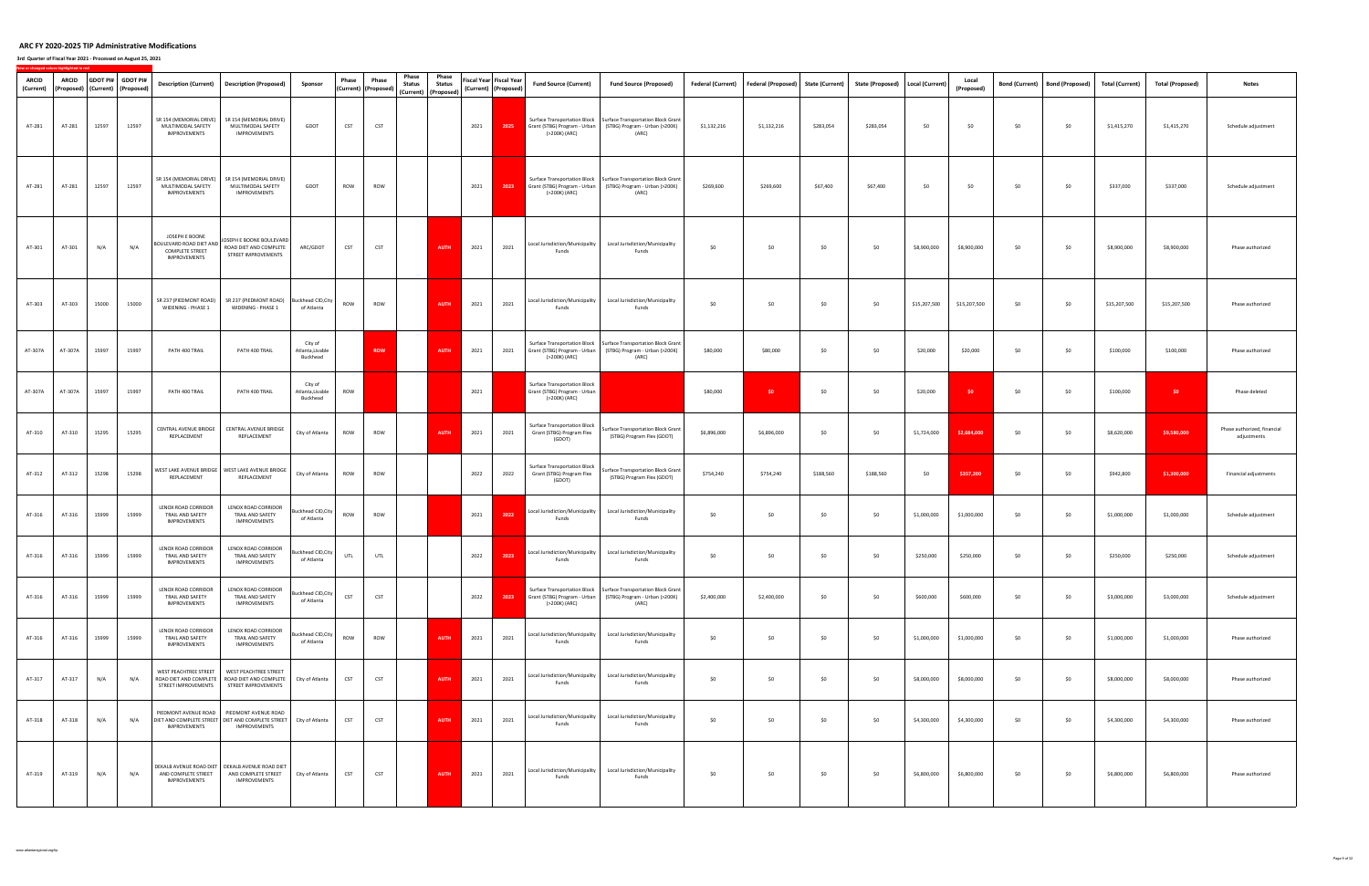# ARC FY 2020-2025 TIP Administrative Modifications

**3rd Quarter of Fiscal Year 2021 - Processed on August 25, 2021**

New or changed values highlighted in red

| ARCID (Current) | ARCID (Proposed) | GDOT PI# (Current) | GDOT PI# (Proposed) | Description (Current) | Description (Proposed) | Sponsor | Phase (Current) | Phase (Proposed) | Phase Status (Current) | Phase Status (Proposed) | Fiscal Year (Current) | Fiscal Year (Proposed) | Fund Source (Current) | Fund Source (Proposed) | Federal (Current) | Federal (Proposed) | State (Current) | State (Proposed) | Local (Current) | Local (Proposed) | Bond (Current) | Bond (Proposed) | Total (Current) | Total (Proposed) | Notes |
|---|---|---|---|---|---|---|---|---|---|---|---|---|---|---|---|---|---|---|---|---|---|---|---|---|---|
| AT-281 | AT-281 | 12597 | 12597 | SR 154 (MEMORIAL DRIVE) MULTIMODAL SAFETY IMPROVEMENTS | SR 154 (MEMORIAL DRIVE) MULTIMODAL SAFETY IMPROVEMENTS | GDOT | CST | CST | | | 2021 | 2025 | Surface Transportation Block Grant (STBG) Program - Urban (>200K) (ARC) | Surface Transportation Block Grant (STBG) Program - Urban (>200K) (ARC) | $1,132,216 | $1,132,216 | $283,054 | $283,054 | $0 | $0 | $0 | $0 | $1,415,270 | $1,415,270 | Schedule adjustment |
| AT-281 | AT-281 | 12597 | 12597 | SR 154 (MEMORIAL DRIVE) MULTIMODAL SAFETY IMPROVEMENTS | SR 154 (MEMORIAL DRIVE) MULTIMODAL SAFETY IMPROVEMENTS | GDOT | ROW | ROW | | | 2021 | 2023 | Surface Transportation Block Grant (STBG) Program - Urban (>200K) (ARC) | Surface Transportation Block Grant (STBG) Program - Urban (>200K) (ARC) | $269,600 | $269,600 | $67,400 | $67,400 | $0 | $0 | $0 | $0 | $337,000 | $337,000 | Schedule adjustment |
| AT-301 | AT-301 | N/A | N/A | JOSEPH E BOONE BOULEVARD ROAD DIET AND COMPLETE STREET IMPROVEMENTS | JOSEPH E BOONE BOULEVARD ROAD DIET AND COMPLETE STREET IMPROVEMENTS | ARC/GDOT | CST | CST | | AUTH | 2021 | 2021 | Local Jurisdiction/Municipality Funds | Local Jurisdiction/Municipality Funds | $0 | $0 | $0 | $0 | $8,900,000 | $8,900,000 | $0 | $0 | $8,900,000 | $8,900,000 | Phase authorized |
| AT-303 | AT-303 | 15000 | 15000 | SR 237 (PIEDMONT ROAD) WIDENING - PHASE 1 | SR 237 (PIEDMONT ROAD) WIDENING - PHASE 1 | Buckhead CID,City of Atlanta | ROW | ROW | | AUTH | 2021 | 2021 | Local Jurisdiction/Municipality Funds | Local Jurisdiction/Municipality Funds | $0 | $0 | $0 | $0 | $15,207,500 | $15,207,500 | $0 | $0 | $15,207,500 | $15,207,500 | Phase authorized |
| AT-307A | AT-307A | 15997 | 15997 | PATH 400 TRAIL | PATH 400 TRAIL | City of Atlanta,Livable Buckhead | | ROW | | AUTH | 2021 | 2021 | Surface Transportation Block Grant (STBG) Program - Urban (>200K) (ARC) | Surface Transportation Block Grant (STBG) Program - Urban (>200K) (ARC) | $80,000 | $80,000 | $0 | $0 | $20,000 | $20,000 | $0 | $0 | $100,000 | $100,000 | Phase authorized |
| AT-307A | AT-307A | 15997 | 15997 | PATH 400 TRAIL | PATH 400 TRAIL | City of Atlanta,Livable Buckhead | ROW | | | | 2021 | | Surface Transportation Block Grant (STBG) Program - Urban (>200K) (ARC) | | $80,000 | $0 | $0 | $0 | $20,000 | $0 | $0 | $0 | $100,000 | $0 | Phase deleted |
| AT-310 | AT-310 | 15295 | 15295 | CENTRAL AVENUE BRIDGE REPLACEMENT | CENTRAL AVENUE BRIDGE REPLACEMENT | City of Atlanta | ROW | ROW | | AUTH | 2021 | 2021 | Surface Transportation Block Grant (STBG) Program Flex (GDOT) | Surface Transportation Block Grant (STBG) Program Flex (GDOT) | $6,896,000 | $6,896,000 | $0 | $0 | $1,724,000 | $2,684,000 | $0 | $0 | $8,620,000 | $9,580,000 | Phase authorized, financial adjustments |
| AT-312 | AT-312 | 15298 | 15298 | WEST LAKE AVENUE BRIDGE REPLACEMENT | WEST LAKE AVENUE BRIDGE REPLACEMENT | City of Atlanta | ROW | ROW | | | 2022 | 2022 | Surface Transportation Block Grant (STBG) Program Flex (GDOT) | Surface Transportation Block Grant (STBG) Program Flex (GDOT) | $754,240 | $754,240 | $188,560 | $188,560 | $0 | $357,200 | $0 | $0 | $942,800 | $1,300,000 | Financial adjustments |
| AT-316 | AT-316 | 15999 | 15999 | LENOX ROAD CORRIDOR TRAIL AND SAFETY IMPROVEMENTS | LENOX ROAD CORRIDOR TRAIL AND SAFETY IMPROVEMENTS | Buckhead CID,City of Atlanta | ROW | ROW | | | 2021 | 2022 | Local Jurisdiction/Municipality Funds | Local Jurisdiction/Municipality Funds | $0 | $0 | $0 | $0 | $1,000,000 | $1,000,000 | $0 | $0 | $1,000,000 | $1,000,000 | Schedule adjustment |
| AT-316 | AT-316 | 15999 | 15999 | LENOX ROAD CORRIDOR TRAIL AND SAFETY IMPROVEMENTS | LENOX ROAD CORRIDOR TRAIL AND SAFETY IMPROVEMENTS | Buckhead CID,City of Atlanta | UTL | UTL | | | 2022 | 2023 | Local Jurisdiction/Municipality Funds | Local Jurisdiction/Municipality Funds | $0 | $0 | $0 | $0 | $250,000 | $250,000 | $0 | $0 | $250,000 | $250,000 | Schedule adjustment |
| AT-316 | AT-316 | 15999 | 15999 | LENOX ROAD CORRIDOR TRAIL AND SAFETY IMPROVEMENTS | LENOX ROAD CORRIDOR TRAIL AND SAFETY IMPROVEMENTS | Buckhead CID,City of Atlanta | CST | CST | | | 2022 | 2023 | Surface Transportation Block Grant (STBG) Program - Urban (>200K) (ARC) | Surface Transportation Block Grant (STBG) Program - Urban (>200K) (ARC) | $2,400,000 | $2,400,000 | $0 | $0 | $600,000 | $600,000 | $0 | $0 | $3,000,000 | $3,000,000 | Schedule adjustment |
| AT-316 | AT-316 | 15999 | 15999 | LENOX ROAD CORRIDOR TRAIL AND SAFETY IMPROVEMENTS | LENOX ROAD CORRIDOR TRAIL AND SAFETY IMPROVEMENTS | Buckhead CID,City of Atlanta | ROW | ROW | | AUTH | 2021 | 2021 | Local Jurisdiction/Municipality Funds | Local Jurisdiction/Municipality Funds | $0 | $0 | $0 | $0 | $1,000,000 | $1,000,000 | $0 | $0 | $1,000,000 | $1,000,000 | Phase authorized |
| AT-317 | AT-317 | N/A | N/A | WEST PEACHTREE STREET ROAD DIET AND COMPLETE STREET IMPROVEMENTS | WEST PEACHTREE STREET ROAD DIET AND COMPLETE STREET IMPROVEMENTS | City of Atlanta | CST | CST | | AUTH | 2021 | 2021 | Local Jurisdiction/Municipality Funds | Local Jurisdiction/Municipality Funds | $0 | $0 | $0 | $0 | $8,000,000 | $8,000,000 | $0 | $0 | $8,000,000 | $8,000,000 | Phase authorized |
| AT-318 | AT-318 | N/A | N/A | PIEDMONT AVENUE ROAD DIET AND COMPLETE STREET IMPROVEMENTS | PIEDMONT AVENUE ROAD DIET AND COMPLETE STREET IMPROVEMENTS | City of Atlanta | CST | CST | | AUTH | 2021 | 2021 | Local Jurisdiction/Municipality Funds | Local Jurisdiction/Municipality Funds | $0 | $0 | $0 | $0 | $4,300,000 | $4,300,000 | $0 | $0 | $4,300,000 | $4,300,000 | Phase authorized |
| AT-319 | AT-319 | N/A | N/A | DEKALB AVENUE ROAD DIET AND COMPLETE STREET IMPROVEMENTS | DEKALB AVENUE ROAD DIET AND COMPLETE STREET IMPROVEMENTS | City of Atlanta | CST | CST | | AUTH | 2021 | 2021 | Local Jurisdiction/Municipality Funds | Local Jurisdiction/Municipality Funds | $0 | $0 | $0 | $0 | $6,800,000 | $6,800,000 | $0 | $0 | $6,800,000 | $6,800,000 | Phase authorized |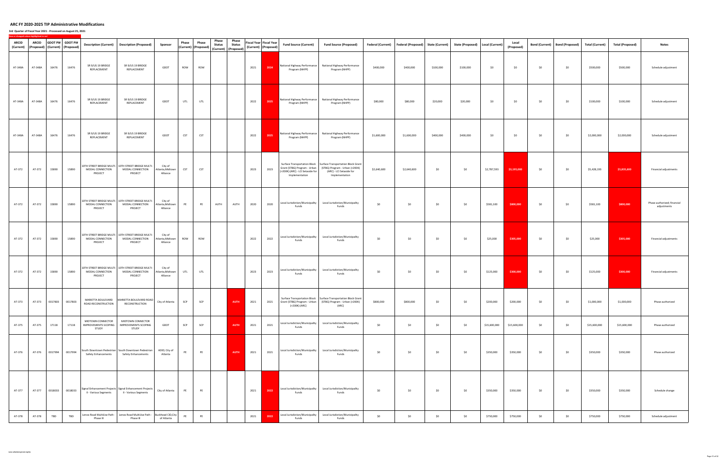# ARC FY 2020-2025 TIP Administrative Modifications

**3rd Quarter of Fiscal Year 2021 - Processed on August 25, 2021**

New or changed values highlighted in red

| ARCID (Current) | ARCID (Proposed) | GDOT PI# (Current) | GDOT PI# (Proposed) | Description (Current) | Description (Proposed) | Sponsor | Phase (Current) | Phase (Proposed) | Phase Status (Current) | Phase Status (Proposed) | Fiscal Year (Current) | Fiscal Year (Proposed) | Fund Source (Current) | Fund Source (Proposed) | Federal (Current) | Federal (Proposed) | State (Current) | State (Proposed) | Local (Current) | Local (Proposed) | Bond (Current) | Bond (Proposed) | Total (Current) | Total (Proposed) | Notes |
|---|---|---|---|---|---|---|---|---|---|---|---|---|---|---|---|---|---|---|---|---|---|---|---|---|---|
| AT-348A | AT-348A | 16476 | 16476 | SR 9/US 19 BRIDGE REPLACEMENT | SR 9/US 19 BRIDGE REPLACEMENT | GDOT | ROW | ROW | | | 2021 | 2024 | National Highway Performance Program (NHPP) | National Highway Performance Program (NHPP) | $400,000 | $400,000 | $100,000 | $100,000 | $0 | $0 | $0 | $0 | $500,000 | $500,000 | Schedule adjustment |
| AT-348A | AT-348A | 16476 | 16476 | SR 9/US 19 BRIDGE REPLACEMENT | SR 9/US 19 BRIDGE REPLACEMENT | GDOT | UTL | UTL | | | 2022 | 2025 | National Highway Performance Program (NHPP) | National Highway Performance Program (NHPP) | $80,000 | $80,000 | $20,000 | $20,000 | $0 | $0 | $0 | $0 | $100,000 | $100,000 | Schedule adjustment |
| AT-348A | AT-348A | 16476 | 16476 | SR 9/US 19 BRIDGE REPLACEMENT | SR 9/US 19 BRIDGE REPLACEMENT | GDOT | CST | CST | | | 2022 | 2025 | National Highway Performance Program (NHPP) | National Highway Performance Program (NHPP) | $1,600,000 | $1,600,000 | $400,000 | $400,000 | $0 | $0 | $0 | $0 | $2,000,000 | $2,000,000 | Schedule adjustment |
| AT-372 | AT-372 | 15890 | 15890 | 10TH STREET BRIDGE MULTI-MODAL CONNECTION PROJECT | 10TH STREET BRIDGE MULTI-MODAL CONNECTION PROJECT | City of Atlanta,Midtown Alliance | CST | CST | | | 2023 | 2023 | Surface Transportation Block Grant (STBG) Program - Urban (>200K) (ARC) - LCI Setaside for Implementation | Surface Transportation Block Grant (STBG) Program - Urban (>200K) (ARC) - LCI Setaside for Implementation | $2,640,600 | $2,640,600 | $0 | $0 | $2,787,593 | $3,195,000 | $0 | $0 | $5,428,193 | $5,835,600 | Financial adjustments |
| AT-372 | AT-372 | 15890 | 15890 | 10TH STREET BRIDGE MULTI-MODAL CONNECTION PROJECT | 10TH STREET BRIDGE MULTI-MODAL CONNECTION PROJECT | City of Atlanta,Midtown Alliance | PE | PE | AUTH | AUTH | 2020 | 2020 | Local Jurisdiction/Municipality Funds | Local Jurisdiction/Municipality Funds | $0 | $0 | $0 | $0 | $581,100 | $800,000 | $0 | $0 | $581,100 | $800,000 | Phase authorized; financial adjustments |
| AT-372 | AT-372 | 15890 | 15890 | 10TH STREET BRIDGE MULTI-MODAL CONNECTION PROJECT | 10TH STREET BRIDGE MULTI-MODAL CONNECTION PROJECT | City of Atlanta,Midtown Alliance | ROW | ROW | | | 2022 | 2022 | Local Jurisdiction/Municipality Funds | Local Jurisdiction/Municipality Funds | $0 | $0 | $0 | $0 | $25,000 | $305,000 | $0 | $0 | $25,000 | $305,000 | Financial adjustments |
| AT-372 | AT-372 | 15890 | 15890 | 10TH STREET BRIDGE MULTI-MODAL CONNECTION PROJECT | 10TH STREET BRIDGE MULTI-MODAL CONNECTION PROJECT | City of Atlanta,Midtown Alliance | UTL | UTL | | | 2023 | 2023 | Local Jurisdiction/Municipality Funds | Local Jurisdiction/Municipality Funds | $0 | $0 | $0 | $0 | $125,000 | $300,000 | $0 | $0 | $125,000 | $300,000 | Financial adjustments |
| AT-373 | AT-373 | 0017803 | 0017803 | MARIETTA BOULEVARD ROAD RECONSTRUCTION | MARIETTA BOULEVARD ROAD RECONSTRUCTION | City of Atlanta | SCP | SCP | | AUTH | 2021 | 2021 | Surface Transportation Block Grant (STBG) Program - Urban (>200K) (ARC) | Surface Transportation Block Grant (STBG) Program - Urban (>200K) (ARC) | $800,000 | $800,000 | $0 | $0 | $200,000 | $200,000 | $0 | $0 | $1,000,000 | $1,000,000 | Phase authorized |
| AT-375 | AT-375 | 17118 | 17118 | MIDTOWN CONNECTOR IMPROVEMENTS SCOPING STUDY | MIDTOWN CONNECTOR IMPROVEMENTS SCOPING STUDY | GDOT | SCP | SCP | | AUTH | 2021 | 2021 | Local Jurisdiction/Municipality Funds | Local Jurisdiction/Municipality Funds | $0 | $0 | $0 | $0 | $15,600,000 | $15,600,000 | $0 | $0 | $15,600,000 | $15,600,000 | Phase authorized |
| AT-376 | AT-376 | 0017994 | 0017994 | South Downtown Pedestrian Safety Enhancements | South Downtown Pedestrian Safety Enhancements | ADID; City of Atlanta | PE | PE | | AUTH | 2021 | 2021 | Local Jurisdiction/Municipality Funds | Local Jurisdiction/Municipality Funds | $0 | $0 | $0 | $0 | $350,000 | $350,000 | $0 | $0 | $350,000 | $350,000 | Phase authorized |
| AT-377 | AT-377 | 0018033 | 0018033 | Signal Enhancement Projects II - Various Segments | Signal Enhancement Projects II - Various Segments | City of Atlanta | PE | PE | | | 2021 | 2022 | Local Jurisdiction/Municipality Funds | Local Jurisdiction/Municipality Funds | $0 | $0 | $0 | $0 | $350,000 | $350,000 | $0 | $0 | $350,000 | $350,000 | Schedule change |
| AT-378 | AT-378 | TBD | TBD | Lenox Road MultiUse Path - Phase III | Lenox Road MultiUse Path - Phase III | Buckhead CID;City of Atlanta | PE | PE | | | 2021 | 2022 | Local Jurisdiction/Municipality Funds | Local Jurisdiction/Municipality Funds | $0 | $0 | $0 | $0 | $750,000 | $750,000 | $0 | $0 | $750,000 | $750,000 | Schedule adjustment |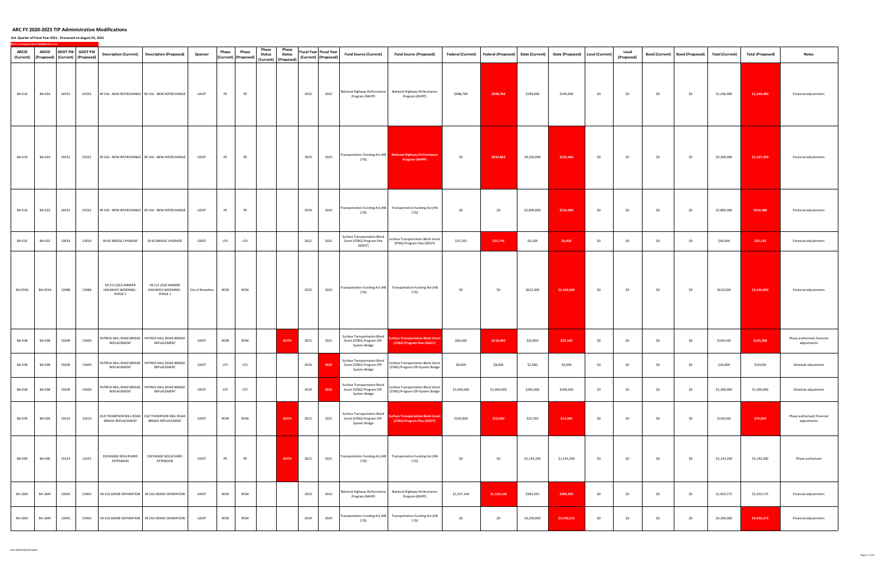# ARC FY 2020-2025 TIP Administrative Modifications

**3rd Quarter of Fiscal Year 2021 - Processed on August 25, 2021**

New or changed values highlighted in red

| ARCID (Current) | ARCID (Proposed) | GDOT PI# (Current) | GDOT PI# (Proposed) | Description (Current) | Description (Proposed) | Sponsor | Phase (Current) | Phase (Proposed) | Phase Status (Current) | Phase Status (Proposed) | Fiscal Year (Current) | Fiscal Year (Proposed) | Fund Source (Current) | Fund Source (Proposed) | Federal (Current) | Federal (Proposed) | State (Current) | State (Proposed) | Local (Current) | Local (Proposed) | Bond (Current) | Bond (Proposed) | Total (Current) | Total (Proposed) | Notes |
|---|---|---|---|---|---|---|---|---|---|---|---|---|---|---|---|---|---|---|---|---|---|---|---|---|---|
| BA-010 | BA-010 | 10352 | 10352 | SR 316 - NEW INTERCHANGE | SR 316 - NEW INTERCHANGE | GDOT | PE | PE | | | 2022 | 2022 | National Highway Performance Program (NHPP) | National Highway Performance Program (NHPP) | $988,784 | $998,784 | $249,696 | $249,696 | $0 | $0 | $0 | $0 | $1,238,480 | $1,248,480 | Financial adjustments |
| BA-010 | BA-010 | 10352 | 10352 | SR 316 - NEW INTERCHANGE | SR 316 - NEW INTERCHANGE | GDOT | PE | PE | | | 2023 | 2023 | Transportation Funding Act (HB 170) | National Highway Performance Program (NHPP) | $0 | $933,863 | $4,200,000 | $233,466 | $0 | $0 | $0 | $0 | $4,200,000 | $1,167,329 | Financial adjustments |
| BA-010 | BA-010 | 10352 | 10352 | SR 316 - NEW INTERCHANGE | SR 316 - NEW INTERCHANGE | GDOT | PE | PE | | | 2024 | 2024 | Transportation Funding Act (HB 170) | Transportation Funding Act (HB 170) | $0 | $0 | $2,800,000 | $216,486 | $0 | $0 | $0 | $0 | $2,800,000 | $216,486 | Financial adjustments |
| BA-032 | BA-032 | 13819 | 13819 | SR 82 BRIDGE UPGRADE | SR 82 BRIDGE UPGRADE | GDOT | UTL | UTL | | | 2022 | 2022 | Surface Transportation Block Grant (STBG) Program Flex (GDOT) | Surface Transportation Block Grant (STBG) Program Flex (GDOT) | $37,355 | $25,704 | $9,339 | $6,426 | $0 | $0 | $0 | $0 | $46,694 | $32,130 | Financial adjustments |
| BA-033A | BA-033A | 13988 | 13988 | SR 211 (OLD WINDER HIGHWAY) WIDENING - PHASE 1 | SR 211 (OLD WINDER HIGHWAY) WIDENING - PHASE 1 | City of Braselton | ROW | ROW | | | 2022 | 2022 | Transportation Funding Act (HB 170) | Transportation Funding Act (HB 170) | $0 | $0 | $622,000 | $2,160,000 | $0 | $0 | $0 | $0 | $622,000 | $2,160,000 | Financial adjustments |
| BA-038 | BA-038 | 15609 | 15609 | PATRICK MILL ROAD BRIDGE REPLACEMENT | PATRICK MILL ROAD BRIDGE REPLACEMENT | GDOT | ROW | ROW | | AUTH | 2021 | 2021 | Surface Transportation Block Grant (STBG) Program Off-System Bridge | Surface Transportation Block Grant (STBG) Program Flex (GDOT) | $83,600 | $116,400 | $20,900 | $29,100 | $0 | $0 | $0 | $0 | $104,500 | $145,500 | Phase authorized; financial adjustments |
| BA-038 | BA-038 | 15609 | 15609 | PATRICK MILL ROAD BRIDGE REPLACEMENT | PATRICK MILL ROAD BRIDGE REPLACEMENT | GDOT | UTL | UTL | | | 2024 | 2022 | Surface Transportation Block Grant (STBG) Program Off-System Bridge | Surface Transportation Block Grant (STBG) Program Off-System Bridge | $8,000 | $8,000 | $2,000 | $2,000 | $0 | $0 | $0 | $0 | $10,000 | $10,000 | Schedule adjustment |
| BA-038 | BA-038 | 15609 | 15609 | PATRICK MILL ROAD BRIDGE REPLACEMENT | PATRICK MILL ROAD BRIDGE REPLACEMENT | GDOT | CST | CST | | | 2024 | 2022 | Surface Transportation Block Grant (STBG) Program Off-System Bridge | Surface Transportation Block Grant (STBG) Program Off-System Bridge | $1,040,000 | $1,040,000 | $260,000 | $260,000 | $0 | $0 | $0 | $0 | $1,300,000 | $1,300,000 | Schedule adjustment |
| BA-039 | BA-039 | 15610 | 15610 | OLD THOMPSON MILL ROAD BRIDGE REPLACEMENT | OLD THOMPSON MILL ROAD BRIDGE REPLACEMENT | GDOT | ROW | ROW | | AUTH | 2021 | 2021 | Surface Transportation Block Grant (STBG) Program Off-System Bridge | Surface Transportation Block Grant (STBG) Program Flex (GDOT) | $102,800 | $56,000 | $25,700 | $14,000 | $0 | $0 | $0 | $0 | $128,500 | $70,000 | Phase authorized; financial adjustments |
| BA-040 | BA-040 | 15323 | 15323 | EXCHANGE BOULEVARD EXTENSION | EXCHANGE BOULEVARD EXTENSION | GDOT | PE | PE | | AUTH | 2021 | 2021 | Transportation Funding Act (HB 170) | Transportation Funding Act (HB 170) | $0 | $0 | $1,143,200 | $1,143,200 | $0 | $0 | $0 | $0 | $1,143,200 | $1,143,200 | Phase authorized |
| BA-184F | BA-184F | 13903 | 13903 | SR 316 GRADE SEPARATION | SR 316 GRADE SEPARATION | GDOT | ROW | ROW | | | 2023 | 2023 | National Highway Performance Program (NHPP) | National Highway Performance Program (NHPP) | $1,527,140 | $1,528,140 | $383,035 | $382,035 | $0 | $0 | $0 | $0 | $1,910,175 | $1,910,175 | Financial adjustments |
| BA-184F | BA-184F | 13903 | 13903 | SR 316 GRADE SEPARATION | SR 316 GRADE SEPARATION | GDOT | ROW | ROW | | | 2024 | 2024 | Transportation Funding Act (HB 170) | Transportation Funding Act (HB 170) | $0 | $0 | $4,200,000 | $4,546,215 | $0 | $0 | $0 | $0 | $4,200,000 | $4,546,215 | Financial adjustments |

www.atlantaregional.org/tip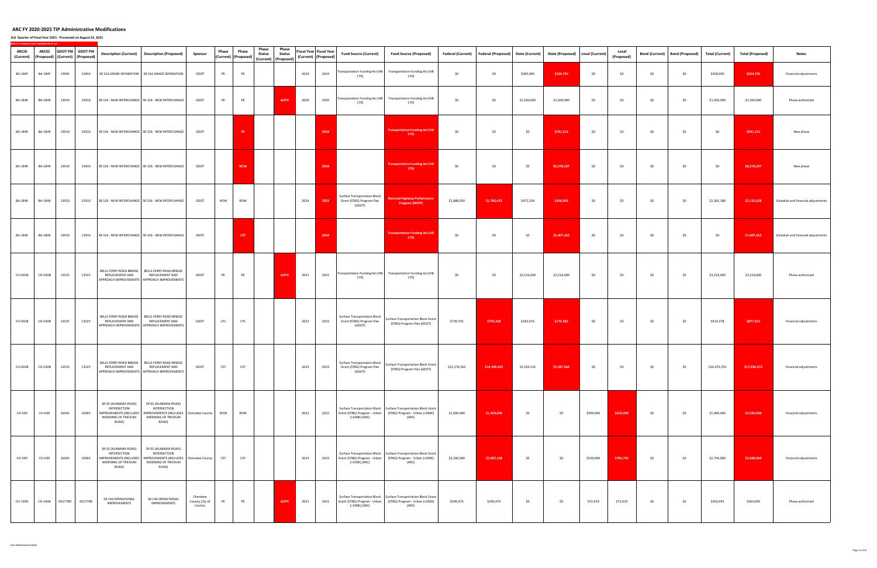# ARC FY 2020-2025 TIP Administrative Modifications

**3rd Quarter of Fiscal Year 2021 - Processed on August 25, 2021**

New or changed values highlighted in red

| ARCID (Current) | ARCID (Proposed) | GDOT PI# (Current) | GDOT PI# (Proposed) | Description (Current) | Description (Proposed) | Sponsor | Phase (Current) | Phase (Proposed) | Phase Status (Current) | Phase Status (Proposed) | Fiscal Year (Current) | Fiscal Year (Proposed) | Fund Source (Current) | Fund Source (Proposed) | Federal (Current) | Federal (Proposed) | State (Current) | State (Proposed) | Local (Current) | Local (Proposed) | Bond (Current) | Bond (Proposed) | Total (Current) | Total (Proposed) | Notes |
|---|---|---|---|---|---|---|---|---|---|---|---|---|---|---|---|---|---|---|---|---|---|---|---|---|---|
| BA-184F | BA-184F | 13903 | 13903 | SR 316 GRADE SEPARATION | SR 316 GRADE SEPARATION | GDOT | PE | PE | | | 2024 | 2024 | Transportation Funding Act (HB 170) | Transportation Funding Act (HB 170) | $0 | $0 | $300,000 | $324,730 | $0 | $0 | $0 | $0 | $300,000 | $324,730 | Financial adjustments |
| BA-184K | BA-184K | 13910 | 13910 | SR 316 - NEW INTERCHANGE | SR 316 - NEW INTERCHANGE | GDOT | PE | PE | | AUTH | 2020 | 2020 | Transportation Funding Act (HB 170) | Transportation Funding Act (HB 170) | $0 | $0 | $1,500,000 | $1,500,000 | $0 | $0 | $0 | $0 | $1,500,000 | $1,500,000 | Phase authorized |
| BA-184K | BA-184K | 13910 | 13910 | SR 316 - NEW INTERCHANGE | SR 316 - NEW INTERCHANGE | GDOT | | PE | | | | 2024 | | Transportation Funding Act (HB 170) | $0 | $0 | $0 | $541,216 | $0 | $0 | $0 | $0 | $0 | $541,216 | New phase |
| BA-184K | BA-184K | 13910 | 13910 | SR 316 - NEW INTERCHANGE | SR 316 - NEW INTERCHANGE | GDOT | | ROW | | | | 2024 | | Transportation Funding Act (HB 170) | $0 | $0 | $0 | $6,278,107 | $0 | $0 | $0 | $0 | $0 | $6,278,107 | New phase |
| BA-184K | BA-184K | 13910 | 13910 | SR 316 - NEW INTERCHANGE | SR 316 - NEW INTERCHANGE | GDOT | ROW | ROW | | | 2024 | 2023 | Surface Transportation Block Grant (STBG) Program Flex (GDOT) | National Highway Performance Program (NHPP) | $1,888,950 | $1,706,422 | $472,238 | $426,606 | $0 | $0 | $0 | $0 | $2,361,188 | $2,133,028 | Schedule and financial adjustments |
| BA-184K | BA-184K | 13910 | 13910 | SR 316 - NEW INTERCHANGE | SR 316 - NEW INTERCHANGE | GDOT | | CST | | | | 2024 | | Transportation Funding Act (HB 170) | $0 | $0 | $0 | $1,407,162 | $0 | $0 | $0 | $0 | $0 | $1,407,162 | Schedule and financial adjustments |
| CH-010B | CH-010B | 13525 | 13525 | BELLS FERRY ROAD BRIDGE REPLACEMENT AND APPROACH IMPROVEMENTS | BELLS FERRY ROAD BRIDGE REPLACEMENT AND APPROACH IMPROVEMENTS | GDOT | PE | PE | | AUTH | 2021 | 2021 | Transportation Funding Act (HB 170) | Transportation Funding Act (HB 170) | $0 | $0 | $2,216,000 | $2,216,000 | $0 | $0 | $0 | $0 | $2,216,000 | $2,216,000 | Phase authorized |
| CH-010B | CH-010B | 13525 | 13525 | BELLS FERRY ROAD BRIDGE REPLACEMENT AND APPROACH IMPROVEMENTS | BELLS FERRY ROAD BRIDGE REPLACEMENT AND APPROACH IMPROVEMENTS | GDOT | UTL | UTL | | | 2023 | 2023 | Surface Transportation Block Grant (STBG) Program Flex (GDOT) | Surface Transportation Block Grant (STBG) Program Flex (GDOT) | $730,702 | $702,328 | $182,676 | $175,582 | $0 | $0 | $0 | $0 | $913,378 | $877,910 | Financial adjustments |
| CH-010B | CH-010B | 13525 | 13525 | BELLS FERRY ROAD BRIDGE REPLACEMENT AND APPROACH IMPROVEMENTS | BELLS FERRY ROAD BRIDGE REPLACEMENT AND APPROACH IMPROVEMENTS | GDOT | CST | CST | | | 2023 | 2023 | Surface Transportation Block Grant (STBG) Program Flex (GDOT) | Surface Transportation Block Grant (STBG) Program Flex (GDOT) | $13,176,562 | $14,349,455 | $3,294,141 | $3,587,364 | $0 | $0 | $0 | $0 | $16,470,703 | $17,936,819 | Financial adjustments |
| CH-030 | CH-030 | 16365 | 16365 | SR 92 (ALABAMA ROAD) INTERSECTION IMPROVEMENTS (INCLUDES WIDENING OF TRICKUM ROAD) | SR 92 (ALABAMA ROAD) INTERSECTION IMPROVEMENTS (INCLUDES WIDENING OF TRICKUM ROAD) | Cherokee County | ROW | ROW | | | 2022 | 2022 | Surface Transportation Block Grant (STBG) Program - Urban (>200K) (ARC) | Surface Transportation Block Grant (STBG) Program - Urban (>200K) (ARC) | $1,000,000 | $1,928,000 | $0 | $0 | $400,000 | $632,000 | $0 | $0 | $1,400,000 | $2,560,000 | Financial adjustments |
| CH-030 | CH-030 | 16365 | 16365 | SR 92 (ALABAMA ROAD) INTERSECTION IMPROVEMENTS (INCLUDES WIDENING OF TRICKUM ROAD) | SR 92 (ALABAMA ROAD) INTERSECTION IMPROVEMENTS (INCLUDES WIDENING OF TRICKUM ROAD) | Cherokee County | CST | CST | | | 2023 | 2023 | Surface Transportation Block Grant (STBG) Program - Urban (>200K) (ARC) | Surface Transportation Block Grant (STBG) Program - Urban (>200K) (ARC) | $2,200,000 | $2,807,168 | $0 | $0 | $550,000 | $701,792 | $0 | $0 | $2,750,000 | $3,508,960 | Financial adjustments |
| CH-140A | CH-140A | 0017789 | 0017789 | SR 140 OPERATIONAL IMPROVEMENTS | SR 140 OPERATIONAL IMPROVEMENTS | Cherokee County, City of Canton | PE | PE | | AUTH | 2021 | 2021 | Surface Transportation Block Grant (STBG) Program - Urban (>200K) (ARC) | Surface Transportation Block Grant (STBG) Program - Urban (>200K) (ARC) | $290,474 | $290,474 | $0 | $0 | $72,619 | $72,619 | $0 | $0 | $363,093 | $363,093 | Phase authorized |

www.atlantaregional.org/tip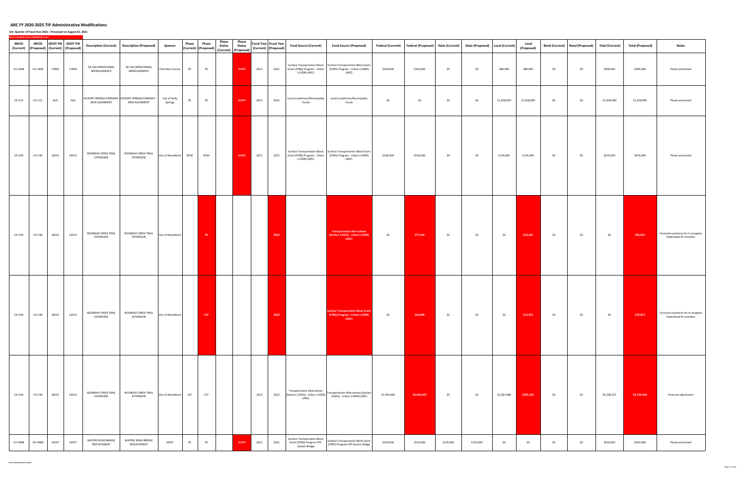# ARC FY 2020-2025 TIP Administrative Modifications

### 3rd Quarter of Fiscal Year 2021 - Processed on August 25, 2021

New or changed values highlighted in red

| ARCID (Current) | ARCID (Proposed) | GDOT PI# (Current) | GDOT PI# (Proposed) | Description (Current) | Description (Proposed) | Sponsor | Phase (Current) | Phase (Proposed) | Phase Status (Current) | Phase Status (Proposed) | Fiscal Year (Current) | Fiscal Year (Proposed) | Fund Source (Current) | Fund Source (Proposed) | Federal (Current) | Federal (Proposed) | State (Current) | State (Proposed) | Local (Current) | Local (Proposed) | Bond (Current) | Bond (Proposed) | Total (Current) | Total (Proposed) | Notes |
|---|---|---|---|---|---|---|---|---|---|---|---|---|---|---|---|---|---|---|---|---|---|---|---|---|---|
| CH-140B | CH-140B | 17804 | 17804 | SR 140 OPERATIONAL IMPROVEMENTS | SR 140 OPERATIONAL IMPROVEMENTS | Cherokee County | PE | PE | | AUTH | 2021 | 2021 | Surface Transportation Block Grant (STBG) Program - Urban (>200K) (ARC) | Surface Transportation Block Grant (STBG) Program - Urban (>200K) (ARC) | $320,000 | $320,000 | $0 | $0 | $80,000 | $80,000 | $0 | $0 | $400,000 | $400,000 | Phase authorized |
| CH-215 | CH-215 | N/A | N/A | HICKORY SPRINGS PARKWAY - NEW ALIGNMENT | HICKORY SPRINGS PARKWAY - NEW ALIGNMENT | City of Holly Springs | PE | PE | | AUTH | 2021 | 2021 | Local Jurisdiction/Municipality Funds | Local Jurisdiction/Municipality Funds | $0 | $0 | $0 | $0 | $1,928,000 | $1,928,000 | $0 | $0 | $1,928,000 | $1,928,000 | Phase authorized |
| CH-240 | CH-240 | 16015 | 16015 | NOONDAY CREEK TRAIL EXTENSION | NOONDAY CREEK TRAIL EXTENSION | City of Woodstock | ROW | ROW | | AUTH | 2021 | 2021 | Surface Transportation Block Grant (STBG) Program - Urban (>200K) (ARC) | Surface Transportation Block Grant (STBG) Program - Urban (>200K) (ARC) | $536,000 | $536,000 | $0 | $0 | $134,000 | $134,000 | $0 | $0 | $670,000 | $670,000 | Phase authorized |
| CH-240 | CH-240 | 16015 | 16015 | NOONDAY CREEK TRAIL EXTENSION | NOONDAY CREEK TRAIL EXTENSION | City of Woodstock | | PE | | | | 2022 | | Transportation Alternatives (Section 133(h)) - Urban (>200K) (ARC) | $0 | $77,564 | $0 | $0 | $0 | $19,391 | $0 | $0 | $0 | $96,955 | Financial assistance for in-progress federalized PE activities |
| CH-240 | CH-240 | 16015 | 16015 | NOONDAY CREEK TRAIL EXTENSION | NOONDAY CREEK TRAIL EXTENSION | City of Woodstock | | CST | | | | 2022 | | Surface Transportation Block Grant (STBG) Program - Urban (>200K) (ARC) | $0 | $63,898 | $0 | $0 | $0 | $15,975 | $0 | $0 | $0 | $79,873 | Financial assistance for in-progress federalized PE activities |
| CH-240 | CH-240 | 16015 | 16015 | NOONDAY CREEK TRAIL EXTENSION | NOONDAY CREEK TRAIL EXTENSION | City of Woodstock | CST | CST | | | 2022 | 2022 | Transportation Alternatives (Section 133(h)) - Urban (>200K) (ARC) | Transportation Alternatives (Section 133(h)) - Urban (>200K) (ARC) | $1,950,669 | $3,809,207 | $0 | $0 | $2,287,668 | $925,302 | $0 | $0 | $4,238,337 | $4,734,509 | Financial adjustment |
| CH-348B | CH-348B | 16597 | 16597 | WATERS ROAD BRIDGE REPLACEMENT | WATERS ROAD BRIDGE REPLACEMENT | GDOT | PE | PE | | AUTH | 2021 | 2021 | Surface Transportation Block Grant (STBG) Program Off-System Bridge | Surface Transportation Block Grant (STBG) Program Off-System Bridge | $520,000 | $520,000 | $130,000 | $130,000 | $0 | $0 | $0 | $0 | $650,000 | $650,000 | Phase authorized |

www.atlantaregional.org/tip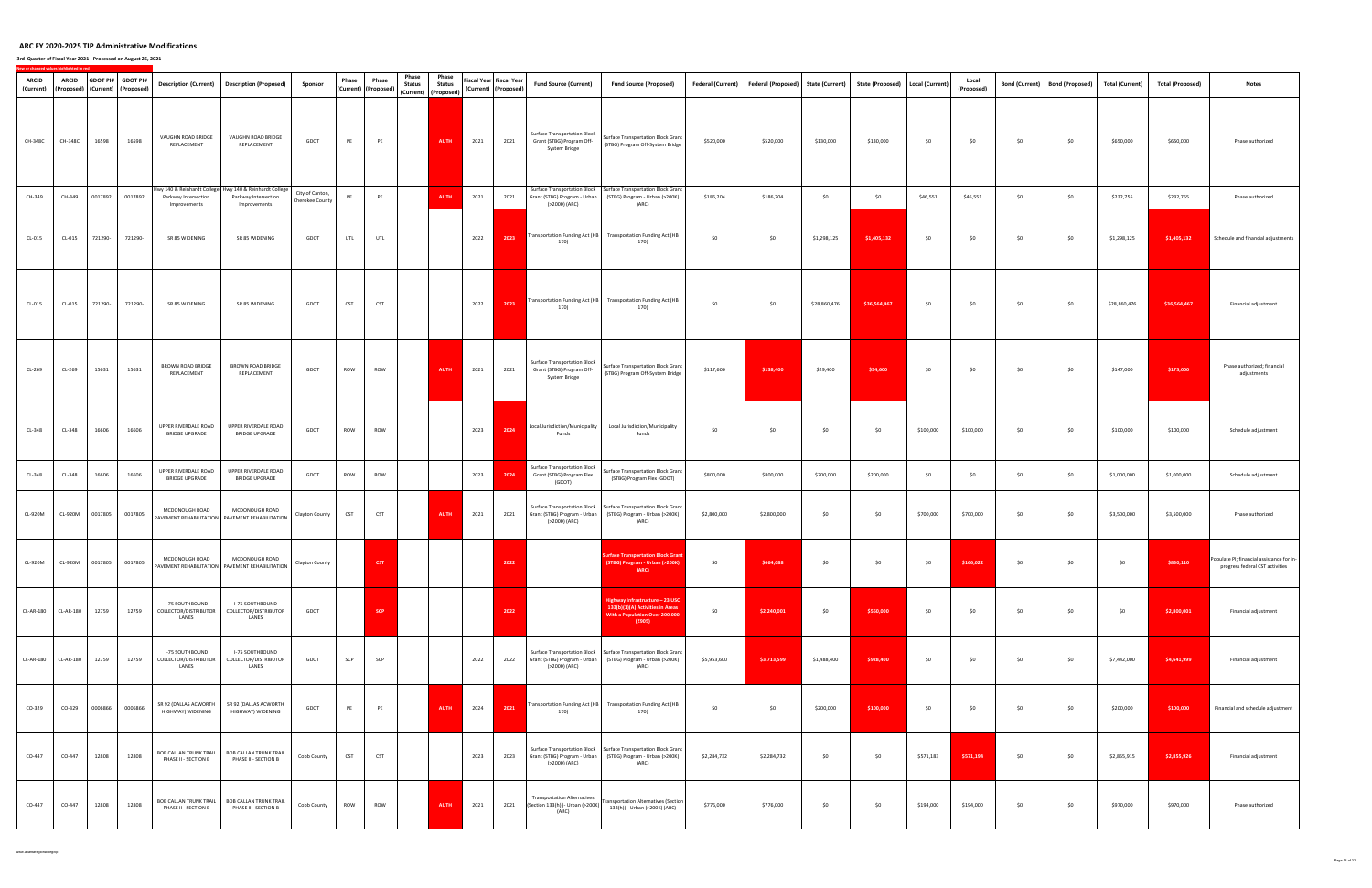# ARC FY 2020-2025 TIP Administrative Modifications

**3rd Quarter of Fiscal Year 2021 - Processed on August 25, 2021**

New or changed values highlighted in red

| ARCID (Current) | ARCID (Proposed) | GDOT PI# (Current) | GDOT PI# (Proposed) | Description (Current) | Description (Proposed) | Sponsor | Phase (Current) | Phase (Proposed) | Phase Status (Current) | Phase Status (Proposed) | Fiscal Year (Current) | Fiscal Year (Proposed) | Fund Source (Current) | Fund Source (Proposed) | Federal (Current) | Federal (Proposed) | State (Current) | State (Proposed) | Local (Current) | Local (Proposed) | Bond (Current) | Bond (Proposed) | Total (Current) | Total (Proposed) | Notes |
|---|---|---|---|---|---|---|---|---|---|---|---|---|---|---|---|---|---|---|---|---|---|---|---|---|---|
| CH-348C | CH-348C | 16598 | 16598 | VAUGHN ROAD BRIDGE REPLACEMENT | VAUGHN ROAD BRIDGE REPLACEMENT | GDOT | PE | PE | | AUTH | 2021 | 2021 | Surface Transportation Block Grant (STBG) Program Off-System Bridge | Surface Transportation Block Grant (STBG) Program Off-System Bridge | $520,000 | $520,000 | $130,000 | $130,000 | $0 | $0 | $0 | $0 | $650,000 | $650,000 | Phase authorized |
| CH-349 | CH-349 | 0017892 | 0017892 | Hwy 140 & Reinhardt College Parkway Intersection Improvements | Hwy 140 & Reinhardt College Parkway Intersection Improvements | City of Canton, Cherokee County | PE | PE | | AUTH | 2021 | 2021 | Surface Transportation Block Grant (STBG) Program - Urban (>200K) (ARC) | Surface Transportation Block Grant (STBG) Program - Urban (>200K) (ARC) | $186,204 | $186,204 | $0 | $0 | $46,551 | $46,551 | $0 | $0 | $232,755 | $232,755 | Phase authorized |
| CL-015 | CL-015 | 721290- | 721290- | SR 85 WIDENING | SR 85 WIDENING | GDOT | UTL | UTL | | | 2022 | 2023 | Transportation Funding Act (HB 170) | Transportation Funding Act (HB 170) | $0 | $0 | $1,298,125 | $1,405,132 | $0 | $0 | $0 | $0 | $1,298,125 | $1,405,132 | Schedule and financial adjustments |
| CL-015 | CL-015 | 721290- | 721290- | SR 85 WIDENING | SR 85 WIDENING | GDOT | CST | CST | | | 2022 | 2023 | Transportation Funding Act (HB 170) | Transportation Funding Act (HB 170) | $0 | $0 | $28,860,476 | $36,564,467 | $0 | $0 | $0 | $0 | $28,860,476 | $36,564,467 | Financial adjustment |
| CL-269 | CL-269 | 15631 | 15631 | BROWN ROAD BRIDGE REPLACEMENT | BROWN ROAD BRIDGE REPLACEMENT | GDOT | ROW | ROW | | AUTH | 2021 | 2021 | Surface Transportation Block Grant (STBG) Program Off-System Bridge | Surface Transportation Block Grant (STBG) Program Off-System Bridge | $117,600 | $138,400 | $29,400 | $34,600 | $0 | $0 | $0 | $0 | $147,000 | $173,000 | Phase authorized; financial adjustments |
| CL-348 | CL-348 | 16606 | 16606 | UPPER RIVERDALE ROAD BRIDGE UPGRADE | UPPER RIVERDALE ROAD BRIDGE UPGRADE | GDOT | ROW | ROW | | | 2023 | 2024 | Local Jurisdiction/Municipality Funds | Local Jurisdiction/Municipality Funds | $0 | $0 | $0 | $0 | $100,000 | $100,000 | $0 | $0 | $100,000 | $100,000 | Schedule adjustment |
| CL-348 | CL-348 | 16606 | 16606 | UPPER RIVERDALE ROAD BRIDGE UPGRADE | UPPER RIVERDALE ROAD BRIDGE UPGRADE | GDOT | ROW | ROW | | | 2023 | 2024 | Surface Transportation Block Grant (STBG) Program Flex (GDOT) | Surface Transportation Block Grant (STBG) Program Flex (GDOT) | $800,000 | $800,000 | $200,000 | $200,000 | $0 | $0 | $0 | $0 | $1,000,000 | $1,000,000 | Schedule adjustment |
| CL-920M | CL-920M | 0017805 | 0017805 | MCDONOUGH ROAD PAVEMENT REHABILITATION | MCDONOUGH ROAD PAVEMENT REHABILITATION | Clayton County | CST | CST | | AUTH | 2021 | 2021 | Surface Transportation Block Grant (STBG) Program - Urban (>200K) (ARC) | Surface Transportation Block Grant (STBG) Program - Urban (>200K) (ARC) | $2,800,000 | $2,800,000 | $0 | $0 | $700,000 | $700,000 | $0 | $0 | $3,500,000 | $3,500,000 | Phase authorized |
| CL-920M | CL-920M | 0017805 | 0017805 | MCDONOUGH ROAD PAVEMENT REHABILITATION | MCDONOUGH ROAD PAVEMENT REHABILITATION | Clayton County | | CST | | | | 2022 | | Surface Transportation Block Grant (STBG) Program - Urban (>200K) (ARC) | $0 | $664,088 | $0 | $0 | $0 | $166,022 | $0 | $0 | $0 | $830,110 | Populate PI; financial assistance for in-progress federal CST activities |
| CL-AR-180 | CL-AR-180 | 12759 | 12759 | I-75 SOUTHBOUND COLLECTOR/DISTRIBUTOR LANES | I-75 SOUTHBOUND COLLECTOR/DISTRIBUTOR LANES | GDOT | | SCP | | | | 2022 | | Highway Infrastructure – 23 USC 133(b)(1)(A) Activities in Areas With a Population Over 200,000 (Z905) | $0 | $2,240,001 | $0 | $560,000 | $0 | $0 | $0 | $0 | $0 | $2,800,001 | Financial adjustment |
| CL-AR-180 | CL-AR-180 | 12759 | 12759 | I-75 SOUTHBOUND COLLECTOR/DISTRIBUTOR LANES | I-75 SOUTHBOUND COLLECTOR/DISTRIBUTOR LANES | GDOT | SCP | SCP | | | 2022 | 2022 | Surface Transportation Block Grant (STBG) Program - Urban (>200K) (ARC) | Surface Transportation Block Grant (STBG) Program - Urban (>200K) (ARC) | $5,953,600 | $3,713,599 | $1,488,400 | $928,400 | $0 | $0 | $0 | $0 | $7,442,000 | $4,641,999 | Financial adjustment |
| CO-329 | CO-329 | 0006866 | 0006866 | SR 92 (DALLAS ACWORTH HIGHWAY) WIDENING | SR 92 (DALLAS ACWORTH HIGHWAY) WIDENING | GDOT | PE | PE | | AUTH | 2024 | 2021 | Transportation Funding Act (HB 170) | Transportation Funding Act (HB 170) | $0 | $0 | $200,000 | $100,000 | $0 | $0 | $0 | $0 | $200,000 | $100,000 | Financial and schedule adjustment |
| CO-447 | CO-447 | 12808 | 12808 | BOB CALLAN TRUNK TRAIL PHASE II - SECTION B | BOB CALLAN TRUNK TRAIL PHASE II - SECTION B | Cobb County | CST | CST | | | 2023 | 2023 | Surface Transportation Block Grant (STBG) Program - Urban (>200K) (ARC) | Surface Transportation Block Grant (STBG) Program - Urban (>200K) (ARC) | $2,284,732 | $2,284,732 | $0 | $0 | $571,183 | $571,194 | $0 | $0 | $2,855,915 | $2,855,926 | Financial adjustment |
| CO-447 | CO-447 | 12808 | 12808 | BOB CALLAN TRUNK TRAIL PHASE II - SECTION B | BOB CALLAN TRUNK TRAIL PHASE II - SECTION B | Cobb County | ROW | ROW | | AUTH | 2021 | 2021 | Transportation Alternatives (Section 133(h)) - Urban (>200K) (ARC) | Transportation Alternatives (Section 133(h)) - Urban (>200K) (ARC) | $776,000 | $776,000 | $0 | $0 | $194,000 | $194,000 | $0 | $0 | $970,000 | $970,000 | Phase authorized |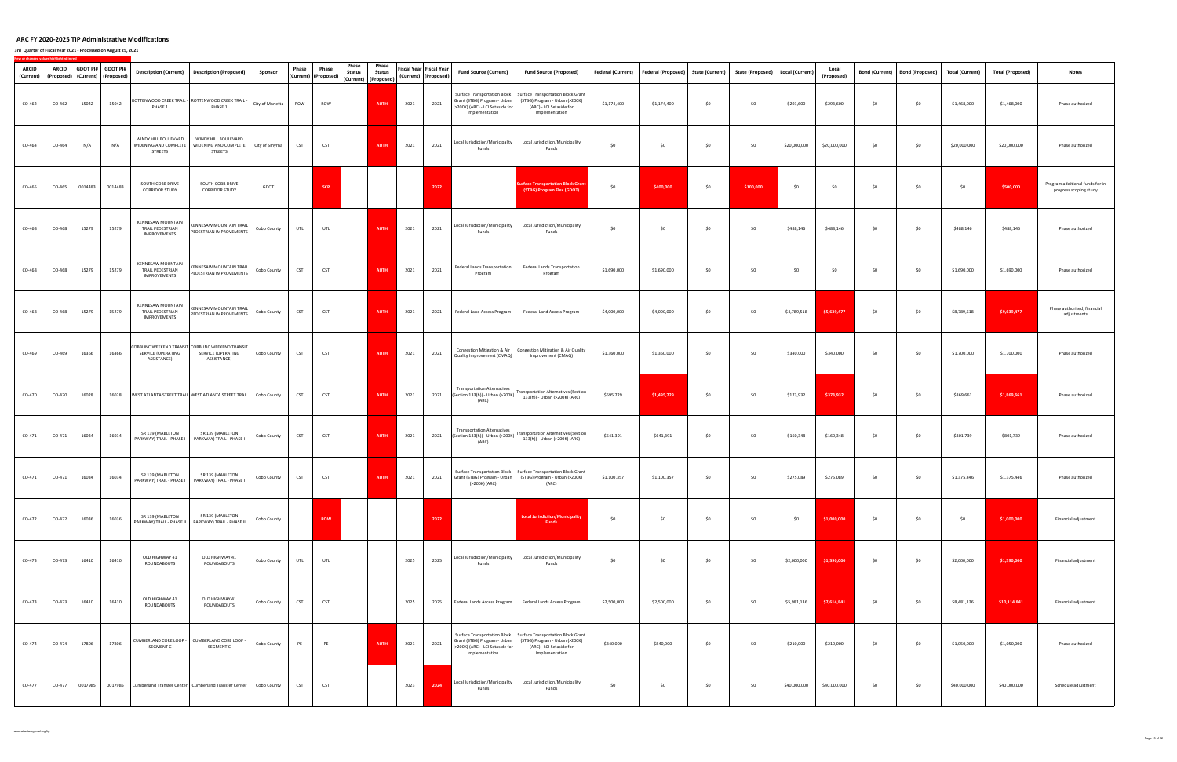# ARC FY 2020-2025 TIP Administrative Modifications

**3rd Quarter of Fiscal Year 2021 - Processed on August 25, 2021**

New or changed values highlighted in red

| ARCID (Current) | ARCID (Proposed) | GDOT PI# (Current) | GDOT PI# (Proposed) | Description (Current) | Description (Proposed) | Sponsor | Phase (Current) | Phase (Proposed) | Phase Status (Current) | Phase Status (Proposed) | Fiscal Year (Current) | Fiscal Year (Proposed) | Fund Source (Current) | Fund Source (Proposed) | Federal (Current) | Federal (Proposed) | State (Current) | State (Proposed) | Local (Current) | Local (Proposed) | Bond (Current) | Bond (Proposed) | Total (Current) | Total (Proposed) | Notes |
|---|---|---|---|---|---|---|---|---|---|---|---|---|---|---|---|---|---|---|---|---|---|---|---|---|---|
| CO-462 | CO-462 | 15042 | 15042 | ROTTENWOOD CREEK TRAIL - PHASE 1 | ROTTENWOOD CREEK TRAIL - PHASE 1 | City of Marietta | ROW | ROW | | AUTH | 2021 | 2021 | Surface Transportation Block Grant (STBG) Program - Urban (>200K) (ARC) - LCI Setaside for Implementation | Surface Transportation Block Grant (STBG) Program - Urban (>200K) (ARC) - LCI Setaside for Implementation | $1,174,400 | $1,174,400 | $0 | $0 | $293,600 | $293,600 | $0 | $0 | $1,468,000 | $1,468,000 | Phase authorized |
| CO-464 | CO-464 | N/A | N/A | WINDY HILL BOULEVARD WIDENING AND COMPLETE STREETS | WINDY HILL BOULEVARD WIDENING AND COMPLETE STREETS | City of Smyrna | CST | CST | | AUTH | 2021 | 2021 | Local Jurisdiction/Municipality Funds | Local Jurisdiction/Municipality Funds | $0 | $0 | $0 | $0 | $20,000,000 | $20,000,000 | $0 | $0 | $20,000,000 | $20,000,000 | Phase authorized |
| CO-465 | CO-465 | 0014483 | 0014483 | SOUTH COBB DRIVE CORRIDOR STUDY | SOUTH COBB DRIVE CORRIDOR STUDY | GDOT | | SCP | | | | 2022 | | Surface Transportation Block Grant (STBG) Program Flex (GDOT) | $0 | $400,000 | $0 | $100,000 | $0 | $0 | $0 | $0 | $0 | $500,000 | Program additional funds for in progress scoping study |
| CO-468 | CO-468 | 15279 | 15279 | KENNESAW MOUNTAIN TRAIL PEDESTRIAN IMPROVEMENTS | KENNESAW MOUNTAIN TRAIL PEDESTRIAN IMPROVEMENTS | Cobb County | UTL | UTL | | AUTH | 2021 | 2021 | Local Jurisdiction/Municipality Funds | Local Jurisdiction/Municipality Funds | $0 | $0 | $0 | $0 | $488,146 | $488,146 | $0 | $0 | $488,146 | $488,146 | Phase authorized |
| CO-468 | CO-468 | 15279 | 15279 | KENNESAW MOUNTAIN TRAIL PEDESTRIAN IMPROVEMENTS | KENNESAW MOUNTAIN TRAIL PEDESTRIAN IMPROVEMENTS | Cobb County | CST | CST | | AUTH | 2021 | 2021 | Federal Lands Transportation Program | Federal Lands Transportation Program | $1,690,000 | $1,690,000 | $0 | $0 | $0 | $0 | $0 | $0 | $1,690,000 | $1,690,000 | Phase authorized |
| CO-468 | CO-468 | 15279 | 15279 | KENNESAW MOUNTAIN TRAIL PEDESTRIAN IMPROVEMENTS | KENNESAW MOUNTAIN TRAIL PEDESTRIAN IMPROVEMENTS | Cobb County | CST | CST | | AUTH | 2021 | 2021 | Federal Land Access Program | Federal Land Access Program | $4,000,000 | $4,000,000 | $0 | $0 | $4,789,518 | $5,639,477 | $0 | $0 | $8,789,518 | $9,639,477 | Phase authorized; financial adjustments |
| CO-469 | CO-469 | 16366 | 16366 | COBBLINC WEEKEND TRANSIT SERVICE (OPERATING ASSISTANCE) | COBBLINC WEEKEND TRANSIT SERVICE (OPERATING ASSISTANCE) | Cobb County | CST | CST | | AUTH | 2021 | 2021 | Congestion Mitigation & Air Quality Improvement (CMAQ) | Congestion Mitigation & Air Quality Improvement (CMAQ) | $1,360,000 | $1,360,000 | $0 | $0 | $340,000 | $340,000 | $0 | $0 | $1,700,000 | $1,700,000 | Phase authorized |
| CO-470 | CO-470 | 16028 | 16028 | WEST ATLANTA STREET TRAIL | WEST ATLANTA STREET TRAIL | Cobb County | CST | CST | | AUTH | 2021 | 2021 | Transportation Alternatives (Section 133(h)) - Urban (>200K) (ARC) | Transportation Alternatives (Section 133(h)) - Urban (>200K) (ARC) | $695,729 | $1,495,729 | $0 | $0 | $173,932 | $373,932 | $0 | $0 | $869,661 | $1,869,661 | Phase authorized |
| CO-471 | CO-471 | 16034 | 16034 | SR 139 (MABLETON PARKWAY) TRAIL - PHASE I | SR 139 (MABLETON PARKWAY) TRAIL - PHASE I | Cobb County | CST | CST | | AUTH | 2021 | 2021 | Transportation Alternatives (Section 133(h)) - Urban (>200K) (ARC) | Transportation Alternatives (Section 133(h)) - Urban (>200K) (ARC) | $641,391 | $641,391 | $0 | $0 | $160,348 | $160,348 | $0 | $0 | $801,739 | $801,739 | Phase authorized |
| CO-471 | CO-471 | 16034 | 16034 | SR 139 (MABLETON PARKWAY) TRAIL - PHASE I | SR 139 (MABLETON PARKWAY) TRAIL - PHASE I | Cobb County | CST | CST | | AUTH | 2021 | 2021 | Surface Transportation Block Grant (STBG) Program - Urban (>200K) (ARC) | Surface Transportation Block Grant (STBG) Program - Urban (>200K) (ARC) | $1,100,357 | $1,100,357 | $0 | $0 | $275,089 | $275,089 | $0 | $0 | $1,375,446 | $1,375,446 | Phase authorized |
| CO-472 | CO-472 | 16036 | 16036 | SR 139 (MABLETON PARKWAY) TRAIL - PHASE II | SR 139 (MABLETON PARKWAY) TRAIL - PHASE II | Cobb County | | ROW | | | | 2022 | | Local Jurisdiction/Municipality Funds | $0 | $0 | $0 | $0 | $0 | $1,000,000 | $0 | $0 | $0 | $1,000,000 | Financial adjustment |
| CO-473 | CO-473 | 16410 | 16410 | OLD HIGHWAY 41 ROUNDABOUTS | OLD HIGHWAY 41 ROUNDABOUTS | Cobb County | UTL | UTL | | | 2025 | 2025 | Local Jurisdiction/Municipality Funds | Local Jurisdiction/Municipality Funds | $0 | $0 | $0 | $0 | $2,000,000 | $1,390,000 | $0 | $0 | $2,000,000 | $1,390,000 | Financial adjustment |
| CO-473 | CO-473 | 16410 | 16410 | OLD HIGHWAY 41 ROUNDABOUTS | OLD HIGHWAY 41 ROUNDABOUTS | Cobb County | CST | CST | | | 2025 | 2025 | Federal Lands Access Program | Federal Lands Access Program | $2,500,000 | $2,500,000 | $0 | $0 | $5,981,136 | $7,614,841 | $0 | $0 | $8,481,136 | $10,114,841 | Financial adjustment |
| CO-474 | CO-474 | 17806 | 17806 | CUMBERLAND CORE LOOP - SEGMENT C | CUMBERLAND CORE LOOP - SEGMENT C | Cobb County | PE | PE | | AUTH | 2021 | 2021 | Surface Transportation Block Grant (STBG) Program - Urban (>200K) (ARC) - LCI Setaside for Implementation | Surface Transportation Block Grant (STBG) Program - Urban (>200K) (ARC) - LCI Setaside for Implementation | $840,000 | $840,000 | $0 | $0 | $210,000 | $210,000 | $0 | $0 | $1,050,000 | $1,050,000 | Phase authorized |
| CO-477 | CO-477 | 0017985 | 0017985 | Cumberland Transfer Center | Cumberland Transfer Center | Cobb County | CST | CST | | | 2023 | 2024 | Local Jurisdiction/Municipality Funds | Local Jurisdiction/Municipality Funds | $0 | $0 | $0 | $0 | $40,000,000 | $40,000,000 | $0 | $0 | $40,000,000 | $40,000,000 | Schedule adjustment |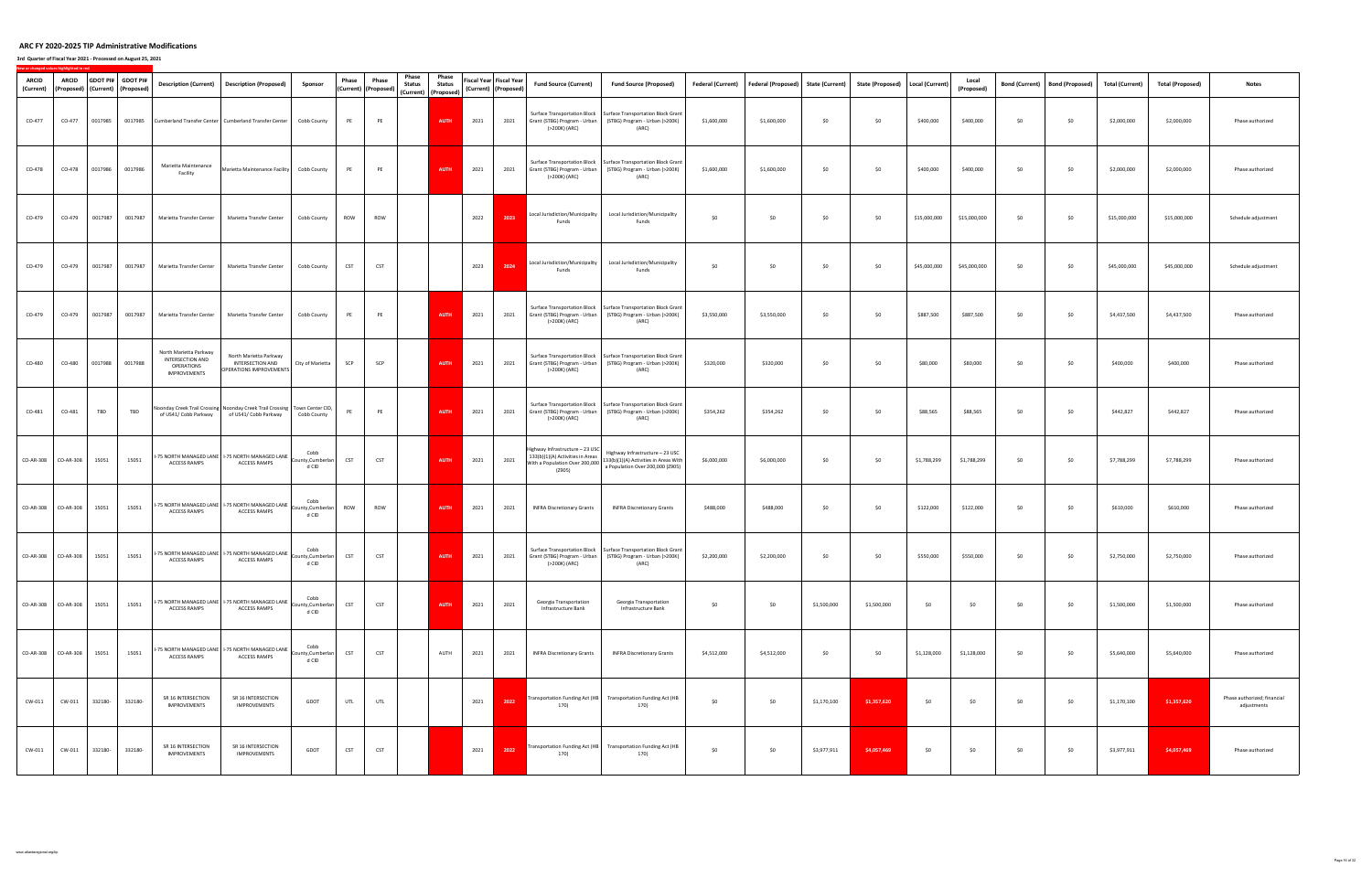# ARC FY 2020-2025 TIP Administrative Modifications

### 3rd Quarter of Fiscal Year 2021 - Processed on August 25, 2021

New or changed values highlighted in red

| ARCID (Current) | ARCID (Proposed) | GDOT PI# (Current) | GDOT PI# (Proposed) | Description (Current) | Description (Proposed) | Sponsor | Phase (Current) | Phase (Proposed) | Phase Status (Current) | Phase Status (Proposed) | Fiscal Year (Current) | Fiscal Year (Proposed) | Fund Source (Current) | Fund Source (Proposed) | Federal (Current) | Federal (Proposed) | State (Current) | State (Proposed) | Local (Current) | Local (Proposed) | Bond (Current) | Bond (Proposed) | Total (Current) | Total (Proposed) | Notes |
|---|---|---|---|---|---|---|---|---|---|---|---|---|---|---|---|---|---|---|---|---|---|---|---|---|---|
| CO-477 | CO-477 | 0017985 | 0017985 | Cumberland Transfer Center | Cumberland Transfer Center | Cobb County | PE | PE | | AUTH | 2021 | 2021 | Surface Transportation Block Grant (STBG) Program - Urban (>200K) (ARC) | Surface Transportation Block Grant (STBG) Program - Urban (>200K) (ARC) | $1,600,000 | $1,600,000 | $0 | $0 | $400,000 | $400,000 | $0 | $0 | $2,000,000 | $2,000,000 | Phase authorized |
| CO-478 | CO-478 | 0017986 | 0017986 | Marietta Maintenance Facility | Marietta Maintenance Facility | Cobb County | PE | PE | | AUTH | 2021 | 2021 | Surface Transportation Block Grant (STBG) Program - Urban (>200K) (ARC) | Surface Transportation Block Grant (STBG) Program - Urban (>200K) (ARC) | $1,600,000 | $1,600,000 | $0 | $0 | $400,000 | $400,000 | $0 | $0 | $2,000,000 | $2,000,000 | Phase authorized |
| CO-479 | CO-479 | 0017987 | 0017987 | Marietta Transfer Center | Marietta Transfer Center | Cobb County | ROW | ROW | | | 2022 | 2023 | Local Jurisdiction/Municipality Funds | Local Jurisdiction/Municipality Funds | $0 | $0 | $0 | $0 | $15,000,000 | $15,000,000 | $0 | $0 | $15,000,000 | $15,000,000 | Schedule adjustment |
| CO-479 | CO-479 | 0017987 | 0017987 | Marietta Transfer Center | Marietta Transfer Center | Cobb County | CST | CST | | | 2023 | 2024 | Local Jurisdiction/Municipality Funds | Local Jurisdiction/Municipality Funds | $0 | $0 | $0 | $0 | $45,000,000 | $45,000,000 | $0 | $0 | $45,000,000 | $45,000,000 | Schedule adjustment |
| CO-479 | CO-479 | 0017987 | 0017987 | Marietta Transfer Center | Marietta Transfer Center | Cobb County | PE | PE | | AUTH | 2021 | 2021 | Surface Transportation Block Grant (STBG) Program - Urban (>200K) (ARC) | Surface Transportation Block Grant (STBG) Program - Urban (>200K) (ARC) | $3,550,000 | $3,550,000 | $0 | $0 | $887,500 | $887,500 | $0 | $0 | $4,437,500 | $4,437,500 | Phase authorized |
| CO-480 | CO-480 | 0017988 | 0017988 | North Marietta Parkway INTERSECTION AND OPERATIONS IMPROVEMENTS | North Marietta Parkway INTERSECTION AND OPERATIONS IMPROVEMENTS | City of Marietta | SCP | SCP | | AUTH | 2021 | 2021 | Surface Transportation Block Grant (STBG) Program - Urban (>200K) (ARC) | Surface Transportation Block Grant (STBG) Program - Urban (>200K) (ARC) | $320,000 | $320,000 | $0 | $0 | $80,000 | $80,000 | $0 | $0 | $400,000 | $400,000 | Phase authorized |
| CO-481 | CO-481 | TBD | TBD | Noonday Creek Trail Crossing of US41/ Cobb Parkway | Noonday Creek Trail Crossing of US41/ Cobb Parkway | Town Center CID, Cobb County | PE | PE | | AUTH | 2021 | 2021 | Surface Transportation Block Grant (STBG) Program - Urban (>200K) (ARC) | Surface Transportation Block Grant (STBG) Program - Urban (>200K) (ARC) | $354,262 | $354,262 | $0 | $0 | $88,565 | $88,565 | $0 | $0 | $442,827 | $442,827 | Phase authorized |
| CO-AR-308 | CO-AR-308 | 15051 | 15051 | I-75 NORTH MANAGED LANE ACCESS RAMPS | I-75 NORTH MANAGED LANE ACCESS RAMPS | Cobb County,Cumberland CID | CST | CST | | AUTH | 2021 | 2021 | Highway Infrastructure – 23 USC 133(b)(1)(A) Activities in Areas With a Population Over 200,000 (Z905) | Highway Infrastructure – 23 USC 133(b)(1)(A) Activities in Areas With a Population Over 200,000 (Z905) | $6,000,000 | $6,000,000 | $0 | $0 | $1,788,299 | $1,788,299 | $0 | $0 | $7,788,299 | $7,788,299 | Phase authorized |
| CO-AR-308 | CO-AR-308 | 15051 | 15051 | I-75 NORTH MANAGED LANE ACCESS RAMPS | I-75 NORTH MANAGED LANE ACCESS RAMPS | Cobb County,Cumberland CID | ROW | ROW | | AUTH | 2021 | 2021 | INFRA Discretionary Grants | INFRA Discretionary Grants | $488,000 | $488,000 | $0 | $0 | $122,000 | $122,000 | $0 | $0 | $610,000 | $610,000 | Phase authorized |
| CO-AR-308 | CO-AR-308 | 15051 | 15051 | I-75 NORTH MANAGED LANE ACCESS RAMPS | I-75 NORTH MANAGED LANE ACCESS RAMPS | Cobb County,Cumberland CID | CST | CST | | AUTH | 2021 | 2021 | Surface Transportation Block Grant (STBG) Program - Urban (>200K) (ARC) | Surface Transportation Block Grant (STBG) Program - Urban (>200K) (ARC) | $2,200,000 | $2,200,000 | $0 | $0 | $550,000 | $550,000 | $0 | $0 | $2,750,000 | $2,750,000 | Phase authorized |
| CO-AR-308 | CO-AR-308 | 15051 | 15051 | I-75 NORTH MANAGED LANE ACCESS RAMPS | I-75 NORTH MANAGED LANE ACCESS RAMPS | Cobb County,Cumberland CID | CST | CST | | AUTH | 2021 | 2021 | Georgia Transportation Infrastructure Bank | Georgia Transportation Infrastructure Bank | $0 | $0 | $1,500,000 | $1,500,000 | $0 | $0 | $0 | $0 | $1,500,000 | $1,500,000 | Phase authorized |
| CO-AR-308 | CO-AR-308 | 15051 | 15051 | I-75 NORTH MANAGED LANE ACCESS RAMPS | I-75 NORTH MANAGED LANE ACCESS RAMPS | Cobb County,Cumberland CID | CST | CST | | AUTH | 2021 | 2021 | INFRA Discretionary Grants | INFRA Discretionary Grants | $4,512,000 | $4,512,000 | $0 | $0 | $1,128,000 | $1,128,000 | $0 | $0 | $5,640,000 | $5,640,000 | Phase authorized |
| CW-011 | CW-011 | 332180- | 332180- | SR 16 INTERSECTION IMPROVEMENTS | SR 16 INTERSECTION IMPROVEMENTS | GDOT | UTL | UTL | | | 2021 | 2022 | Transportation Funding Act (HB 170) | Transportation Funding Act (HB 170) | $0 | $0 | $1,170,100 | $1,357,620 | $0 | $0 | $0 | $0 | $1,170,100 | $1,357,620 | Phase authorized; financial adjustments |
| CW-011 | CW-011 | 332180- | 332180- | SR 16 INTERSECTION IMPROVEMENTS | SR 16 INTERSECTION IMPROVEMENTS | GDOT | CST | CST | | | 2021 | 2022 | Transportation Funding Act (HB 170) | Transportation Funding Act (HB 170) | $0 | $0 | $3,977,911 | $4,057,469 | $0 | $0 | $0 | $0 | $3,977,911 | $4,057,469 | Phase authorized |

www.atlantaregional.org/tip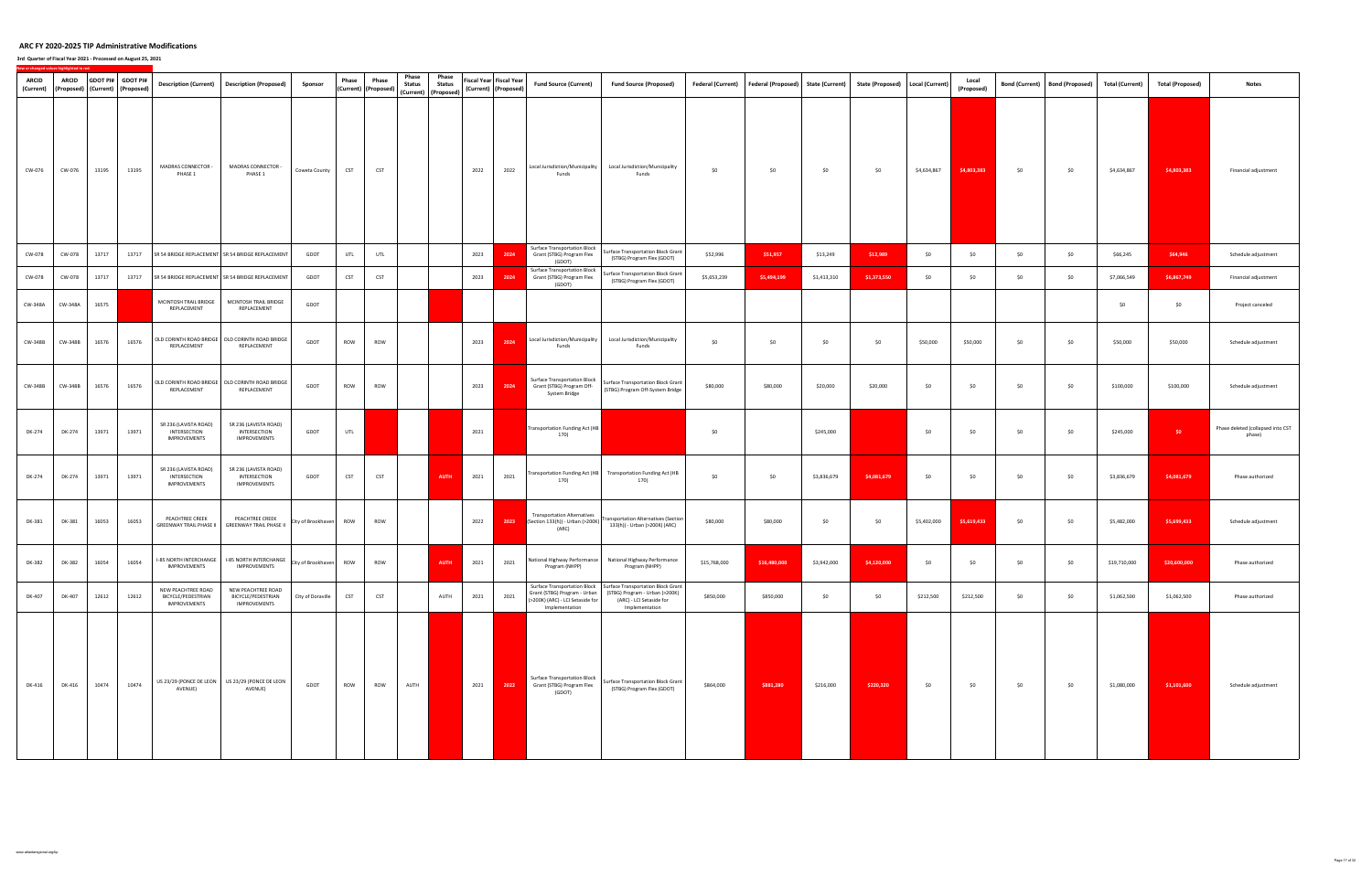# ARC FY 2020-2025 TIP Administrative Modifications

**3rd Quarter of Fiscal Year 2021 - Processed on August 25, 2021**

New or changed values highlighted in red

| ARCID (Current) | ARCID (Proposed) | GDOT PI# (Current) | GDOT PI# (Proposed) | Description (Current) | Description (Proposed) | Sponsor | Phase (Current) | Phase (Proposed) | Phase Status (Current) | Phase Status (Proposed) | Fiscal Year (Current) | Fiscal Year (Proposed) | Fund Source (Current) | Fund Source (Proposed) | Federal (Current) | Federal (Proposed) | State (Current) | State (Proposed) | Local (Current) | Local (Proposed) | Bond (Current) | Bond (Proposed) | Total (Current) | Total (Proposed) | Notes |
|---|---|---|---|---|---|---|---|---|---|---|---|---|---|---|---|---|---|---|---|---|---|---|---|---|---|
| CW-076 | CW-076 | 13195 | 13195 | MADRAS CONNECTOR - PHASE 1 | MADRAS CONNECTOR - PHASE 1 | Coweta County | CST | CST | | | 2022 | 2022 | Local Jurisdiction/Municipality Funds | Local Jurisdiction/Municipality Funds | $0 | $0 | $0 | $0 | $4,634,867 | $4,803,383 | $0 | $0 | $4,634,867 | $4,803,383 | Financial adjustment |
| CW-078 | CW-078 | 13717 | 13717 | SR 54 BRIDGE REPLACEMENT | SR 54 BRIDGE REPLACEMENT | GDOT | UTL | UTL | | | 2023 | 2024 | Surface Transportation Block Grant (STBG) Program Flex (GDOT) | Surface Transportation Block Grant (STBG) Program Flex (GDOT) | $52,996 | $51,957 | $13,249 | $12,989 | $0 | $0 | $0 | $0 | $66,245 | $64,946 | Schedule adjustment |
| CW-078 | CW-078 | 13717 | 13717 | SR 54 BRIDGE REPLACEMENT | SR 54 BRIDGE REPLACEMENT | GDOT | CST | CST | | | 2023 | 2024 | Surface Transportation Block Grant (STBG) Program Flex (GDOT) | Surface Transportation Block Grant (STBG) Program Flex (GDOT) | $5,653,239 | $5,494,199 | $1,413,310 | $1,373,550 | $0 | $0 | $0 | $0 | $7,066,549 | $6,867,749 | Financial adjustment |
| CW-348A | CW-348A | 16575 | | MCINTOSH TRAIL BRIDGE REPLACEMENT | MCINTOSH TRAIL BRIDGE REPLACEMENT | GDOT | | | | | | | | | | | | | | | | | $0 | $0 | Project canceled |
| CW-348B | CW-348B | 16576 | 16576 | OLD CORINTH ROAD BRIDGE REPLACEMENT | OLD CORINTH ROAD BRIDGE REPLACEMENT | GDOT | ROW | ROW | | | 2023 | 2024 | Local Jurisdiction/Municipality Funds | Local Jurisdiction/Municipality Funds | $0 | $0 | $0 | $0 | $50,000 | $50,000 | $0 | $0 | $50,000 | $50,000 | Schedule adjustment |
| CW-348B | CW-348B | 16576 | 16576 | OLD CORINTH ROAD BRIDGE REPLACEMENT | OLD CORINTH ROAD BRIDGE REPLACEMENT | GDOT | ROW | ROW | | | 2023 | 2024 | Surface Transportation Block Grant (STBG) Program Off-System Bridge | Surface Transportation Block Grant (STBG) Program Off-System Bridge | $80,000 | $80,000 | $20,000 | $20,000 | $0 | $0 | $0 | $0 | $100,000 | $100,000 | Schedule adjustment |
| DK-274 | DK-274 | 13971 | 13971 | SR 236 (LAVISTA ROAD) INTERSECTION IMPROVEMENTS | SR 236 (LAVISTA ROAD) INTERSECTION IMPROVEMENTS | GDOT | UTL | | | | 2021 | | Transportation Funding Act (HB 170) | | $0 | | $245,000 | | $0 | $0 | $0 | $0 | $245,000 | $0 | Phase deleted (collapsed into CST phase) |
| DK-274 | DK-274 | 13971 | 13971 | SR 236 (LAVISTA ROAD) INTERSECTION IMPROVEMENTS | SR 236 (LAVISTA ROAD) INTERSECTION IMPROVEMENTS | GDOT | CST | CST | | AUTH | 2021 | 2021 | Transportation Funding Act (HB 170) | Transportation Funding Act (HB 170) | $0 | $0 | $3,836,679 | $4,081,679 | $0 | $0 | $0 | $0 | $3,836,679 | $4,081,679 | Phase authorized |
| DK-381 | DK-381 | 16053 | 16053 | PEACHTREE CREEK GREENWAY TRAIL PHASE II | PEACHTREE CREEK GREENWAY TRAIL PHASE II | City of Brookhaven | ROW | ROW | | | 2022 | 2023 | Transportation Alternatives (Section 133(h)) - Urban (>200K) (ARC) | Transportation Alternatives (Section 133(h)) - Urban (>200K) (ARC) | $80,000 | $80,000 | $0 | $0 | $5,402,000 | $5,619,433 | $0 | $0 | $5,482,000 | $5,699,433 | Schedule adjustment |
| DK-382 | DK-382 | 16054 | 16054 | I-85 NORTH INTERCHANGE IMPROVEMENTS | I-85 NORTH INTERCHANGE IMPROVEMENTS | City of Brookhaven | ROW | ROW | | AUTH | 2021 | 2021 | National Highway Performance Program (NHPP) | National Highway Performance Program (NHPP) | $15,768,000 | $16,480,000 | $3,942,000 | $4,120,000 | $0 | $0 | $0 | $0 | $19,710,000 | $20,600,000 | Phase authorized |
| DK-407 | DK-407 | 12612 | 12612 | NEW PEACHTREE ROAD BICYCLE/PEDESTRIAN IMPROVEMENTS | NEW PEACHTREE ROAD BICYCLE/PEDESTRIAN IMPROVEMENTS | City of Doraville | CST | CST | | AUTH | 2021 | 2021 | Surface Transportation Block Grant (STBG) Program - Urban (>200K) (ARC) - LCI Setaside for Implementation | Surface Transportation Block Grant (STBG) Program - Urban (>200K) (ARC) - LCI Setaside for Implementation | $850,000 | $850,000 | $0 | $0 | $212,500 | $212,500 | $0 | $0 | $1,062,500 | $1,062,500 | Phase authorized |
| DK-416 | DK-416 | 10474 | 10474 | US 23/29 (PONCE DE LEON AVENUE) | US 23/29 (PONCE DE LEON AVENUE) | GDOT | ROW | ROW | AUTH | | 2021 | 2022 | Surface Transportation Block Grant (STBG) Program Flex (GDOT) | Surface Transportation Block Grant (STBG) Program Flex (GDOT) | $864,000 | $881,280 | $216,000 | $220,320 | $0 | $0 | $0 | $0 | $1,080,000 | $1,101,600 | Schedule adjustment |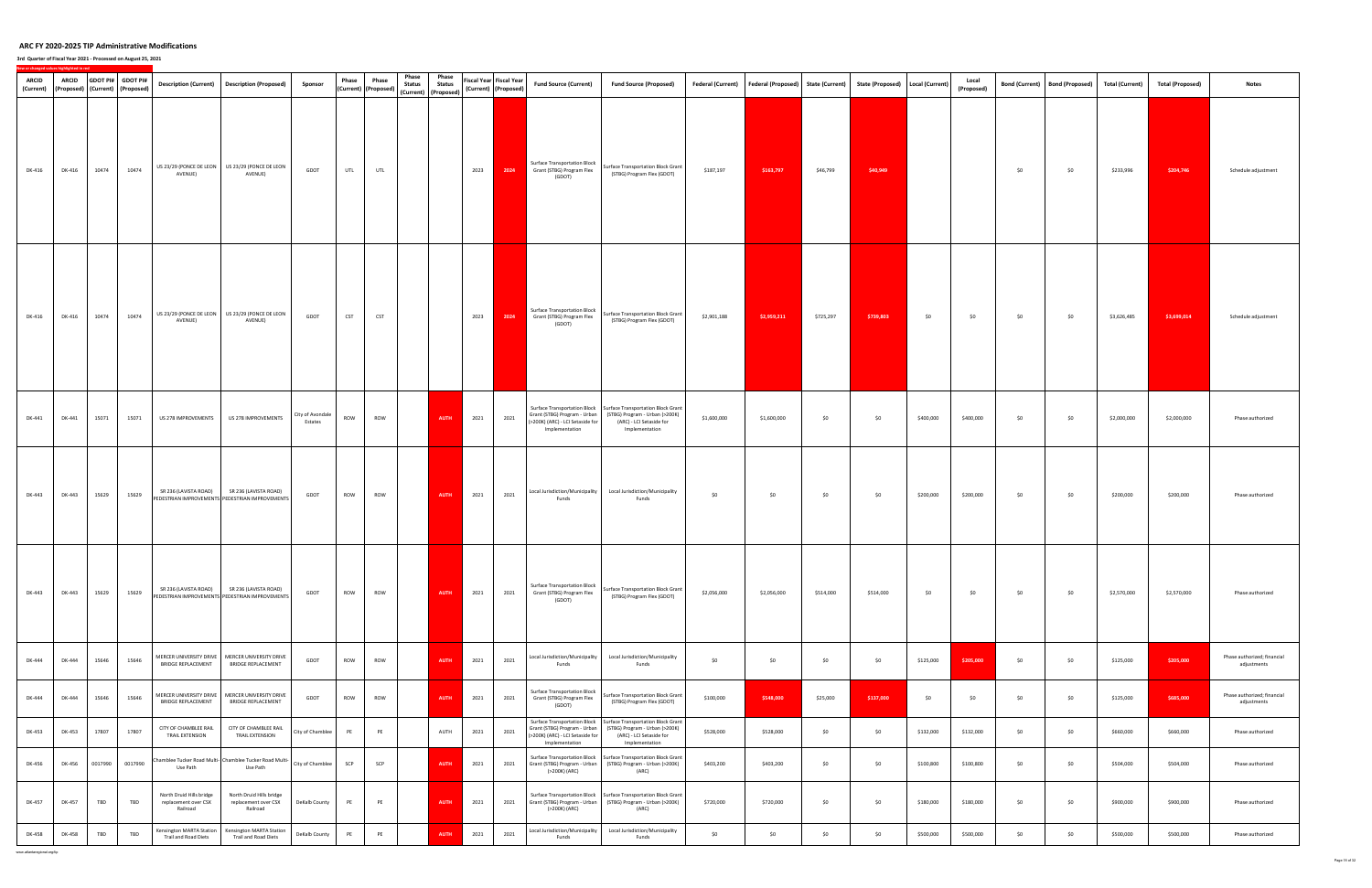# ARC FY 2020-2025 TIP Administrative Modifications

**3rd Quarter of Fiscal Year 2021 - Processed on August 25, 2021**

New or changed values highlighted in red

| ARCID (Current) | ARCID (Proposed) | GDOT PI# (Current) | GDOT PI# (Proposed) | Description (Current) | Description (Proposed) | Sponsor | Phase (Current) | Phase (Proposed) | Phase Status (Current) | Phase Status (Proposed) | Fiscal Year (Current) | Fiscal Year (Proposed) | Fund Source (Current) | Fund Source (Proposed) | Federal (Current) | Federal (Proposed) | State (Current) | State (Proposed) | Local (Current) | Local (Proposed) | Bond (Current) | Bond (Proposed) | Total (Current) | Total (Proposed) | Notes |
|---|---|---|---|---|---|---|---|---|---|---|---|---|---|---|---|---|---|---|---|---|---|---|---|---|---|
| DK-416 | DK-416 | 10474 | 10474 | US 23/29 (PONCE DE LEON AVENUE) | US 23/29 (PONCE DE LEON AVENUE) | GDOT | UTL | UTL | | | 2023 | 2024 | Surface Transportation Block Grant (STBG) Program Flex (GDOT) | Surface Transportation Block Grant (STBG) Program Flex (GDOT) | $187,197 | $163,797 | $46,799 | $40,949 | | | $0 | $0 | $233,996 | $204,746 | Schedule adjustment |
| DK-416 | DK-416 | 10474 | 10474 | US 23/29 (PONCE DE LEON AVENUE) | US 23/29 (PONCE DE LEON AVENUE) | GDOT | CST | CST | | | 2023 | 2024 | Surface Transportation Block Grant (STBG) Program Flex (GDOT) | Surface Transportation Block Grant (STBG) Program Flex (GDOT) | $2,901,188 | $2,959,211 | $725,297 | $739,803 | $0 | $0 | $0 | $0 | $3,626,485 | $3,699,014 | Schedule adjustment |
| DK-441 | DK-441 | 15071 | 15071 | US 278 IMPROVEMENTS | US 278 IMPROVEMENTS | City of Avondale Estates | ROW | ROW | | AUTH | 2021 | 2021 | Surface Transportation Block Grant (STBG) Program - Urban (>200K) (ARC) - LCI Setaside for Implementation | Surface Transportation Block Grant (STBG) Program - Urban (>200K) (ARC) - LCI Setaside for Implementation | $1,600,000 | $1,600,000 | $0 | $0 | $400,000 | $400,000 | $0 | $0 | $2,000,000 | $2,000,000 | Phase authorized |
| DK-443 | DK-443 | 15629 | 15629 | SR 236 (LAVISTA ROAD) PEDESTRIAN IMPROVEMENTS | SR 236 (LAVISTA ROAD) PEDESTRIAN IMPROVEMENTS | GDOT | ROW | ROW | | AUTH | 2021 | 2021 | Local Jurisdiction/Municipality Funds | Local Jurisdiction/Municipality Funds | $0 | $0 | $0 | $0 | $200,000 | $200,000 | $0 | $0 | $200,000 | $200,000 | Phase authorized |
| DK-443 | DK-443 | 15629 | 15629 | SR 236 (LAVISTA ROAD) PEDESTRIAN IMPROVEMENTS | SR 236 (LAVISTA ROAD) PEDESTRIAN IMPROVEMENTS | GDOT | ROW | ROW | | AUTH | 2021 | 2021 | Surface Transportation Block Grant (STBG) Program Flex (GDOT) | Surface Transportation Block Grant (STBG) Program Flex (GDOT) | $2,056,000 | $2,056,000 | $514,000 | $514,000 | $0 | $0 | $0 | $0 | $2,570,000 | $2,570,000 | Phase authorized |
| DK-444 | DK-444 | 15646 | 15646 | MERCER UNIVERSITY DRIVE BRIDGE REPLACEMENT | MERCER UNIVERSITY DRIVE BRIDGE REPLACEMENT | GDOT | ROW | ROW | | AUTH | 2021 | 2021 | Local Jurisdiction/Municipality Funds | Local Jurisdiction/Municipality Funds | $0 | $0 | $0 | $0 | $125,000 | $205,000 | $0 | $0 | $125,000 | $205,000 | Phase authorized; financial adjustments |
| DK-444 | DK-444 | 15646 | 15646 | MERCER UNIVERSITY DRIVE BRIDGE REPLACEMENT | MERCER UNIVERSITY DRIVE BRIDGE REPLACEMENT | GDOT | ROW | ROW | | AUTH | 2021 | 2021 | Surface Transportation Block Grant (STBG) Program Flex (GDOT) | Surface Transportation Block Grant (STBG) Program Flex (GDOT) | $100,000 | $548,000 | $25,000 | $137,000 | $0 | $0 | $0 | $0 | $125,000 | $685,000 | Phase authorized; financial adjustments |
| DK-453 | DK-453 | 17807 | 17807 | CITY OF CHAMBLEE RAIL TRAIL EXTENSION | CITY OF CHAMBLEE RAIL TRAIL EXTENSION | City of Chamblee | PE | PE | | AUTH | 2021 | 2021 | Surface Transportation Block Grant (STBG) Program - Urban (>200K) (ARC) - LCI Setaside for Implementation | Surface Transportation Block Grant (STBG) Program - Urban (>200K) (ARC) - LCI Setaside for Implementation | $528,000 | $528,000 | $0 | $0 | $132,000 | $132,000 | $0 | $0 | $660,000 | $660,000 | Phase authorized |
| DK-456 | DK-456 | 0017990 | 0017990 | Chamblee Tucker Road Multi-Use Path | Chamblee Tucker Road Multi-Use Path | City of Chamblee | SCP | SCP | | AUTH | 2021 | 2021 | Surface Transportation Block Grant (STBG) Program - Urban (>200K) (ARC) | Surface Transportation Block Grant (STBG) Program - Urban (>200K) (ARC) | $403,200 | $403,200 | $0 | $0 | $100,800 | $100,800 | $0 | $0 | $504,000 | $504,000 | Phase authorized |
| DK-457 | DK-457 | TBD | TBD | North Druid Hills bridge replacement over CSX Railroad | North Druid Hills bridge replacement over CSX Railroad | DeKalb County | PE | PE | | AUTH | 2021 | 2021 | Surface Transportation Block Grant (STBG) Program - Urban (>200K) (ARC) | Surface Transportation Block Grant (STBG) Program - Urban (>200K) (ARC) | $720,000 | $720,000 | $0 | $0 | $180,000 | $180,000 | $0 | $0 | $900,000 | $900,000 | Phase authorized |
| DK-458 | DK-458 | TBD | TBD | Kensington MARTA Station Trail and Road Diets | Kensington MARTA Station Trail and Road Diets | DeKalb County | PE | PE | | AUTH | 2021 | 2021 | Local Jurisdiction/Municipality Funds | Local Jurisdiction/Municipality Funds | $0 | $0 | $0 | $0 | $500,000 | $500,000 | $0 | $0 | $500,000 | $500,000 | Phase authorized |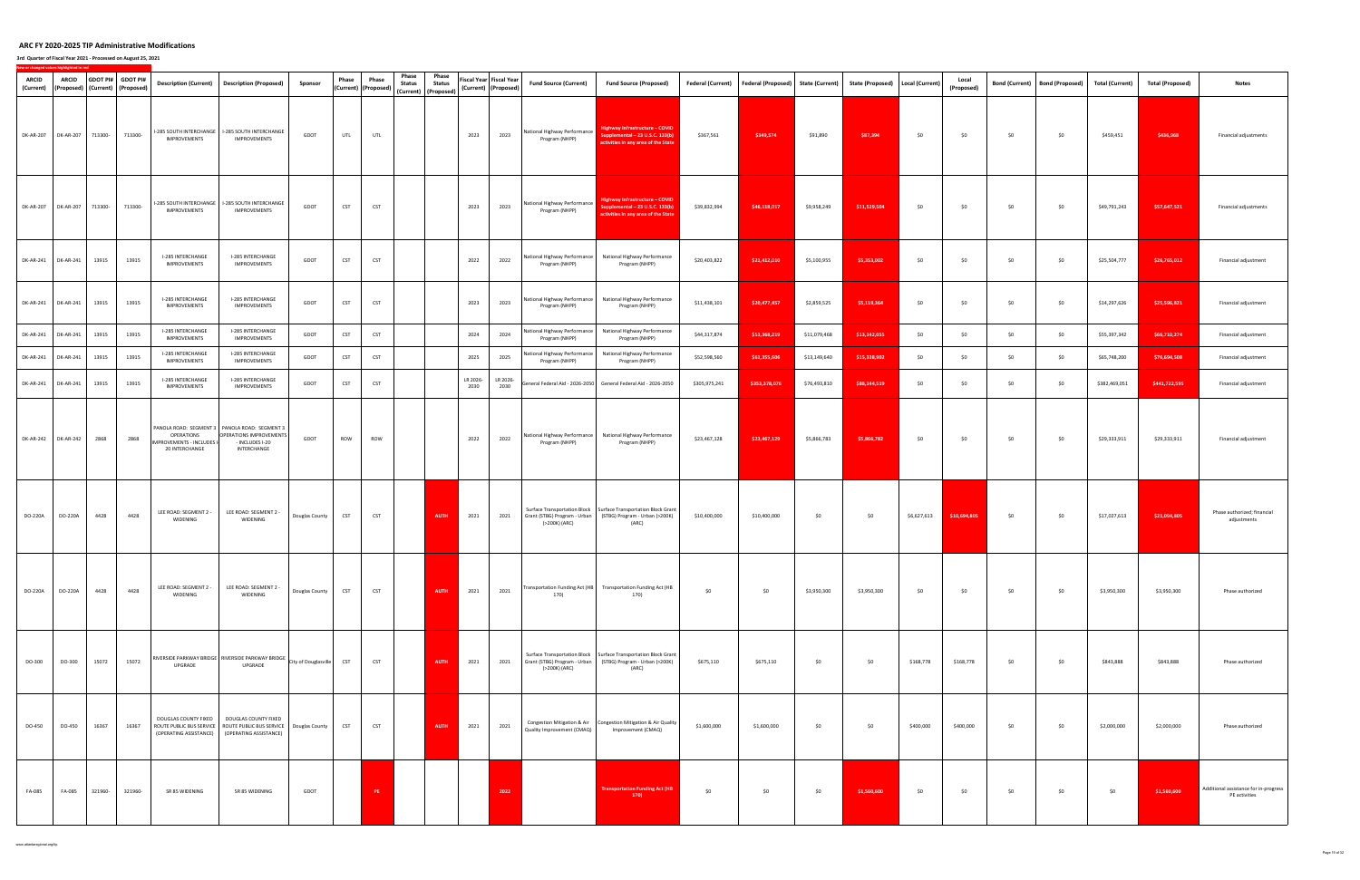# ARC FY 2020-2025 TIP Administrative Modifications

**3rd Quarter of Fiscal Year 2021 - Processed on August 25, 2021**

New or changed values highlighted in red

| ARCID (Current) | ARCID (Proposed) | GDOT PI# (Current) | GDOT PI# (Proposed) | Description (Current) | Description (Proposed) | Sponsor | Phase (Current) | Phase (Proposed) | Phase Status (Current) | Phase Status (Proposed) | Fiscal Year (Current) | Fiscal Year (Proposed) | Fund Source (Current) | Fund Source (Proposed) | Federal (Current) | Federal (Proposed) | State (Current) | State (Proposed) | Local (Current) | Local (Proposed) | Bond (Current) | Bond (Proposed) | Total (Current) | Total (Proposed) | Notes |
|---|---|---|---|---|---|---|---|---|---|---|---|---|---|---|---|---|---|---|---|---|---|---|---|---|---|
| DK-AR-207 | DK-AR-207 | 713300- | 713300- | I-285 SOUTH INTERCHANGE IMPROVEMENTS | I-285 SOUTH INTERCHANGE IMPROVEMENTS | GDOT | UTL | UTL | | | 2023 | 2023 | National Highway Performance Program (NHPP) | Highway Infrastructure – COVID Supplemental – 23 U.S.C. 133(b) activities in any area of the State | $367,561 | $349,574 | $91,890 | $87,394 | $0 | $0 | $0 | $0 | $459,451 | $436,968 | Financial adjustments |
| DK-AR-207 | DK-AR-207 | 713300- | 713300- | I-285 SOUTH INTERCHANGE IMPROVEMENTS | I-285 SOUTH INTERCHANGE IMPROVEMENTS | GDOT | CST | CST | | | 2023 | 2023 | National Highway Performance Program (NHPP) | Highway Infrastructure – COVID Supplemental – 23 U.S.C. 133(b) activities in any area of the State | $39,832,994 | $46,118,017 | $9,958,249 | $11,529,504 | $0 | $0 | $0 | $0 | $49,791,243 | $57,647,521 | Financial adjustments |
| DK-AR-241 | DK-AR-241 | 13915 | 13915 | I-285 INTERCHANGE IMPROVEMENTS | I-285 INTERCHANGE IMPROVEMENTS | GDOT | CST | CST | | | 2022 | 2022 | National Highway Performance Program (NHPP) | National Highway Performance Program (NHPP) | $20,403,822 | $21,412,010 | $5,100,955 | $5,353,002 | $0 | $0 | $0 | $0 | $25,504,777 | $26,765,012 | Financial adjustment |
| DK-AR-241 | DK-AR-241 | 13915 | 13915 | I-285 INTERCHANGE IMPROVEMENTS | I-285 INTERCHANGE IMPROVEMENTS | GDOT | CST | CST | | | 2023 | 2023 | National Highway Performance Program (NHPP) | National Highway Performance Program (NHPP) | $11,438,101 | $20,477,457 | $2,859,525 | $5,119,364 | $0 | $0 | $0 | $0 | $14,297,626 | $25,596,821 | Financial adjustment |
| DK-AR-241 | DK-AR-241 | 13915 | 13915 | I-285 INTERCHANGE IMPROVEMENTS | I-285 INTERCHANGE IMPROVEMENTS | GDOT | CST | CST | | | 2024 | 2024 | National Highway Performance Program (NHPP) | National Highway Performance Program (NHPP) | $44,317,874 | $53,368,219 | $11,079,468 | $13,342,055 | $0 | $0 | $0 | $0 | $55,397,342 | $66,710,274 | Financial adjustment |
| DK-AR-241 | DK-AR-241 | 13915 | 13915 | I-285 INTERCHANGE IMPROVEMENTS | I-285 INTERCHANGE IMPROVEMENTS | GDOT | CST | CST | | | 2025 | 2025 | National Highway Performance Program (NHPP) | National Highway Performance Program (NHPP) | $52,598,560 | $61,355,606 | $13,149,640 | $15,338,902 | $0 | $0 | $0 | $0 | $65,748,200 | $76,694,508 | Financial adjustment |
| DK-AR-241 | DK-AR-241 | 13915 | 13915 | I-285 INTERCHANGE IMPROVEMENTS | I-285 INTERCHANGE IMPROVEMENTS | GDOT | CST | CST | | | LR 2026-2030 | LR 2026-2030 | General Federal Aid - 2026-2050 | General Federal Aid - 2026-2050 | $305,975,241 | $353,378,076 | $76,493,810 | $88,344,519 | $0 | $0 | $0 | $0 | $382,469,051 | $441,722,595 | Financial adjustment |
| DK-AR-242 | DK-AR-242 | 2868 | 2868 | PANOLA ROAD: SEGMENT 3 OPERATIONS IMPROVEMENTS - INCLUDES I-20 INTERCHANGE | PANOLA ROAD: SEGMENT 3 OPERATIONS IMPROVEMENTS - INCLUDES I-20 INTERCHANGE | GDOT | ROW | ROW | | | 2022 | 2022 | National Highway Performance Program (NHPP) | National Highway Performance Program (NHPP) | $23,467,128 | $23,467,129 | $5,866,783 | $5,866,782 | $0 | $0 | $0 | $0 | $29,333,911 | $29,333,911 | Financial adjustment |
| DO-220A | DO-220A | 4428 | 4428 | LEE ROAD: SEGMENT 2 - WIDENING | LEE ROAD: SEGMENT 2 - WIDENING | Douglas County | CST | CST | | AUTH | 2021 | 2021 | Surface Transportation Block Grant (STBG) Program - Urban (>200K) (ARC) | Surface Transportation Block Grant (STBG) Program - Urban (>200K) (ARC) | $10,400,000 | $10,400,000 | $0 | $0 | $6,627,613 | $10,694,805 | $0 | $0 | $17,027,613 | $21,094,805 | Phase authorized; financial adjustments |
| DO-220A | DO-220A | 4428 | 4428 | LEE ROAD: SEGMENT 2 - WIDENING | LEE ROAD: SEGMENT 2 - WIDENING | Douglas County | CST | CST | | AUTH | 2021 | 2021 | Transportation Funding Act (HB 170) | Transportation Funding Act (HB 170) | $0 | $0 | $3,950,300 | $3,950,300 | $0 | $0 | $0 | $0 | $3,950,300 | $3,950,300 | Phase authorized |
| DO-300 | DO-300 | 15072 | 15072 | RIVERSIDE PARKWAY BRIDGE UPGRADE | RIVERSIDE PARKWAY BRIDGE UPGRADE | City of Douglasville | CST | CST | | AUTH | 2021 | 2021 | Surface Transportation Block Grant (STBG) Program - Urban (>200K) (ARC) | Surface Transportation Block Grant (STBG) Program - Urban (>200K) (ARC) | $675,110 | $675,110 | $0 | $0 | $168,778 | $168,778 | $0 | $0 | $843,888 | $843,888 | Phase authorized |
| DO-450 | DO-450 | 16367 | 16367 | DOUGLAS COUNTY FIXED ROUTE PUBLIC BUS SERVICE (OPERATING ASSISTANCE) | DOUGLAS COUNTY FIXED ROUTE PUBLIC BUS SERVICE (OPERATING ASSISTANCE) | Douglas County | CST | CST | | AUTH | 2021 | 2021 | Congestion Mitigation & Air Quality Improvement (CMAQ) | Congestion Mitigation & Air Quality Improvement (CMAQ) | $1,600,000 | $1,600,000 | $0 | $0 | $400,000 | $400,000 | $0 | $0 | $2,000,000 | $2,000,000 | Phase authorized |
| FA-085 | FA-085 | 321960- | 321960- | SR 85 WIDENING | SR 85 WIDENING | GDOT | | PE | | | | 2022 | | Transportation Funding Act (HB 170) | $0 | $0 | $0 | $1,560,600 | $0 | $0 | $0 | $0 | $0 | $1,560,600 | Additional assistance for in-progress PE activities |

www.atlantaregional.org/tip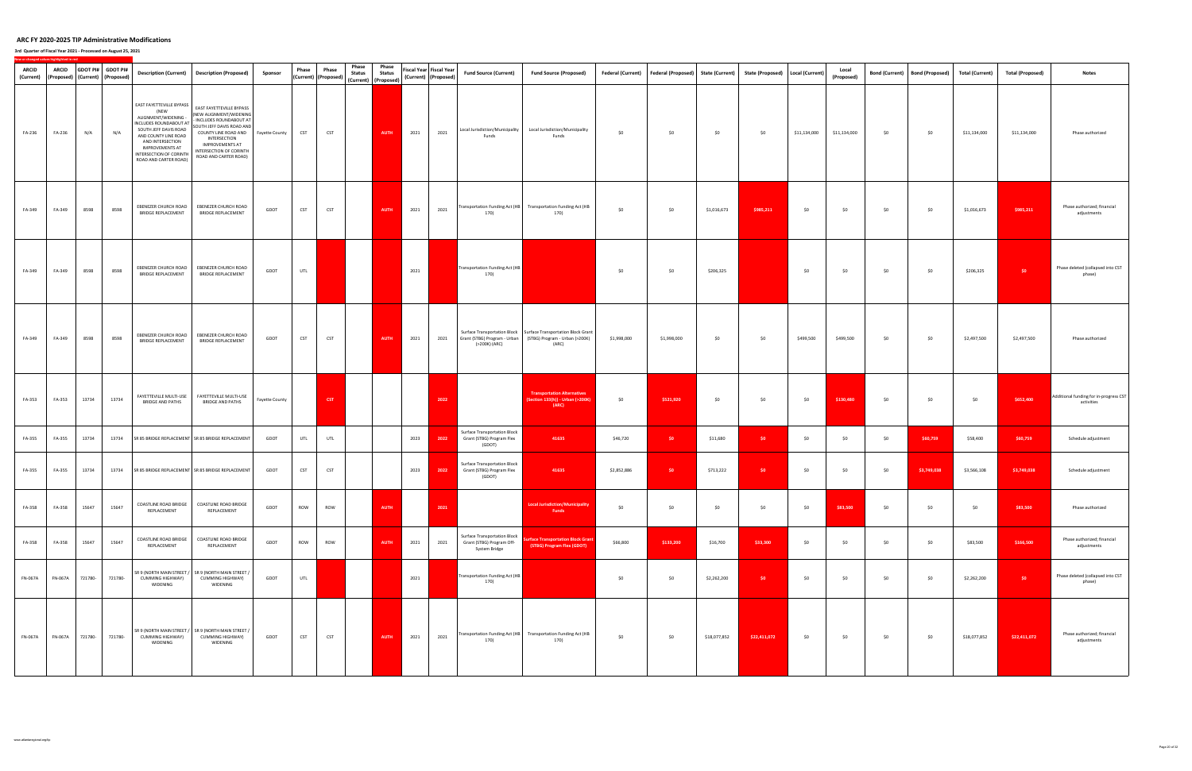# ARC FY 2020-2025 TIP Administrative Modifications

**3rd Quarter of Fiscal Year 2021 - Processed on August 25, 2021**

New or changed values highlighted in red

| ARCID (Current) | ARCID (Proposed) | GDOT PI# (Current) | GDOT PI# (Proposed) | Description (Current) | Description (Proposed) | Sponsor | Phase (Current) | Phase (Proposed) | Phase Status (Current) | Phase Status (Proposed) | Fiscal Year (Current) | Fiscal Year (Proposed) | Fund Source (Current) | Fund Source (Proposed) | Federal (Current) | Federal (Proposed) | State (Current) | State (Proposed) | Local (Current) | Local (Proposed) | Bond (Current) | Bond (Proposed) | Total (Current) | Total (Proposed) | Notes |
|---|---|---|---|---|---|---|---|---|---|---|---|---|---|---|---|---|---|---|---|---|---|---|---|---|---|
| FA-236 | FA-236 | N/A | N/A | EAST FAYETTEVILLE BYPASS (NEW ALIGNMENT/WIDENING - INCLUDES ROUNDABOUT AT SOUTH JEFF DAVIS ROAD AND COUNTY LINE ROAD AND INTERSECTION IMPROVEMENTS AT INTERSECTION OF CORINTH ROAD AND CARTER ROAD) | EAST FAYETTEVILLE BYPASS (NEW ALIGNMENT/WIDENING - INCLUDES ROUNDABOUT AT SOUTH JEFF DAVIS ROAD AND COUNTY LINE ROAD AND INTERSECTION IMPROVEMENTS AT INTERSECTION OF CORINTH ROAD AND CARTER ROAD) | Fayette County | CST | CST | | AUTH | 2021 | 2021 | Local Jurisdiction/Municipality Funds | Local Jurisdiction/Municipality Funds | $0 | $0 | $0 | $0 | $11,134,000 | $11,134,000 | $0 | $0 | $11,134,000 | $11,134,000 | Phase authorized |
| FA-349 | FA-349 | 8598 | 8598 | EBENEZER CHURCH ROAD BRIDGE REPLACEMENT | EBENEZER CHURCH ROAD BRIDGE REPLACEMENT | GDOT | CST | CST | | AUTH | 2021 | 2021 | Transportation Funding Act (HB 170) | Transportation Funding Act (HB 170) | $0 | $0 | $1,016,673 | $985,211 | $0 | $0 | $0 | $0 | $1,016,673 | $985,211 | Phase authorized; financial adjustments |
| FA-349 | FA-349 | 8598 | 8598 | EBENEZER CHURCH ROAD BRIDGE REPLACEMENT | EBENEZER CHURCH ROAD BRIDGE REPLACEMENT | GDOT | UTL | | | | 2021 | | Transportation Funding Act (HB 170) | | $0 | $0 | $206,325 | | $0 | $0 | $0 | $0 | $206,325 | $0 | Phase deleted (collapsed into CST phase) |
| FA-349 | FA-349 | 8598 | 8598 | EBENEZER CHURCH ROAD BRIDGE REPLACEMENT | EBENEZER CHURCH ROAD BRIDGE REPLACEMENT | GDOT | CST | CST | | AUTH | 2021 | 2021 | Surface Transportation Block Grant (STBG) Program - Urban (>200K) (ARC) | Surface Transportation Block Grant (STBG) Program - Urban (>200K) (ARC) | $1,998,000 | $1,998,000 | $0 | $0 | $499,500 | $499,500 | $0 | $0 | $2,497,500 | $2,497,500 | Phase authorized |
| FA-353 | FA-353 | 13734 | 13734 | FAYETTEVILLE MULTI-USE BRIDGE AND PATHS | FAYETTEVILLE MULTI-USE BRIDGE AND PATHS | Fayette County | | CST | | | | 2022 | | Transportation Alternatives (Section 133(h)) - Urban (>200K) (ARC) | $0 | $521,920 | $0 | $0 | $0 | $130,480 | $0 | $0 | $0 | $652,400 | Additional funding for in-progress CST activities |
| FA-355 | FA-355 | 13734 | 13734 | SR 85 BRIDGE REPLACEMENT | SR 85 BRIDGE REPLACEMENT | GDOT | UTL | UTL | | | 2023 | 2022 | Surface Transportation Block Grant (STBG) Program Flex (GDOT) | 41635 | $46,720 | $0 | $11,680 | $0 | $0 | $0 | $0 | $60,759 | $58,400 | $60,759 | Schedule adjustment |
| FA-355 | FA-355 | 13734 | 13734 | SR 85 BRIDGE REPLACEMENT | SR 85 BRIDGE REPLACEMENT | GDOT | CST | CST | | | 2023 | 2022 | Surface Transportation Block Grant (STBG) Program Flex (GDOT) | 41635 | $2,852,886 | $0 | $713,222 | $0 | $0 | $0 | $0 | $3,749,038 | $3,566,108 | $3,749,038 | Schedule adjustment |
| FA-358 | FA-358 | 15647 | 15647 | COASTLINE ROAD BRIDGE REPLACEMENT | COASTLINE ROAD BRIDGE REPLACEMENT | GDOT | ROW | ROW | | AUTH | | 2021 | | Local Jurisdiction/Municipality Funds | $0 | $0 | $0 | $0 | $0 | $83,500 | $0 | $0 | $0 | $83,500 | Phase authorized |
| FA-358 | FA-358 | 15647 | 15647 | COASTLINE ROAD BRIDGE REPLACEMENT | COASTLINE ROAD BRIDGE REPLACEMENT | GDOT | ROW | ROW | | AUTH | 2021 | 2021 | Surface Transportation Block Grant (STBG) Program Off-System Bridge | Surface Transportation Block Grant (STBG) Program Flex (GDOT) | $66,800 | $133,200 | $16,700 | $33,300 | $0 | $0 | $0 | $0 | $83,500 | $166,500 | Phase authorized; financial adjustments |
| FN-067A | FN-067A | 721780- | 721780- | SR 9 (NORTH MAIN STREET / CUMMING HIGHWAY) WIDENING | SR 9 (NORTH MAIN STREET / CUMMING HIGHWAY) WIDENING | GDOT | UTL | | | | 2021 | | Transportation Funding Act (HB 170) | | $0 | $0 | $2,262,200 | $0 | $0 | $0 | $0 | $0 | $2,262,200 | $0 | Phase deleted (collapsed into CST phase) |
| FN-067A | FN-067A | 721780- | 721780- | SR 9 (NORTH MAIN STREET / CUMMING HIGHWAY) WIDENING | SR 9 (NORTH MAIN STREET / CUMMING HIGHWAY) WIDENING | GDOT | CST | CST | | AUTH | 2021 | 2021 | Transportation Funding Act (HB 170) | Transportation Funding Act (HB 170) | $0 | $0 | $18,077,852 | $22,411,072 | $0 | $0 | $0 | $0 | $18,077,852 | $22,411,072 | Phase authorized; financial adjustments |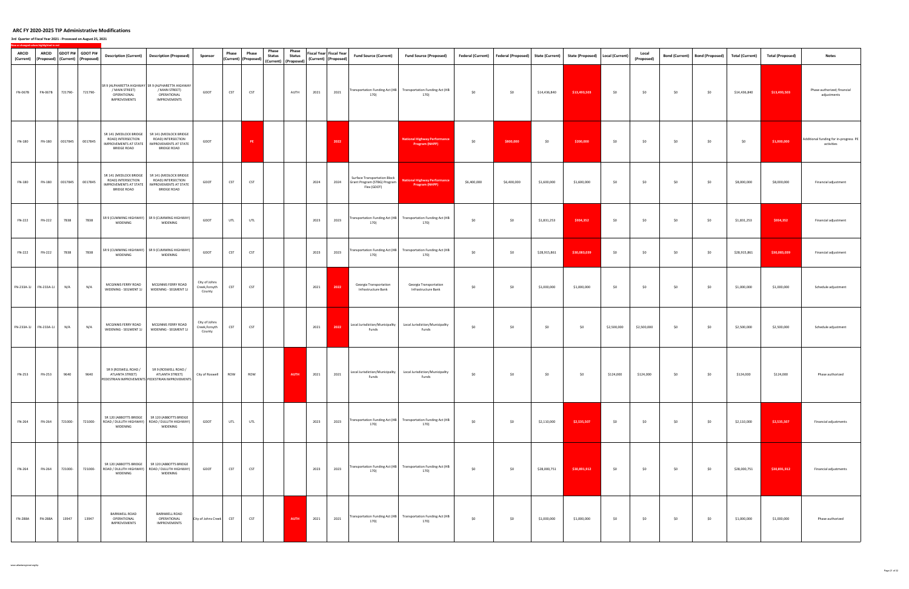# ARC FY 2020-2025 TIP Administrative Modifications

## 3rd Quarter of Fiscal Year 2021 - Processed on August 25, 2021

New or changed values highlighted in red

| ARCID (Current) | ARCID (Proposed) | GDOT PI# (Current) | GDOT PI# (Proposed) | Description (Current) | Description (Proposed) | Sponsor | Phase (Current) | Phase (Proposed) | Phase Status (Current) | Phase Status (Proposed) | Fiscal Year (Current) | Fiscal Year (Proposed) | Fund Source (Current) | Fund Source (Proposed) | Federal (Current) | Federal (Proposed) | State (Current) | State (Proposed) | Local (Current) | Local (Proposed) | Bond (Current) | Bond (Proposed) | Total (Current) | Total (Proposed) | Notes |
|---|---|---|---|---|---|---|---|---|---|---|---|---|---|---|---|---|---|---|---|---|---|---|---|---|---|
| FN-067B | FN-067B | 721790- | 721790- | SR 9 (ALPHARETTA HIGHWAY / MAIN STREET) OPERATIONAL IMPROVEMENTS | SR 9 (ALPHARETTA HIGHWAY / MAIN STREET) OPERATIONAL IMPROVEMENTS | GDOT | CST | CST | | AUTH | 2021 | 2021 | Transportation Funding Act (HB 170) | Transportation Funding Act (HB 170) | $0 | $0 | $14,436,840 | $13,493,503 | $0 | $0 | $0 | $0 | $14,436,840 | $13,493,503 | Phase authorized; financial adjustments |
| FN-180 | FN-180 | 0017845 | 0017845 | SR 141 (MEDLOCK BRIDGE ROAD) INTERSECTION IMPROVEMENTS AT STATE BRIDGE ROAD | SR 141 (MEDLOCK BRIDGE ROAD) INTERSECTION IMPROVEMENTS AT STATE BRIDGE ROAD | GDOT | | PE | | | | 2022 | | National Highway Performance Program (NHPP) | $0 | $800,000 | $0 | $200,000 | $0 | $0 | $0 | $0 | $0 | $1,000,000 | Additional funding for in-progress PE activities |
| FN-180 | FN-180 | 0017845 | 0017845 | SR 141 (MEDLOCK BRIDGE ROAD) INTERSECTION IMPROVEMENTS AT STATE BRIDGE ROAD | SR 141 (MEDLOCK BRIDGE ROAD) INTERSECTION IMPROVEMENTS AT STATE BRIDGE ROAD | GDOT | CST | CST | | | 2024 | 2024 | Surface Transportation Block Grant Program (STBG) Program Flex (GDOT) | National Highway Performance Program (NHPP) | $6,400,000 | $6,400,000 | $1,600,000 | $1,600,000 | $0 | $0 | $0 | $0 | $8,000,000 | $8,000,000 | Financial adjustment |
| FN-222 | FN-222 | 7838 | 7838 | SR 9 (CUMMING HIGHWAY) WIDENING | SR 9 (CUMMING HIGHWAY) WIDENING | GDOT | UTL | UTL | | | 2023 | 2023 | Transportation Funding Act (HB 170) | Transportation Funding Act (HB 170) | $0 | $0 | $1,831,253 | $934,352 | $0 | $0 | $0 | $0 | $1,831,253 | $934,352 | Financial adjustment |
| FN-222 | FN-222 | 7838 | 7838 | SR 9 (CUMMING HIGHWAY) WIDENING | SR 9 (CUMMING HIGHWAY) WIDENING | GDOT | CST | CST | | | 2023 | 2023 | Transportation Funding Act (HB 170) | Transportation Funding Act (HB 170) | $0 | $0 | $28,915,861 | $30,083,039 | $0 | $0 | $0 | $0 | $28,915,861 | $30,083,039 | Financial adjustment |
| FN-233A-1J | FN-233A-1J | N/A | N/A | MCGINNIS FERRY ROAD WIDENING - SEGMENT 1J | MCGINNIS FERRY ROAD WIDENING - SEGMENT 1J | City of Johns Creek,Forsyth County | CST | CST | | | 2021 | 2022 | Georgia Transportation Infrastructure Bank | Georgia Transportation Infrastructure Bank | $0 | $0 | $1,000,000 | $1,000,000 | $0 | $0 | $0 | $0 | $1,000,000 | $1,000,000 | Schedule adjustment |
| FN-233A-1J | FN-233A-1J | N/A | N/A | MCGINNIS FERRY ROAD WIDENING - SEGMENT 1J | MCGINNIS FERRY ROAD WIDENING - SEGMENT 1J | City of Johns Creek,Forsyth County | CST | CST | | | 2021 | 2022 | Local Jurisdiction/Municipality Funds | Local Jurisdiction/Municipality Funds | $0 | $0 | $0 | $0 | $2,500,000 | $2,500,000 | $0 | $0 | $2,500,000 | $2,500,000 | Schedule adjustment |
| FN-253 | FN-253 | 9640 | 9640 | SR 9 (ROSWELL ROAD / ATLANTA STREET) PEDESTRIAN IMPROVEMENTS | SR 9 (ROSWELL ROAD / ATLANTA STREET) PEDESTRIAN IMPROVEMENTS | City of Roswell | ROW | ROW | | AUTH | 2021 | 2021 | Local Jurisdiction/Municipality Funds | Local Jurisdiction/Municipality Funds | $0 | $0 | $0 | $0 | $124,000 | $124,000 | $0 | $0 | $124,000 | $124,000 | Phase authorized |
| FN-264 | FN-264 | 721000- | 721000- | SR 120 (ABBOTTS BRIDGE ROAD / DULUTH HIGHWAY) WIDENING | SR 120 (ABBOTTS BRIDGE ROAD / DULUTH HIGHWAY) WIDENING | GDOT | UTL | UTL | | | 2023 | 2023 | Transportation Funding Act (HB 170) | Transportation Funding Act (HB 170) | $0 | $0 | $2,110,000 | $2,535,507 | $0 | $0 | $0 | $0 | $2,110,000 | $2,535,507 | Financial adjustments |
| FN-264 | FN-264 | 721000- | 721000- | SR 120 (ABBOTTS BRIDGE ROAD / DULUTH HIGHWAY) WIDENING | SR 120 (ABBOTTS BRIDGE ROAD / DULUTH HIGHWAY) WIDENING | GDOT | CST | CST | | | 2023 | 2023 | Transportation Funding Act (HB 170) | Transportation Funding Act (HB 170) | $0 | $0 | $28,000,751 | $30,891,912 | $0 | $0 | $0 | $0 | $28,000,751 | $30,891,912 | Financial adjustments |
| FN-288A | FN-288A | 13947 | 13947 | BARNWELL ROAD OPERATIONAL IMPROVEMENTS | BARNWELL ROAD OPERATIONAL IMPROVEMENTS | City of Johns Creek | CST | CST | | AUTH | 2021 | 2021 | Transportation Funding Act (HB 170) | Transportation Funding Act (HB 170) | $0 | $0 | $1,000,000 | $1,000,000 | $0 | $0 | $0 | $0 | $1,000,000 | $1,000,000 | Phase authorized |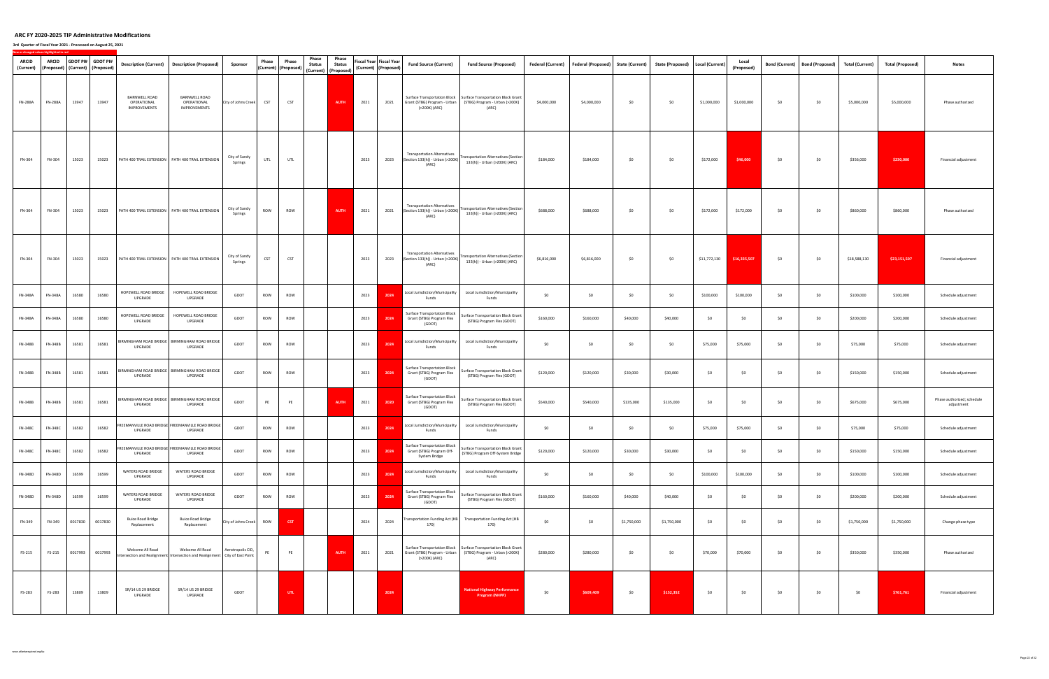# ARC FY 2020-2025 TIP Administrative Modifications

**3rd Quarter of Fiscal Year 2021 - Processed on August 25, 2021**

New or changed values highlighted in red

| ARCID (Current) | ARCID (Proposed) | GDOT PI# (Current) | GDOT PI# (Proposed) | Description (Current) | Description (Proposed) | Sponsor | Phase (Current) | Phase (Proposed) | Phase Status (Current) | Phase Status (Proposed) | Fiscal Year (Current) | Fiscal Year (Proposed) | Fund Source (Current) | Fund Source (Proposed) | Federal (Current) | Federal (Proposed) | State (Current) | State (Proposed) | Local (Current) | Local (Proposed) | Bond (Current) | Bond (Proposed) | Total (Current) | Total (Proposed) | Notes |
|---|---|---|---|---|---|---|---|---|---|---|---|---|---|---|---|---|---|---|---|---|---|---|---|---|---|
| FN-288A | FN-288A | 13947 | 13947 | BARNWELL ROAD OPERATIONAL IMPROVEMENTS | BARNWELL ROAD OPERATIONAL IMPROVEMENTS | City of Johns Creek | CST | CST | | AUTH | 2021 | 2021 | Surface Transportation Block Grant (STBG) Program - Urban (>200K) (ARC) | Surface Transportation Block Grant (STBG) Program - Urban (>200K) (ARC) | $4,000,000 | $4,000,000 | $0 | $0 | $1,000,000 | $1,000,000 | $0 | $0 | $5,000,000 | $5,000,000 | Phase authorized |
| FN-304 | FN-304 | 15023 | 15023 | PATH 400 TRAIL EXTENSION | PATH 400 TRAIL EXTENSION | City of Sandy Springs | UTL | UTL | | | 2023 | 2023 | Transportation Alternatives (Section 133(h)) - Urban (>200K) (ARC) | Transportation Alternatives (Section 133(h)) - Urban (>200K) (ARC) | $184,000 | $184,000 | $0 | $0 | $172,000 | $46,000 | $0 | $0 | $356,000 | $230,000 | Financial adjustment |
| FN-304 | FN-304 | 15023 | 15023 | PATH 400 TRAIL EXTENSION | PATH 400 TRAIL EXTENSION | City of Sandy Springs | ROW | ROW | | AUTH | 2021 | 2021 | Transportation Alternatives (Section 133(h)) - Urban (>200K) (ARC) | Transportation Alternatives (Section 133(h)) - Urban (>200K) (ARC) | $688,000 | $688,000 | $0 | $0 | $172,000 | $172,000 | $0 | $0 | $860,000 | $860,000 | Phase authorized |
| FN-304 | FN-304 | 15023 | 15023 | PATH 400 TRAIL EXTENSION | PATH 400 TRAIL EXTENSION | City of Sandy Springs | CST | CST | | | 2023 | 2023 | Transportation Alternatives (Section 133(h)) - Urban (>200K) (ARC) | Transportation Alternatives (Section 133(h)) - Urban (>200K) (ARC) | $6,816,000 | $6,816,000 | $0 | $0 | $11,772,130 | $16,335,507 | $0 | $0 | $18,588,130 | $23,151,507 | Financial adjustment |
| FN-348A | FN-348A | 16580 | 16580 | HOPEWELL ROAD BRIDGE UPGRADE | HOPEWELL ROAD BRIDGE UPGRADE | GDOT | ROW | ROW | | | 2023 | 2024 | Local Jurisdiction/Municipality Funds | Local Jurisdiction/Municipality Funds | $0 | $0 | $0 | $0 | $100,000 | $100,000 | $0 | $0 | $100,000 | $100,000 | Schedule adjustment |
| FN-348A | FN-348A | 16580 | 16580 | HOPEWELL ROAD BRIDGE UPGRADE | HOPEWELL ROAD BRIDGE UPGRADE | GDOT | ROW | ROW | | | 2023 | 2024 | Surface Transportation Block Grant (STBG) Program Flex (GDOT) | Surface Transportation Block Grant (STBG) Program Flex (GDOT) | $160,000 | $160,000 | $40,000 | $40,000 | $0 | $0 | $0 | $0 | $200,000 | $200,000 | Schedule adjustment |
| FN-348B | FN-348B | 16581 | 16581 | BIRMINGHAM ROAD BRIDGE UPGRADE | BIRMINGHAM ROAD BRIDGE UPGRADE | GDOT | ROW | ROW | | | 2023 | 2024 | Local Jurisdiction/Municipality Funds | Local Jurisdiction/Municipality Funds | $0 | $0 | $0 | $0 | $75,000 | $75,000 | $0 | $0 | $75,000 | $75,000 | Schedule adjustment |
| FN-348B | FN-348B | 16581 | 16581 | BIRMINGHAM ROAD BRIDGE UPGRADE | BIRMINGHAM ROAD BRIDGE UPGRADE | GDOT | ROW | ROW | | | 2023 | 2024 | Surface Transportation Block Grant (STBG) Program Flex (GDOT) | Surface Transportation Block Grant (STBG) Program Flex (GDOT) | $120,000 | $120,000 | $30,000 | $30,000 | $0 | $0 | $0 | $0 | $150,000 | $150,000 | Schedule adjustment |
| FN-348B | FN-348B | 16581 | 16581 | BIRMINGHAM ROAD BRIDGE UPGRADE | BIRMINGHAM ROAD BRIDGE UPGRADE | GDOT | PE | PE | | AUTH | 2021 | 2020 | Surface Transportation Block Grant (STBG) Program Flex (GDOT) | Surface Transportation Block Grant (STBG) Program Flex (GDOT) | $540,000 | $540,000 | $135,000 | $135,000 | $0 | $0 | $0 | $0 | $675,000 | $675,000 | Phase authorized; schedule adjustment |
| FN-348C | FN-348C | 16582 | 16582 | FREEMANVILLE ROAD BRIDGE UPGRADE | FREEMANVILLE ROAD BRIDGE UPGRADE | GDOT | ROW | ROW | | | 2023 | 2024 | Local Jurisdiction/Municipality Funds | Local Jurisdiction/Municipality Funds | $0 | $0 | $0 | $0 | $75,000 | $75,000 | $0 | $0 | $75,000 | $75,000 | Schedule adjustment |
| FN-348C | FN-348C | 16582 | 16582 | FREEMANVILLE ROAD BRIDGE UPGRADE | FREEMANVILLE ROAD BRIDGE UPGRADE | GDOT | ROW | ROW | | | 2023 | 2024 | Surface Transportation Block Grant (STBG) Program Off-System Bridge | Surface Transportation Block Grant (STBG) Program Off-System Bridge | $120,000 | $120,000 | $30,000 | $30,000 | $0 | $0 | $0 | $0 | $150,000 | $150,000 | Schedule adjustment |
| FN-348D | FN-348D | 16599 | 16599 | WATERS ROAD BRIDGE UPGRADE | WATERS ROAD BRIDGE UPGRADE | GDOT | ROW | ROW | | | 2023 | 2024 | Local Jurisdiction/Municipality Funds | Local Jurisdiction/Municipality Funds | $0 | $0 | $0 | $0 | $100,000 | $100,000 | $0 | $0 | $100,000 | $100,000 | Schedule adjustment |
| FN-348D | FN-348D | 16599 | 16599 | WATERS ROAD BRIDGE UPGRADE | WATERS ROAD BRIDGE UPGRADE | GDOT | ROW | ROW | | | 2023 | 2024 | Surface Transportation Block Grant (STBG) Program Flex (GDOT) | Surface Transportation Block Grant (STBG) Program Flex (GDOT) | $160,000 | $160,000 | $40,000 | $40,000 | $0 | $0 | $0 | $0 | $200,000 | $200,000 | Schedule adjustment |
| FN-349 | FN-349 | 0017830 | 0017830 | Buice Road Bridge Replacement | Buice Road Bridge Replacement | City of Johns Creek | ROW | CST | | | 2024 | 2024 | Transportation Funding Act (HB 170) | Transportation Funding Act (HB 170) | $0 | $0 | $1,750,000 | $1,750,000 | $0 | $0 | $0 | $0 | $1,750,000 | $1,750,000 | Change phase type |
| FS-215 | FS-215 | 0017993 | 0017993 | Welcome All Road Intersection and Realignment | Welcome All Road Intersection and Realignment | Aerotropolis CID, City of East Point | PE | PE | | AUTH | 2021 | 2021 | Surface Transportation Block Grant (STBG) Program - Urban (>200K) (ARC) | Surface Transportation Block Grant (STBG) Program - Urban (>200K) (ARC) | $280,000 | $280,000 | $0 | $0 | $70,000 | $70,000 | $0 | $0 | $350,000 | $350,000 | Phase authorized |
| FS-283 | FS-283 | 13809 | 13809 | SR/14 US 29 BRIDGE UPGRADE | SR/14 US 29 BRIDGE UPGRADE | GDOT | | UTL | | | | 2024 | | National Highway Performance Program (NHPP) | $0 | $609,409 | $0 | $152,352 | $0 | $0 | $0 | $0 | $0 | $761,761 | Financial adjustment |

www.atlantaregional.org/tip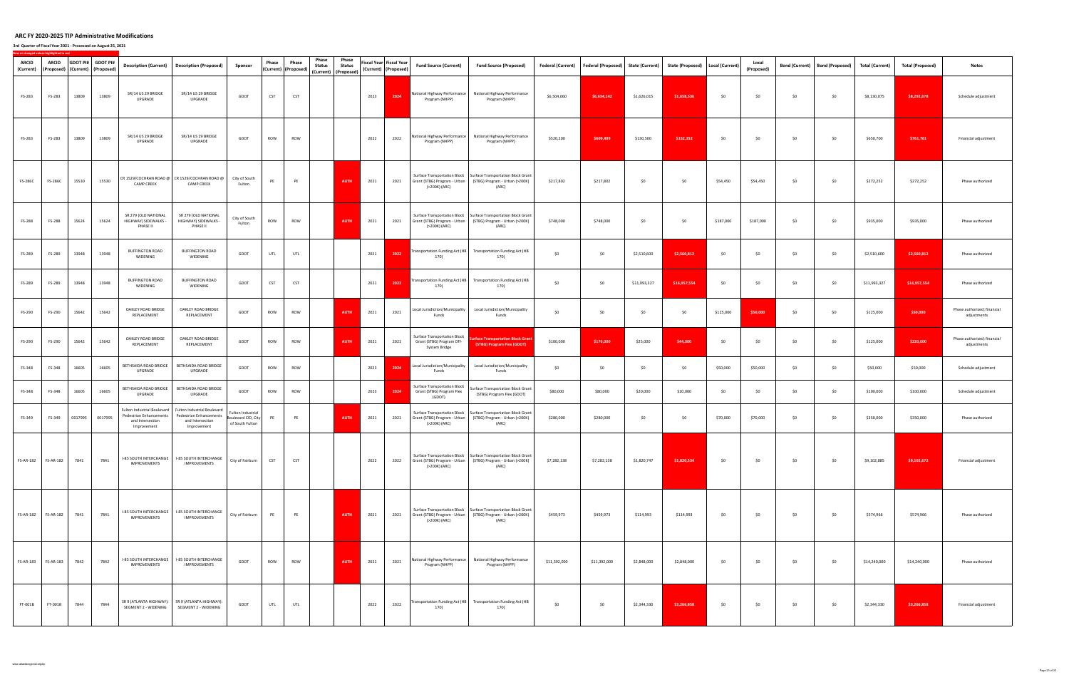# ARC FY 2020-2025 TIP Administrative Modifications

**3rd Quarter of Fiscal Year 2021 - Processed on August 25, 2021**

New or changed values highlighted in red

| ARCID (Current) | ARCID (Proposed) | GDOT PI# (Current) | GDOT PI# (Proposed) | Description (Current) | Description (Proposed) | Sponsor | Phase (Current) | Phase (Proposed) | Phase Status (Current) | Phase Status (Proposed) | Fiscal Year (Current) | Fiscal Year (Proposed) | Fund Source (Current) | Fund Source (Proposed) | Federal (Current) | Federal (Proposed) | State (Current) | State (Proposed) | Local (Current) | Local (Proposed) | Bond (Current) | Bond (Proposed) | Total (Current) | Total (Proposed) | Notes |
|---|---|---|---|---|---|---|---|---|---|---|---|---|---|---|---|---|---|---|---|---|---|---|---|---|---|
| FS-283 | FS-283 | 13809 | 13809 | SR/14 US 29 BRIDGE UPGRADE | SR/14 US 29 BRIDGE UPGRADE | GDOT | CST | CST | | | 2023 | 2024 | National Highway Performance Program (NHPP) | National Highway Performance Program (NHPP) | $6,504,060 | $6,634,142 | $1,626,015 | $1,658,536 | $0 | $0 | $0 | $0 | $8,130,075 | $8,292,678 | Schedule adjustment |
| FS-283 | FS-283 | 13809 | 13809 | SR/14 US 29 BRIDGE UPGRADE | SR/14 US 29 BRIDGE UPGRADE | GDOT | ROW | ROW | | | 2022 | 2022 | National Highway Performance Program (NHPP) | National Highway Performance Program (NHPP) | $520,200 | $609,409 | $130,500 | $152,352 | $0 | $0 | $0 | $0 | $650,700 | $761,761 | Financial adjustment |
| FS-286C | FS-286C | 15530 | 15530 | CR 1529/COCHRAN ROAD @ CAMP CREEK | CR 1529/COCHRAN ROAD @ CAMP CREEK | City of South Fulton | PE | PE | | AUTH | 2021 | 2021 | Surface Transportation Block Grant (STBG) Program - Urban (>200K) (ARC) | Surface Transportation Block Grant (STBG) Program - Urban (>200K) (ARC) | $217,802 | $217,802 | $0 | $0 | $54,450 | $54,450 | $0 | $0 | $272,252 | $272,252 | Phase authorized |
| FS-288 | FS-288 | 15624 | 15624 | SR 279 (OLD NATIONAL HIGHWAY) SIDEWALKS - PHASE II | SR 279 (OLD NATIONAL HIGHWAY) SIDEWALKS - PHASE II | City of South Fulton | ROW | ROW | | AUTH | 2021 | 2021 | Surface Transportation Block Grant (STBG) Program - Urban (>200K) (ARC) | Surface Transportation Block Grant (STBG) Program - Urban (>200K) (ARC) | $748,000 | $748,000 | $0 | $0 | $187,000 | $187,000 | $0 | $0 | $935,000 | $935,000 | Phase authorized |
| FS-289 | FS-289 | 13948 | 13948 | BUFFINGTON ROAD WIDENING | BUFFINGTON ROAD WIDENING | GDOT | UTL | UTL | | | 2021 | 2022 | Transportation Funding Act (HB 170) | Transportation Funding Act (HB 170) | $0 | $0 | $2,510,600 | $2,560,812 | $0 | $0 | $0 | $0 | $2,510,600 | $2,560,812 | Phase authorized |
| FS-289 | FS-289 | 13948 | 13948 | BUFFINGTON ROAD WIDENING | BUFFINGTON ROAD WIDENING | GDOT | CST | CST | | | 2021 | 2022 | Transportation Funding Act (HB 170) | Transportation Funding Act (HB 170) | $0 | $0 | $11,993,327 | $16,957,554 | $0 | $0 | $0 | $0 | $11,993,327 | $16,957,554 | Phase authorized |
| FS-290 | FS-290 | 15642 | 15642 | OAKLEY ROAD BRIDGE REPLACEMENT | OAKLEY ROAD BRIDGE REPLACEMENT | GDOT | ROW | ROW | | AUTH | 2021 | 2021 | Local Jurisdiction/Municipality Funds | Local Jurisdiction/Municipality Funds | $0 | $0 | $0 | $0 | $125,000 | $50,000 | $0 | $0 | $125,000 | $50,000 | Phase authorized; financial adjustments |
| FS-290 | FS-290 | 15642 | 15642 | OAKLEY ROAD BRIDGE REPLACEMENT | OAKLEY ROAD BRIDGE REPLACEMENT | GDOT | ROW | ROW | | AUTH | 2021 | 2021 | Surface Transportation Block Grant (STBG) Program Off-System Bridge | Surface Transportation Block Grant (STBG) Program Flex (GDOT) | $100,000 | $176,000 | $25,000 | $44,000 | $0 | $0 | $0 | $0 | $125,000 | $220,000 | Phase authorized; financial adjustments |
| FS-348 | FS-348 | 16605 | 16605 | BETHSAIDA ROAD BRIDGE UPGRADE | BETHSAIDA ROAD BRIDGE UPGRADE | GDOT | ROW | ROW | | | 2023 | 2024 | Local Jurisdiction/Municipality Funds | Local Jurisdiction/Municipality Funds | $0 | $0 | $0 | $0 | $50,000 | $50,000 | $0 | $0 | $50,000 | $50,000 | Schedule adjustment |
| FS-348 | FS-348 | 16605 | 16605 | BETHSAIDA ROAD BRIDGE UPGRADE | BETHSAIDA ROAD BRIDGE UPGRADE | GDOT | ROW | ROW | | | 2023 | 2024 | Surface Transportation Block Grant (STBG) Program Flex (GDOT) | Surface Transportation Block Grant (STBG) Program Flex (GDOT) | $80,000 | $80,000 | $20,000 | $20,000 | $0 | $0 | $0 | $0 | $100,000 | $100,000 | Schedule adjustment |
| FS-349 | FS-349 | 0017995 | 0017995 | Fulton Industrial Boulevard Pedestrian Enhancements and Intersection Improvement | Fulton Industrial Boulevard Pedestrian Enhancements and Intersection Improvement | Fulton Industrial Boulevard CID, City of South Fulton | PE | PE | | AUTH | 2021 | 2021 | Surface Transportation Block Grant (STBG) Program - Urban (>200K) (ARC) | Surface Transportation Block Grant (STBG) Program - Urban (>200K) (ARC) | $280,000 | $280,000 | $0 | $0 | $70,000 | $70,000 | $0 | $0 | $350,000 | $350,000 | Phase authorized |
| FS-AR-182 | FS-AR-182 | 7841 | 7841 | I-85 SOUTH INTERCHANGE IMPROVEMENTS | I-85 SOUTH INTERCHANGE IMPROVEMENTS | City of Fairburn | CST | CST | | | 2022 | 2022 | Surface Transportation Block Grant (STBG) Program - Urban (>200K) (ARC) | Surface Transportation Block Grant (STBG) Program - Urban (>200K) (ARC) | $7,282,138 | $7,282,138 | $1,820,747 | $1,820,534 | $0 | $0 | $0 | $0 | $9,102,885 | $9,102,672 | Financial adjustment |
| FS-AR-182 | FS-AR-182 | 7841 | 7841 | I-85 SOUTH INTERCHANGE IMPROVEMENTS | I-85 SOUTH INTERCHANGE IMPROVEMENTS | City of Fairburn | PE | PE | | AUTH | 2021 | 2021 | Surface Transportation Block Grant (STBG) Program - Urban (>200K) (ARC) | Surface Transportation Block Grant (STBG) Program - Urban (>200K) (ARC) | $459,973 | $459,973 | $114,993 | $114,993 | $0 | $0 | $0 | $0 | $574,966 | $574,966 | Phase authorized |
| FS-AR-183 | FS-AR-183 | 7842 | 7842 | I-85 SOUTH INTERCHANGE IMPROVEMENTS | I-85 SOUTH INTERCHANGE IMPROVEMENTS | GDOT | ROW | ROW | | AUTH | 2021 | 2021 | National Highway Performance Program (NHPP) | National Highway Performance Program (NHPP) | $11,392,000 | $11,392,000 | $2,848,000 | $2,848,000 | $0 | $0 | $0 | $0 | $14,240,000 | $14,240,000 | Phase authorized |
| FT-001B | FT-001B | 7844 | 7844 | SR 9 (ATLANTA HIGHWAY): SEGMENT 2 - WIDENING | SR 9 (ATLANTA HIGHWAY): SEGMENT 2 - WIDENING | GDOT | UTL | UTL | | | 2022 | 2022 | Transportation Funding Act (HB 170) | Transportation Funding Act (HB 170) | $0 | $0 | $2,344,330 | $3,266,858 | $0 | $0 | $0 | $0 | $2,344,330 | $3,266,858 | Financial adjustment |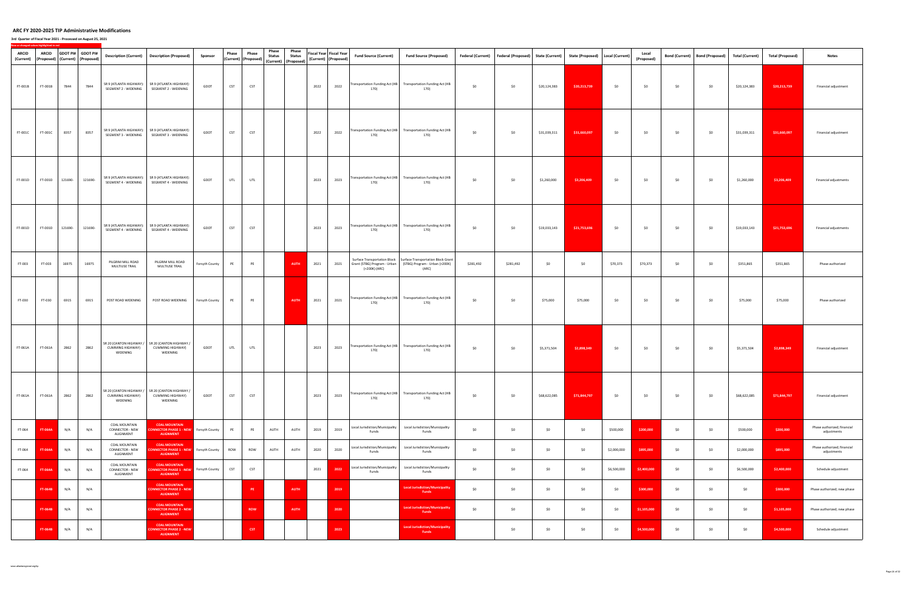# ARC FY 2020-2025 TIP Administrative Modifications

**3rd Quarter of Fiscal Year 2021 - Processed on August 25, 2021**

New or changed values highlighted in red

| ARCID (Current) | ARCID (Proposed) | GDOT PI# (Current) | GDOT PI# (Proposed) | Description (Current) | Description (Proposed) | Sponsor | Phase (Current) | Phase (Proposed) | Phase Status (Current) | Phase Status (Proposed) | Fiscal Year (Current) | Fiscal Year (Proposed) | Fund Source (Current) | Fund Source (Proposed) | Federal (Current) | Federal (Proposed) | State (Current) | State (Proposed) | Local (Current) | Local (Proposed) | Bond (Current) | Bond (Proposed) | Total (Current) | Total (Proposed) | Notes |
|---|---|---|---|---|---|---|---|---|---|---|---|---|---|---|---|---|---|---|---|---|---|---|---|---|---|
| FT-001B | FT-001B | 7844 | 7844 | SR 9 (ATLANTA HIGHWAY): SEGMENT 2 - WIDENING | SR 9 (ATLANTA HIGHWAY): SEGMENT 2 - WIDENING | GDOT | CST | CST | | | 2022 | 2022 | Transportation Funding Act (HB 170) | Transportation Funding Act (HB 170) | $0 | $0 | $20,124,383 | $20,213,739 | $0 | $0 | $0 | $0 | $20,124,383 | $20,213,739 | Financial adjustment |
| FT-001C | FT-001C | 8357 | 8357 | SR 9 (ATLANTA HIGHWAY): SEGMENT 3 - WIDENING | SR 9 (ATLANTA HIGHWAY): SEGMENT 3 - WIDENING | GDOT | CST | CST | | | 2022 | 2022 | Transportation Funding Act (HB 170) | Transportation Funding Act (HB 170) | $0 | $0 | $31,039,311 | $31,660,097 | $0 | $0 | $0 | $0 | $31,039,311 | $31,660,097 | Financial adjustment |
| FT-001D | FT-001D | 121690- | 121690- | SR 9 (ATLANTA HIGHWAY): SEGMENT 4 - WIDENING | SR 9 (ATLANTA HIGHWAY): SEGMENT 4 - WIDENING | GDOT | UTL | UTL | | | 2023 | 2023 | Transportation Funding Act (HB 170) | Transportation Funding Act (HB 170) | $0 | $0 | $1,260,000 | $3,206,409 | $0 | $0 | $0 | $0 | $1,260,000 | $3,206,409 | Financial adjustments |
| FT-001D | FT-001D | 121690- | 121690- | SR 9 (ATLANTA HIGHWAY): SEGMENT 4 - WIDENING | SR 9 (ATLANTA HIGHWAY): SEGMENT 4 - WIDENING | GDOT | CST | CST | | | 2023 | 2023 | Transportation Funding Act (HB 170) | Transportation Funding Act (HB 170) | $0 | $0 | $19,033,143 | $21,753,696 | $0 | $0 | $0 | $0 | $19,033,143 | $21,753,696 | Financial adjustments |
| FT-003 | FT-003 | 16975 | 16975 | PILGRIM MILL ROAD MULTIUSE TRAIL | PILGRIM MILL ROAD MULTIUSE TRAIL | Forsyth County | PE | PE | | AUTH | 2021 | 2021 | Surface Transportation Block Grant (STBG) Program - Urban (>200K) (ARC) | Surface Transportation Block Grant (STBG) Program - Urban (>200K) (ARC) | $281,492 | $281,492 | $0 | $0 | $70,373 | $70,373 | $0 | $0 | $351,865 | $351,865 | Phase authorized |
| FT-030 | FT-030 | 6915 | 6915 | POST ROAD WIDENING | POST ROAD WIDENING | Forsyth County | PE | PE | | AUTH | 2021 | 2021 | Transportation Funding Act (HB 170) | Transportation Funding Act (HB 170) | $0 | $0 | $75,000 | $75,000 | $0 | $0 | $0 | $0 | $75,000 | $75,000 | Phase authorized |
| FT-061A | FT-061A | 2862 | 2862 | SR 20 (CANTON HIGHWAY / CUMMING HIGHWAY) WIDENING | SR 20 (CANTON HIGHWAY / CUMMING HIGHWAY) WIDENING | GDOT | UTL | UTL | | | 2023 | 2023 | Transportation Funding Act (HB 170) | Transportation Funding Act (HB 170) | $0 | $0 | $5,371,504 | $2,898,349 | $0 | $0 | $0 | $0 | $5,371,504 | $2,898,349 | Financial adjustment |
| FT-061A | FT-061A | 2862 | 2862 | SR 20 (CANTON HIGHWAY / CUMMING HIGHWAY) WIDENING | SR 20 (CANTON HIGHWAY / CUMMING HIGHWAY) WIDENING | GDOT | CST | CST | | | 2023 | 2023 | Transportation Funding Act (HB 170) | Transportation Funding Act (HB 170) | $0 | $0 | $68,622,085 | $71,844,797 | $0 | $0 | $0 | $0 | $68,622,085 | $71,844,797 | Financial adjustment |
| FT-064 | FT-064A | N/A | N/A | COAL MOUNTAIN CONNECTOR - NEW ALIGNMENT | COAL MOUNTAIN CONNECTOR PHASE 1 - NEW ALIGNMENT | Forsyth County | PE | PE | AUTH | AUTH | 2019 | 2019 | Local Jurisdiction/Municipality Funds | Local Jurisdiction/Municipality Funds | $0 | $0 | $0 | $0 | $500,000 | $200,000 | $0 | $0 | $500,000 | $200,000 | Phase authorized; financial adjustments |
| FT-064 | FT-064A | N/A | N/A | COAL MOUNTAIN CONNECTOR - NEW ALIGNMENT | COAL MOUNTAIN CONNECTOR PHASE 1 - NEW ALIGNMENT | Forsyth County | ROW | ROW | AUTH | AUTH | 2020 | 2020 | Local Jurisdiction/Municipality Funds | Local Jurisdiction/Municipality Funds | $0 | $0 | $0 | $0 | $2,000,000 | $895,000 | $0 | $0 | $2,000,000 | $895,000 | Phase authorized; financial adjustments |
| FT-064 | FT-064A | N/A | N/A | COAL MOUNTAIN CONNECTOR - NEW ALIGNMENT | COAL MOUNTAIN CONNECTOR PHASE 1 - NEW ALIGNMENT | Forsyth County | CST | CST | | | 2021 | 2022 | Local Jurisdiction/Municipality Funds | Local Jurisdiction/Municipality Funds | $0 | $0 | $0 | $0 | $6,500,000 | $2,400,000 | $0 | $0 | $6,500,000 | $2,400,000 | Schedule adjustment |
| | FT-064B | N/A | N/A | | COAL MOUNTAIN CONNECTOR PHASE 2 - NEW ALIGNMENT | | | PE | | AUTH | | 2019 | | Local Jurisdiction/Municipality Funds | $0 | $0 | $0 | $0 | $0 | $300,000 | $0 | $0 | $0 | $300,000 | Phase authorized; new phase |
| | FT-064B | N/A | N/A | | COAL MOUNTAIN CONNECTOR PHASE 2 - NEW ALIGNMENT | | | ROW | | AUTH | | 2020 | | Local Jurisdiction/Municipality Funds | $0 | $0 | $0 | $0 | $0 | $1,105,000 | $0 | $0 | $0 | $1,105,000 | Phase authorized; new phase |
| | FT-064B | N/A | N/A | | COAL MOUNTAIN CONNECTOR PHASE 2 - NEW ALIGNMENT | | | CST | | | | 2023 | | Local Jurisdiction/Municipality Funds | | $0 | $0 | $0 | $0 | $4,500,000 | $0 | $0 | $0 | $4,500,000 | Schedule adjustment |

www.atlantaregional.org/tip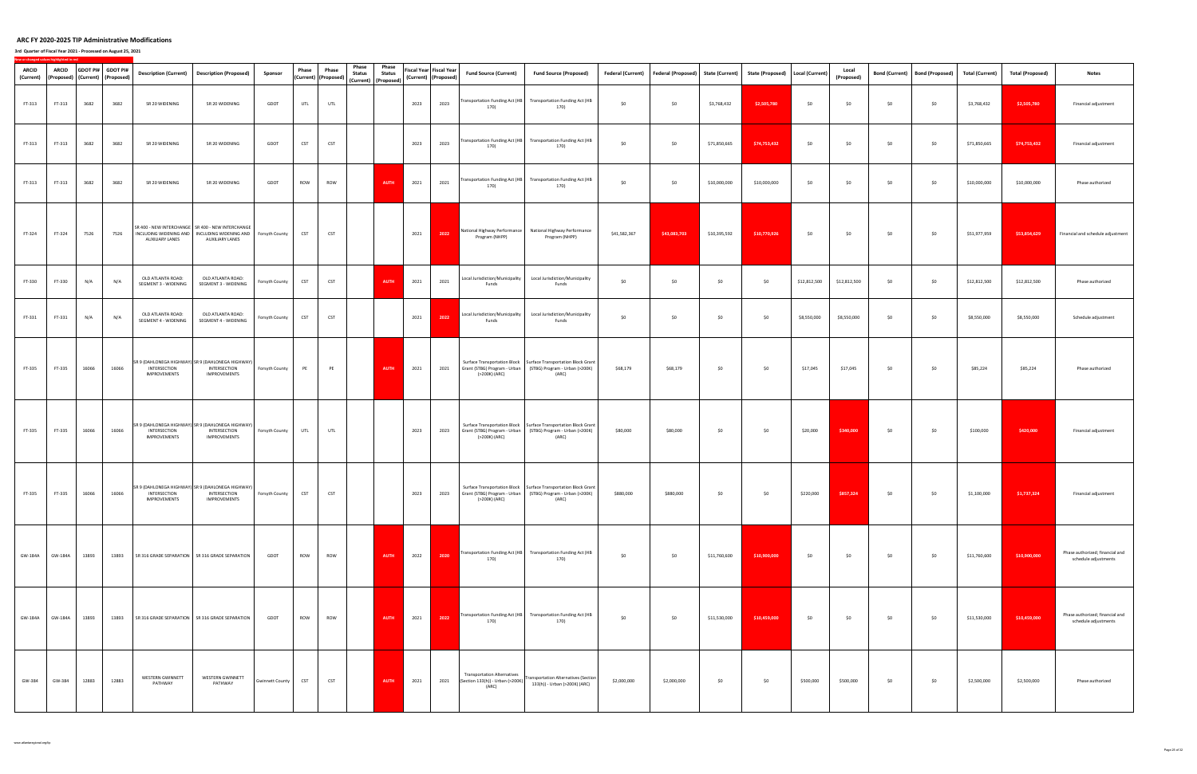# ARC FY 2020-2025 TIP Administrative Modifications

**3rd Quarter of Fiscal Year 2021 - Processed on August 25, 2021**

New or changed values highlighted in red

| ARCID (Current) | ARCID (Proposed) | GDOT PI# (Current) | GDOT PI# (Proposed) | Description (Current) | Description (Proposed) | Sponsor | Phase (Current) | Phase (Proposed) | Phase Status (Current) | Phase Status (Proposed) | Fiscal Year (Current) | Fiscal Year (Proposed) | Fund Source (Current) | Fund Source (Proposed) | Federal (Current) | Federal (Proposed) | State (Current) | State (Proposed) | Local (Current) | Local (Proposed) | Bond (Current) | Bond (Proposed) | Total (Current) | Total (Proposed) | Notes |
|---|---|---|---|---|---|---|---|---|---|---|---|---|---|---|---|---|---|---|---|---|---|---|---|---|---|
| FT-313 | FT-313 | 3682 | 3682 | SR 20 WIDENING | SR 20 WIDENING | GDOT | UTL | UTL | | | 2023 | 2023 | Transportation Funding Act (HB 170) | Transportation Funding Act (HB 170) | $0 | $0 | $3,768,432 | $2,505,780 | $0 | $0 | $0 | $0 | $3,768,432 | $2,505,780 | Financial adjustment |
| FT-313 | FT-313 | 3682 | 3682 | SR 20 WIDENING | SR 20 WIDENING | GDOT | CST | CST | | | 2023 | 2023 | Transportation Funding Act (HB 170) | Transportation Funding Act (HB 170) | $0 | $0 | $71,850,665 | $74,753,432 | $0 | $0 | $0 | $0 | $71,850,665 | $74,753,432 | Financial adjustment |
| FT-313 | FT-313 | 3682 | 3682 | SR 20 WIDENING | SR 20 WIDENING | GDOT | ROW | ROW | | AUTH | 2021 | 2021 | Transportation Funding Act (HB 170) | Transportation Funding Act (HB 170) | $0 | $0 | $10,000,000 | $10,000,000 | $0 | $0 | $0 | $0 | $10,000,000 | $10,000,000 | Phase authorized |
| FT-324 | FT-324 | 7526 | 7526 | SR 400 - NEW INTERCHANGE INCLUDING WIDENING AND AUXILIARY LANES | SR 400 - NEW INTERCHANGE INCLUDING WIDENING AND AUXILIARY LANES | Forsyth County | CST | CST | | | 2021 | 2022 | National Highway Performance Program (NHPP) | National Highway Performance Program (NHPP) | $41,582,367 | $43,083,703 | $10,395,592 | $10,770,926 | $0 | $0 | $0 | $0 | $51,977,959 | $53,854,629 | Financial and schedule adjustment |
| FT-330 | FT-330 | N/A | N/A | OLD ATLANTA ROAD: SEGMENT 3 - WIDENING | OLD ATLANTA ROAD: SEGMENT 3 - WIDENING | Forsyth County | CST | CST | | AUTH | 2021 | 2021 | Local Jurisdiction/Municipality Funds | Local Jurisdiction/Municipality Funds | $0 | $0 | $0 | $0 | $12,812,500 | $12,812,500 | $0 | $0 | $12,812,500 | $12,812,500 | Phase authorized |
| FT-331 | FT-331 | N/A | N/A | OLD ATLANTA ROAD: SEGMENT 4 - WIDENING | OLD ATLANTA ROAD: SEGMENT 4 - WIDENING | Forsyth County | CST | CST | | | 2021 | 2022 | Local Jurisdiction/Municipality Funds | Local Jurisdiction/Municipality Funds | $0 | $0 | $0 | $0 | $8,550,000 | $8,550,000 | $0 | $0 | $8,550,000 | $8,550,000 | Schedule adjustment |
| FT-335 | FT-335 | 16066 | 16066 | SR 9 (DAHLONEGA HIGHWAY) INTERSECTION IMPROVEMENTS | SR 9 (DAHLONEGA HIGHWAY) INTERSECTION IMPROVEMENTS | Forsyth County | PE | PE | | AUTH | 2021 | 2021 | Surface Transportation Block Grant (STBG) Program - Urban (>200K) (ARC) | Surface Transportation Block Grant (STBG) Program - Urban (>200K) (ARC) | $68,179 | $68,179 | $0 | $0 | $17,045 | $17,045 | $0 | $0 | $85,224 | $85,224 | Phase authorized |
| FT-335 | FT-335 | 16066 | 16066 | SR 9 (DAHLONEGA HIGHWAY) INTERSECTION IMPROVEMENTS | SR 9 (DAHLONEGA HIGHWAY) INTERSECTION IMPROVEMENTS | Forsyth County | UTL | UTL | | | 2023 | 2023 | Surface Transportation Block Grant (STBG) Program - Urban (>200K) (ARC) | Surface Transportation Block Grant (STBG) Program - Urban (>200K) (ARC) | $80,000 | $80,000 | $0 | $0 | $20,000 | $340,000 | $0 | $0 | $100,000 | $420,000 | Financial adjustment |
| FT-335 | FT-335 | 16066 | 16066 | SR 9 (DAHLONEGA HIGHWAY) INTERSECTION IMPROVEMENTS | SR 9 (DAHLONEGA HIGHWAY) INTERSECTION IMPROVEMENTS | Forsyth County | CST | CST | | | 2023 | 2023 | Surface Transportation Block Grant (STBG) Program - Urban (>200K) (ARC) | Surface Transportation Block Grant (STBG) Program - Urban (>200K) (ARC) | $880,000 | $880,000 | $0 | $0 | $220,000 | $857,324 | $0 | $0 | $1,100,000 | $1,737,324 | Financial adjustment |
| GW-184A | GW-184A | 13893 | 13893 | SR 316 GRADE SEPARATION | SR 316 GRADE SEPARATION | GDOT | ROW | ROW | | AUTH | 2022 | 2020 | Transportation Funding Act (HB 170) | Transportation Funding Act (HB 170) | $0 | $0 | $11,760,600 | $10,900,000 | $0 | $0 | $0 | $0 | $11,760,600 | $10,900,000 | Phase authorized; financial and schedule adjustments |
| GW-184A | GW-184A | 13893 | 13893 | SR 316 GRADE SEPARATION | SR 316 GRADE SEPARATION | GDOT | ROW | ROW | | AUTH | 2021 | 2022 | Transportation Funding Act (HB 170) | Transportation Funding Act (HB 170) | $0 | $0 | $11,530,000 | $10,459,000 | $0 | $0 | $0 | $0 | $11,530,000 | $10,459,000 | Phase authorized; financial and schedule adjustments |
| GW-384 | GW-384 | 12883 | 12883 | WESTERN GWINNETT PATHWAY | WESTERN GWINNETT PATHWAY | Gwinnett County | CST | CST | | AUTH | 2021 | 2021 | Transportation Alternatives (Section 133(h)) - Urban (>200K) (ARC) | Transportation Alternatives (Section 133(h)) - Urban (>200K) (ARC) | $2,000,000 | $2,000,000 | $0 | $0 | $500,000 | $500,000 | $0 | $0 | $2,500,000 | $2,500,000 | Phase authorized |

www.atlantaregional.org/tip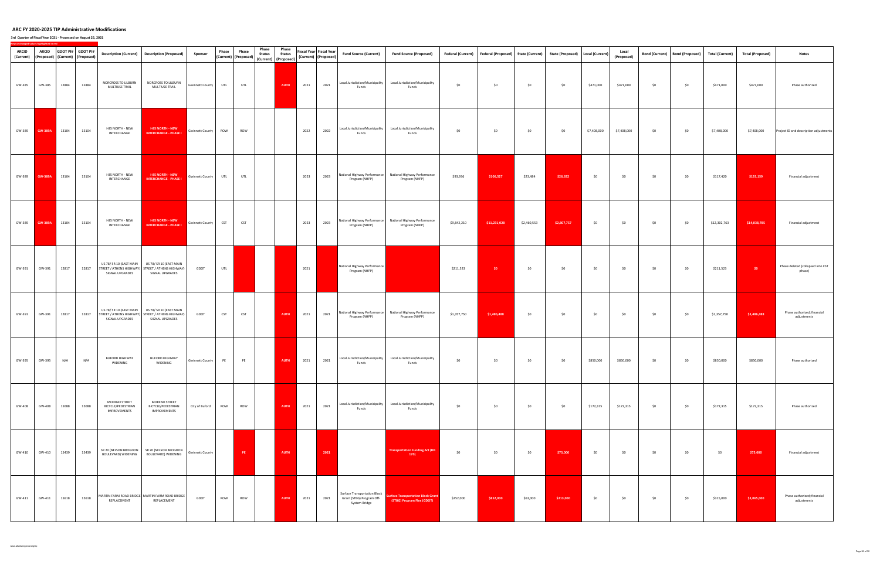# ARC FY 2020-2025 TIP Administrative Modifications

**3rd Quarter of Fiscal Year 2021 - Processed on August 25, 2021**

New or changed values highlighted in red

| ARCID (Current) | ARCID (Proposed) | GDOT PI# (Current) | GDOT PI# (Proposed) | Description (Current) | Description (Proposed) | Sponsor | Phase (Current) | Phase (Proposed) | Phase Status (Current) | Phase Status (Proposed) | Fiscal Year (Current) | Fiscal Year (Proposed) | Fund Source (Current) | Fund Source (Proposed) | Federal (Current) | Federal (Proposed) | State (Current) | State (Proposed) | Local (Current) | Local (Proposed) | Bond (Current) | Bond (Proposed) | Total (Current) | Total (Proposed) | Notes |
|---|---|---|---|---|---|---|---|---|---|---|---|---|---|---|---|---|---|---|---|---|---|---|---|---|---|
| GW-385 | GW-385 | 12884 | 12884 | NORCROSS TO LILBURN MULTIUSE TRAIL | NORCROSS TO LILBURN MULTIUSE TRAIL | Gwinnett County | UTL | UTL | | AUTH | 2021 | 2021 | Local Jurisdiction/Municipality Funds | Local Jurisdiction/Municipality Funds | $0 | $0 | $0 | $0 | $471,000 | $471,000 | $0 | $0 | $471,000 | $471,000 | Phase authorized |
| GW-389 | GW-389A | 13104 | 13104 | I-85 NORTH - NEW INTERCHANGE | I-85 NORTH - NEW INTERCHANGE - PHASE I | Gwinnett County | ROW | ROW | | | 2022 | 2022 | Local Jurisdiction/Municipality Funds | Local Jurisdiction/Municipality Funds | $0 | $0 | $0 | $0 | $7,408,000 | $7,408,000 | $0 | $0 | $7,408,000 | $7,408,000 | Project ID and description adjustments |
| GW-389 | GW-389A | 13104 | 13104 | I-85 NORTH - NEW INTERCHANGE | I-85 NORTH - NEW INTERCHANGE - PHASE I | Gwinnett County | UTL | UTL | | | 2023 | 2023 | National Highway Performance Program (NHPP) | National Highway Performance Program (NHPP) | $93,936 | $106,527 | $23,484 | $26,632 | $0 | $0 | $0 | $0 | $117,420 | $133,159 | Financial adjustment |
| GW-389 | GW-389A | 13104 | 13104 | I-85 NORTH - NEW INTERCHANGE | I-85 NORTH - NEW INTERCHANGE - PHASE I | Gwinnett County | CST | CST | | | 2023 | 2023 | National Highway Performance Program (NHPP) | National Highway Performance Program (NHPP) | $9,842,210 | $11,231,028 | $2,460,553 | $2,807,757 | $0 | $0 | $0 | $0 | $12,302,763 | $14,038,785 | Financial adjustment |
| GW-391 | GW-391 | 12817 | 12817 | US 78/ SR 10 (EAST MAIN STREET / ATHENS HIGHWAY) SIGNAL UPGRADES | US 78/ SR 10 (EAST MAIN STREET / ATHENS HIGHWAY) SIGNAL UPGRADES | GDOT | UTL | | | | 2021 | | National Highway Performance Program (NHPP) | | $211,523 | $0 | $0 | $0 | $0 | $0 | $0 | $0 | $211,523 | $0 | Phase deleted (collapsed into CST phase) |
| GW-391 | GW-391 | 12817 | 12817 | US 78/ SR 10 (EAST MAIN STREET / ATHENS HIGHWAY) SIGNAL UPGRADES | US 78/ SR 10 (EAST MAIN STREET / ATHENS HIGHWAY) SIGNAL UPGRADES | GDOT | CST | CST | | AUTH | 2021 | 2021 | National Highway Performance Program (NHPP) | National Highway Performance Program (NHPP) | $1,357,750 | $1,486,488 | $0 | $0 | $0 | $0 | $0 | $0 | $1,357,750 | $1,486,488 | Phase authorized; financial adjustments |
| GW-395 | GW-395 | N/A | N/A | BUFORD HIGHWAY WIDENING | BUFORD HIGHWAY WIDENING | Gwinnett County | PE | PE | | AUTH | 2021 | 2021 | Local Jurisdiction/Municipality Funds | Local Jurisdiction/Municipality Funds | $0 | $0 | $0 | $0 | $850,000 | $850,000 | $0 | $0 | $850,000 | $850,000 | Phase authorized |
| GW-408 | GW-408 | 15088 | 15088 | MORENO STREET BICYCLE/PEDESTRIAN IMPROVEMENTS | MORENO STREET BICYCLE/PEDESTRIAN IMPROVEMENTS | City of Buford | ROW | ROW | | AUTH | 2021 | 2021 | Local Jurisdiction/Municipality Funds | Local Jurisdiction/Municipality Funds | $0 | $0 | $0 | $0 | $172,315 | $172,315 | $0 | $0 | $172,315 | $172,315 | Phase authorized |
| GW-410 | GW-410 | 15439 | 15439 | SR 20 (NELSON BROGDON BOULEVARD) WIDENING | SR 20 (NELSON BROGDON BOULEVARD) WIDENING | Gwinnett County | | PE | | AUTH | | 2021 | | Transportation Funding Act (HB 170) | $0 | $0 | $0 | $75,000 | $0 | $0 | $0 | $0 | $0 | $75,000 | Financial adjustment |
| GW-411 | GW-411 | 15618 | 15618 | MARTIN FARM ROAD BRIDGE REPLACEMENT | MARTIN FARM ROAD BRIDGE REPLACEMENT | GDOT | ROW | ROW | | AUTH | 2021 | 2021 | Surface Transportation Block Grant (STBG) Program Off-System Bridge | Surface Transportation Block Grant (STBG) Program Flex (GDOT) | $252,000 | $852,000 | $63,000 | $213,000 | $0 | $0 | $0 | $0 | $315,000 | $1,065,000 | Phase authorized; financial adjustments |

www.atlantaregional.org/tip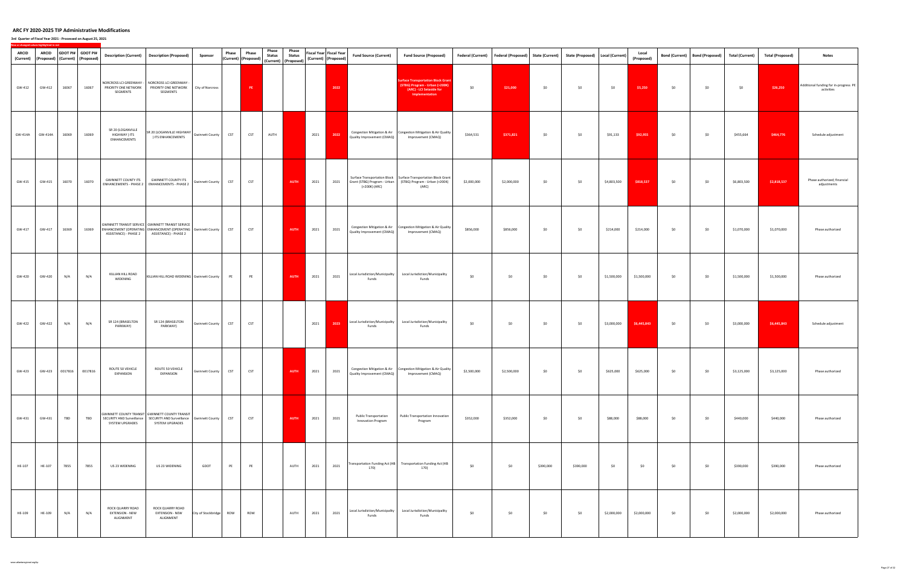## ARC FY 2020-2025 TIP Administrative Modifications

**3rd Quarter of Fiscal Year 2021 - Processed on August 25, 2021**

New or changed values highlighted in red

| ARCID (Current) | ARCID (Proposed) | GDOT PI# (Current) | GDOT PI# (Proposed) | Description (Current) | Description (Proposed) | Sponsor | Phase (Current) | Phase (Proposed) | Phase Status (Current) | Phase Status (Proposed) | Fiscal Year (Current) | Fiscal Year (Proposed) | Fund Source (Current) | Fund Source (Proposed) | Federal (Current) | Federal (Proposed) | State (Current) | State (Proposed) | Local (Current) | Local (Proposed) | Bond (Current) | Bond (Proposed) | Total (Current) | Total (Proposed) | Notes |
|---|---|---|---|---|---|---|---|---|---|---|---|---|---|---|---|---|---|---|---|---|---|---|---|---|---|
| GW-412 | GW-412 | 16067 | 16067 | NORCROSS LCI GREENWAY - PRIORITY ONE NETWORK SEGMENTS | NORCROSS LCI GREENWAY - PRIORITY ONE NETWORK SEGMENTS | City of Norcross | | PE | | | | 2022 | | Surface Transportation Block Grant (STBG) Program - Urban (>200K) (ARC) - LCI Setaside for Implementation | $0 | $21,000 | $0 | $0 | $0 | $5,250 | $0 | $0 | $0 | $26,250 | Additional funding for in-progress PE activities |
| GW-414A | GW-414A | 16069 | 16069 | SR 20 (LOGANVILLE HIGHWAY ) ITS ENHANCEMENTS | SR 20 (LOGANVILLE HIGHWAY ) ITS ENHANCEMENTS | Gwinnett County | CST | CST | AUTH | | 2021 | 2022 | Congestion Mitigation & Air Quality Improvement (CMAQ) | Congestion Mitigation & Air Quality Improvement (CMAQ) | $364,531 | $371,821 | $0 | $0 | $91,133 | $92,955 | $0 | $0 | $455,664 | $464,776 | Schedule adjustment |
| GW-415 | GW-415 | 16070 | 16070 | GWINNETT COUNTY ITS ENHANCEMENTS - PHASE 2 | GWINNETT COUNTY ITS ENHANCEMENTS - PHASE 2 | Gwinnett County | CST | CST | | AUTH | 2021 | 2021 | Surface Transportation Block Grant (STBG) Program - Urban (>200K) (ARC) | Surface Transportation Block Grant (STBG) Program - Urban (>200K) (ARC) | $2,000,000 | $2,000,000 | $0 | $0 | $4,803,500 | $818,537 | $0 | $0 | $6,803,500 | $2,818,537 | Phase authorized; financial adjustments |
| GW-417 | GW-417 | 16369 | 16369 | GWINNETT TRANSIT SERVICE ENHANCEMENT (OPERATING ASSISTANCE) - PHASE 2 | GWINNETT TRANSIT SERVICE ENHANCEMENT (OPERATING ASSISTANCE) - PHASE 2 | Gwinnett County | CST | CST | | AUTH | 2021 | 2021 | Congestion Mitigation & Air Quality Improvement (CMAQ) | Congestion Mitigation & Air Quality Improvement (CMAQ) | $856,000 | $856,000 | $0 | $0 | $214,000 | $214,000 | $0 | $0 | $1,070,000 | $1,070,000 | Phase authorized |
| GW-420 | GW-420 | N/A | N/A | KILLIAN HILL ROAD WIDENING | KILLIAN HILL ROAD WIDENING | Gwinnett County | PE | PE | | AUTH | 2021 | 2021 | Local Jurisdiction/Municipality Funds | Local Jurisdiction/Municipality Funds | $0 | $0 | $0 | $0 | $1,500,000 | $1,500,000 | $0 | $0 | $1,500,000 | $1,500,000 | Phase authorized |
| GW-422 | GW-422 | N/A | N/A | SR 124 (BRASELTON PARKWAY) | SR 124 (BRASELTON PARKWAY) | Gwinnett County | CST | CST | | | 2021 | 2023 | Local Jurisdiction/Municipality Funds | Local Jurisdiction/Municipality Funds | $0 | $0 | $0 | $0 | $3,000,000 | $6,445,843 | $0 | $0 | $3,000,000 | $6,445,843 | Schedule adjustment |
| GW-423 | GW-423 | 0017816 | 0017816 | ROUTE 50 VEHICLE EXPANSION | ROUTE 50 VEHICLE EXPANSION | Gwinnett County | CST | CST | | AUTH | 2021 | 2021 | Congestion Mitigation & Air Quality Improvement (CMAQ) | Congestion Mitigation & Air Quality Improvement (CMAQ) | $2,500,000 | $2,500,000 | $0 | $0 | $625,000 | $625,000 | $0 | $0 | $3,125,000 | $3,125,000 | Phase authorized |
| GW-431 | GW-431 | TBD | TBD | GWINNETT COUNTY TRANSIT SECURITY AND Surveillance SYSTEM UPGRADES | GWINNETT COUNTY TRANSIT SECURITY AND Surveillance SYSTEM UPGRADES | Gwinnett County | CST | CST | | AUTH | 2021 | 2021 | Public Transportation Innovation Program | Public Transportation Innovation Program | $352,000 | $352,000 | $0 | $0 | $88,000 | $88,000 | $0 | $0 | $440,000 | $440,000 | Phase authorized |
| HE-107 | HE-107 | 7855 | 7855 | US 23 WIDENING | US 23 WIDENING | GDOT | PE | PE | | AUTH | 2021 | 2021 | Transportation Funding Act (HB 170) | Transportation Funding Act (HB 170) | $0 | $0 | $390,000 | $390,000 | $0 | $0 | $0 | $0 | $390,000 | $390,000 | Phase authorized |
| HE-109 | HE-109 | N/A | N/A | ROCK QUARRY ROAD EXTENSION - NEW ALIGNMENT | ROCK QUARRY ROAD EXTENSION - NEW ALIGNMENT | City of Stockbridge | ROW | ROW | | AUTH | 2021 | 2021 | Local Jurisdiction/Municipality Funds | Local Jurisdiction/Municipality Funds | $0 | $0 | $0 | $0 | $2,000,000 | $2,000,000 | $0 | $0 | $2,000,000 | $2,000,000 | Phase authorized |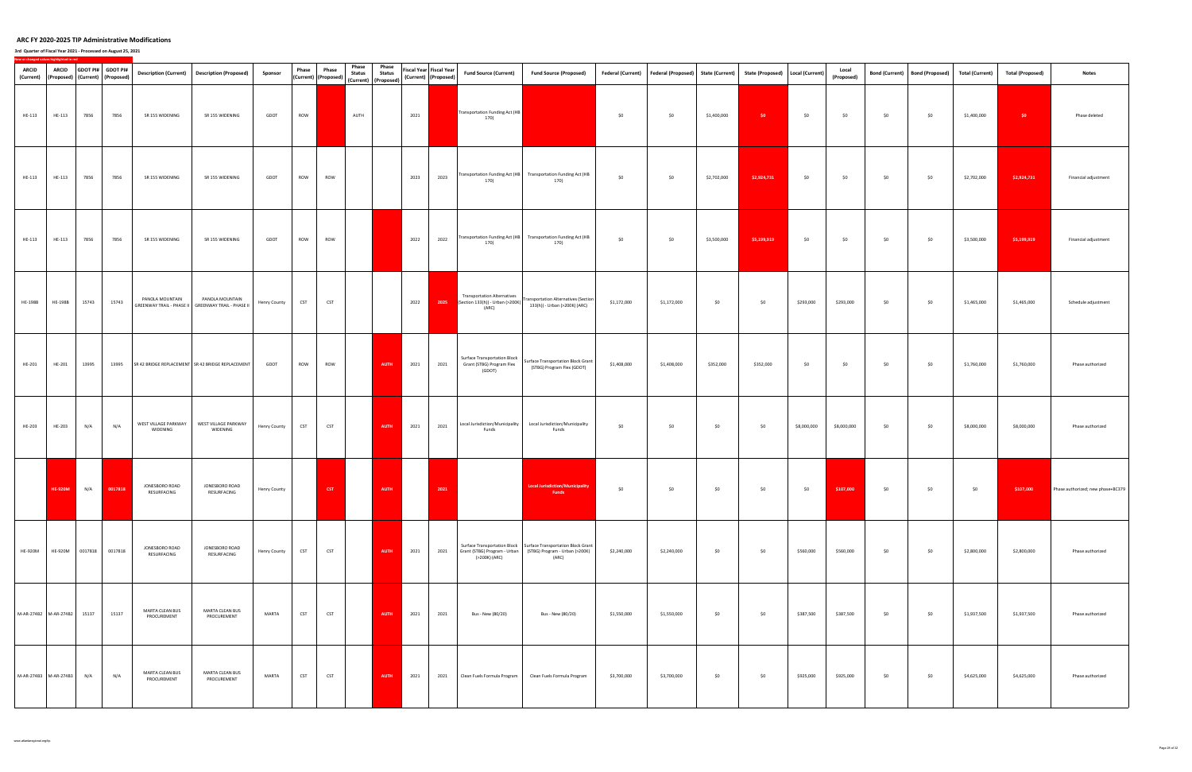# ARC FY 2020-2025 TIP Administrative Modifications

**3rd Quarter of Fiscal Year 2021 - Processed on August 25, 2021**

New or changed values highlighted in red

| ARCID (Current) | ARCID (Proposed) | GDOT PI# (Current) | GDOT PI# (Proposed) | Description (Current) | Description (Proposed) | Sponsor | Phase (Current) | Phase (Proposed) | Phase Status (Current) | Phase Status (Proposed) | Fiscal Year (Current) | Fiscal Year (Proposed) | Fund Source (Current) | Fund Source (Proposed) | Federal (Current) | Federal (Proposed) | State (Current) | State (Proposed) | Local (Current) | Local (Proposed) | Bond (Current) | Bond (Proposed) | Total (Current) | Total (Proposed) | Notes |
|---|---|---|---|---|---|---|---|---|---|---|---|---|---|---|---|---|---|---|---|---|---|---|---|---|---|
| HE-113 | HE-113 | 7856 | 7856 | SR 155 WIDENING | SR 155 WIDENING | GDOT | ROW | | AUTH | | 2021 | | Transportation Funding Act (HB 170) | | $0 | $0 | $1,400,000 | $0 | $0 | $0 | $0 | $0 | $1,400,000 | $0 | Phase deleted |
| HE-113 | HE-113 | 7856 | 7856 | SR 155 WIDENING | SR 155 WIDENING | GDOT | ROW | ROW | | | 2023 | 2023 | Transportation Funding Act (HB 170) | Transportation Funding Act (HB 170) | $0 | $0 | $2,702,000 | $2,924,731 | $0 | $0 | $0 | $0 | $2,702,000 | $2,924,731 | Financial adjustment |
| HE-113 | HE-113 | 7856 | 7856 | SR 155 WIDENING | SR 155 WIDENING | GDOT | ROW | ROW | | | 2022 | 2022 | Transportation Funding Act (HB 170) | Transportation Funding Act (HB 170) | $0 | $0 | $3,500,000 | $5,199,919 | $0 | $0 | $0 | $0 | $3,500,000 | $5,199,919 | Financial adjustment |
| HE-198B | HE-198B | 15743 | 15743 | PANOLA MOUNTAIN GREENWAY TRAIL - PHASE II | PANOLA MOUNTAIN GREENWAY TRAIL - PHASE II | Henry County | CST | CST | | | 2022 | 2025 | Transportation Alternatives (Section 133(h)) - Urban (>200K) (ARC) | Transportation Alternatives (Section 133(h)) - Urban (>200K) (ARC) | $1,172,000 | $1,172,000 | $0 | $0 | $293,000 | $293,000 | $0 | $0 | $1,465,000 | $1,465,000 | Schedule adjustment |
| HE-201 | HE-201 | 13995 | 13995 | SR 42 BRIDGE REPLACEMENT | SR 42 BRIDGE REPLACEMENT | GDOT | ROW | ROW | | AUTH | 2021 | 2021 | Surface Transportation Block Grant (STBG) Program Flex (GDOT) | Surface Transportation Block Grant (STBG) Program Flex (GDOT) | $1,408,000 | $1,408,000 | $352,000 | $352,000 | $0 | $0 | $0 | $0 | $1,760,000 | $1,760,000 | Phase authorized |
| HE-203 | HE-203 | N/A | N/A | WEST VILLAGE PARKWAY WIDENING | WEST VILLAGE PARKWAY WIDENING | Henry County | CST | CST | | AUTH | 2021 | 2021 | Local Jurisdiction/Municipality Funds | Local Jurisdiction/Municipality Funds | $0 | $0 | $0 | $0 | $8,000,000 | $8,000,000 | $0 | $0 | $8,000,000 | $8,000,000 | Phase authorized |
| | HE-920M | N/A | 0017818 | JONESBORO ROAD RESURFACING | JONESBORO ROAD RESURFACING | Henry County | | CST | | AUTH | | 2021 | | Local Jurisdiction/Municipality Funds | $0 | $0 | $0 | $0 | $0 | $107,000 | $0 | $0 | $0 | $107,000 | Phase authorized; new phase+BC379 |
| HE-920M | HE-920M | 0017818 | 0017818 | JONESBORO ROAD RESURFACING | JONESBORO ROAD RESURFACING | Henry County | CST | CST | | AUTH | 2021 | 2021 | Surface Transportation Block Grant (STBG) Program - Urban (>200K) (ARC) | Surface Transportation Block Grant (STBG) Program - Urban (>200K) (ARC) | $2,240,000 | $2,240,000 | $0 | $0 | $560,000 | $560,000 | $0 | $0 | $2,800,000 | $2,800,000 | Phase authorized |
| M-AR-274B2 | M-AR-274B2 | 15137 | 15137 | MARTA CLEAN BUS PROCUREMENT | MARTA CLEAN BUS PROCUREMENT | MARTA | CST | CST | | AUTH | 2021 | 2021 | Bus - New (80/20) | Bus - New (80/20) | $1,550,000 | $1,550,000 | $0 | $0 | $387,500 | $387,500 | $0 | $0 | $1,937,500 | $1,937,500 | Phase authorized |
| M-AR-274B3 | M-AR-274B3 | N/A | N/A | MARTA CLEAN BUS PROCUREMENT | MARTA CLEAN BUS PROCUREMENT | MARTA | CST | CST | | AUTH | 2021 | 2021 | Clean Fuels Formula Program | Clean Fuels Formula Program | $3,700,000 | $3,700,000 | $0 | $0 | $925,000 | $925,000 | $0 | $0 | $4,625,000 | $4,625,000 | Phase authorized |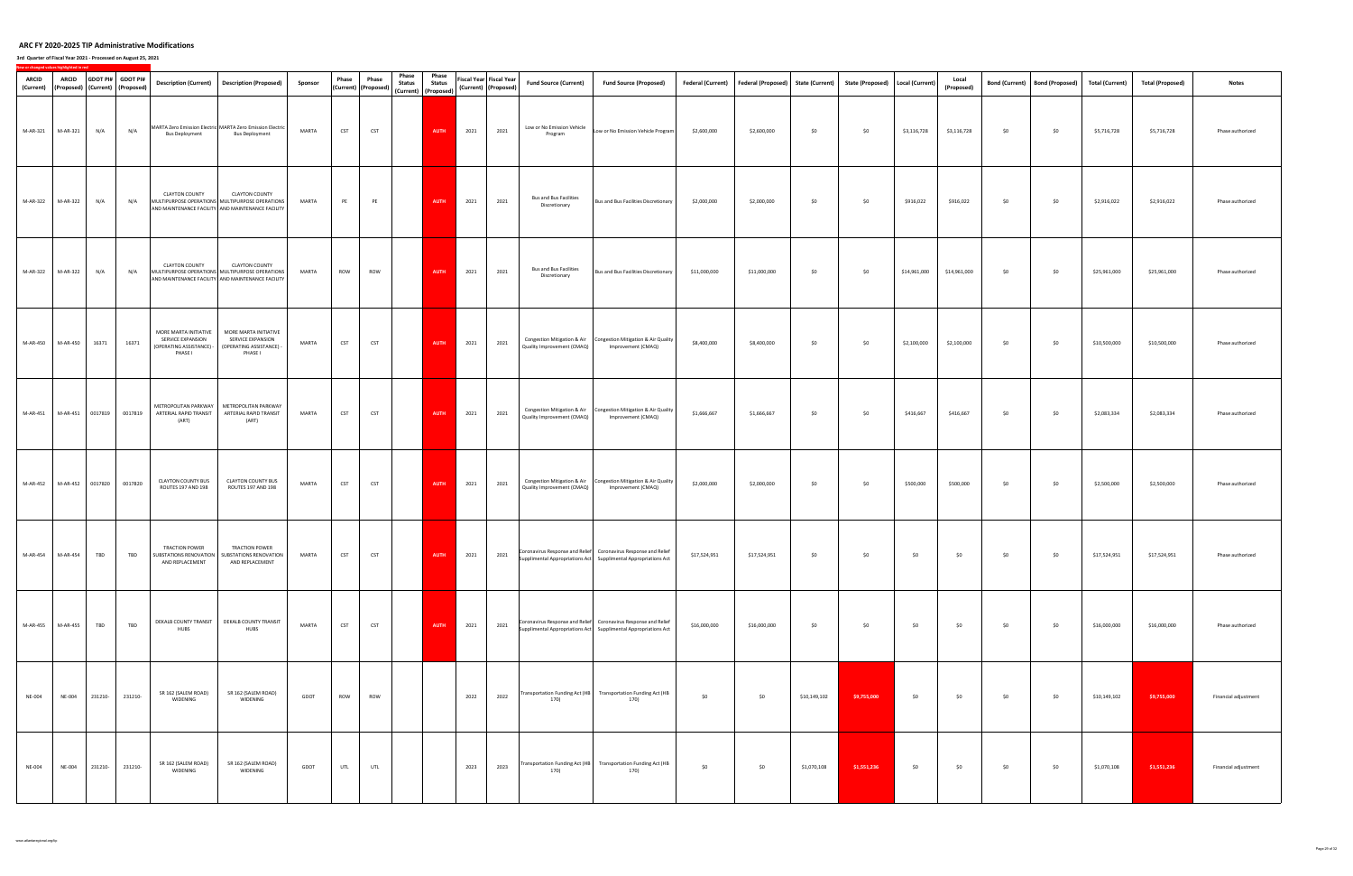# ARC FY 2020-2025 TIP Administrative Modifications

**3rd Quarter of Fiscal Year 2021 - Processed on August 25, 2021**

New or changed values highlighted in red

| ARCID (Current) | ARCID (Proposed) | GDOT PI# (Current) | GDOT PI# (Proposed) | Description (Current) | Description (Proposed) | Sponsor | Phase (Current) | Phase (Proposed) | Phase Status (Current) | Phase Status (Proposed) | Fiscal Year (Current) | Fiscal Year (Proposed) | Fund Source (Current) | Fund Source (Proposed) | Federal (Current) | Federal (Proposed) | State (Current) | State (Proposed) | Local (Current) | Local (Proposed) | Bond (Current) | Bond (Proposed) | Total (Current) | Total (Proposed) | Notes |
|---|---|---|---|---|---|---|---|---|---|---|---|---|---|---|---|---|---|---|---|---|---|---|---|---|---|
| M-AR-321 | M-AR-321 | N/A | N/A | MARTA Zero Emission Electric Bus Deployment | MARTA Zero Emission Electric Bus Deployment | MARTA | CST | CST | | AUTH | 2021 | 2021 | Low or No Emission Vehicle Program | Low or No Emission Vehicle Program | $2,600,000 | $2,600,000 | $0 | $0 | $3,116,728 | $3,116,728 | $0 | $0 | $5,716,728 | $5,716,728 | Phase authorized |
| M-AR-322 | M-AR-322 | N/A | N/A | CLAYTON COUNTY MULTIPURPOSE OPERATIONS AND MAINTENANCE FACILITY | CLAYTON COUNTY MULTIPURPOSE OPERATIONS AND MAINTENANCE FACILITY | MARTA | PE | PE | | AUTH | 2021 | 2021 | Bus and Bus Facilities Discretionary | Bus and Bus Facilities Discretionary | $2,000,000 | $2,000,000 | $0 | $0 | $916,022 | $916,022 | $0 | $0 | $2,916,022 | $2,916,022 | Phase authorized |
| M-AR-322 | M-AR-322 | N/A | N/A | CLAYTON COUNTY MULTIPURPOSE OPERATIONS AND MAINTENANCE FACILITY | CLAYTON COUNTY MULTIPURPOSE OPERATIONS AND MAINTENANCE FACILITY | MARTA | ROW | ROW | | AUTH | 2021 | 2021 | Bus and Bus Facilities Discretionary | Bus and Bus Facilities Discretionary | $11,000,000 | $11,000,000 | $0 | $0 | $14,961,000 | $14,961,000 | $0 | $0 | $25,961,000 | $25,961,000 | Phase authorized |
| M-AR-450 | M-AR-450 | 16371 | 16371 | MORE MARTA INITIATIVE SERVICE EXPANSION (OPERATING ASSISTANCE) - PHASE I | MORE MARTA INITIATIVE SERVICE EXPANSION (OPERATING ASSISTANCE) - PHASE I | MARTA | CST | CST | | AUTH | 2021 | 2021 | Congestion Mitigation & Air Quality Improvement (CMAQ) | Congestion Mitigation & Air Quality Improvement (CMAQ) | $8,400,000 | $8,400,000 | $0 | $0 | $2,100,000 | $2,100,000 | $0 | $0 | $10,500,000 | $10,500,000 | Phase authorized |
| M-AR-451 | M-AR-451 | 0017819 | 0017819 | METROPOLITAN PARKWAY ARTERIAL RAPID TRANSIT (ART) | METROPOLITAN PARKWAY ARTERIAL RAPID TRANSIT (ART) | MARTA | CST | CST | | AUTH | 2021 | 2021 | Congestion Mitigation & Air Quality Improvement (CMAQ) | Congestion Mitigation & Air Quality Improvement (CMAQ) | $1,666,667 | $1,666,667 | $0 | $0 | $416,667 | $416,667 | $0 | $0 | $2,083,334 | $2,083,334 | Phase authorized |
| M-AR-452 | M-AR-452 | 0017820 | 0017820 | CLAYTON COUNTY BUS ROUTES 197 AND 198 | CLAYTON COUNTY BUS ROUTES 197 AND 198 | MARTA | CST | CST | | AUTH | 2021 | 2021 | Congestion Mitigation & Air Quality Improvement (CMAQ) | Congestion Mitigation & Air Quality Improvement (CMAQ) | $2,000,000 | $2,000,000 | $0 | $0 | $500,000 | $500,000 | $0 | $0 | $2,500,000 | $2,500,000 | Phase authorized |
| M-AR-454 | M-AR-454 | TBD | TBD | TRACTION POWER SUBSTATIONS RENOVATION AND REPLACEMENT | TRACTION POWER SUBSTATIONS RENOVATION AND REPLACEMENT | MARTA | CST | CST | | AUTH | 2021 | 2021 | Coronavirus Response and Relief Supplimental Appropriations Act | Coronavirus Response and Relief Supplimental Appropriations Act | $17,524,951 | $17,524,951 | $0 | $0 | $0 | $0 | $0 | $0 | $17,524,951 | $17,524,951 | Phase authorized |
| M-AR-455 | M-AR-455 | TBD | TBD | DEKALB COUNTY TRANSIT HUBS | DEKALB COUNTY TRANSIT HUBS | MARTA | CST | CST | | AUTH | 2021 | 2021 | Coronavirus Response and Relief Supplimental Appropriations Act | Coronavirus Response and Relief Supplimental Appropriations Act | $16,000,000 | $16,000,000 | $0 | $0 | $0 | $0 | $0 | $0 | $16,000,000 | $16,000,000 | Phase authorized |
| NE-004 | NE-004 | 231210- | 231210- | SR 162 (SALEM ROAD) WIDENING | SR 162 (SALEM ROAD) WIDENING | GDOT | ROW | ROW | | | 2022 | 2022 | Transportation Funding Act (HB 170) | Transportation Funding Act (HB 170) | $0 | $0 | $10,149,102 | $9,755,000 | $0 | $0 | $0 | $0 | $10,149,102 | $9,755,000 | Financial adjustment |
| NE-004 | NE-004 | 231210- | 231210- | SR 162 (SALEM ROAD) WIDENING | SR 162 (SALEM ROAD) WIDENING | GDOT | UTL | UTL | | | 2023 | 2023 | Transportation Funding Act (HB 170) | Transportation Funding Act (HB 170) | $0 | $0 | $1,070,108 | $1,551,236 | $0 | $0 | $0 | $0 | $1,070,108 | $1,551,236 | Financial adjustment |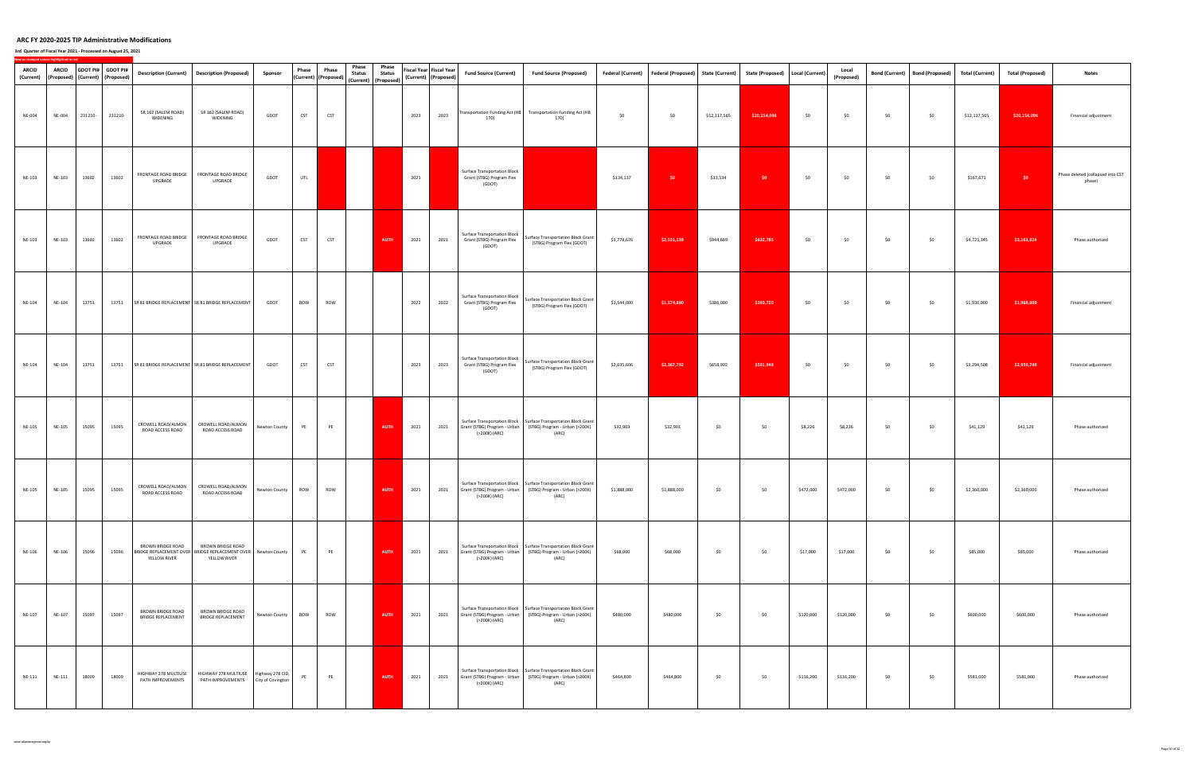## ARC FY 2020-2025 TIP Administrative Modifications

**3rd Quarter of Fiscal Year 2021 - Processed on August 25, 2021**

New or changed values highlighted in red

| ARCID (Current) | ARCID (Proposed) | GDOT PI# (Current) | GDOT PI# (Proposed) | Description (Current) | Description (Proposed) | Sponsor | Phase (Current) | Phase (Proposed) | Phase Status (Current) | Phase Status (Proposed) | Fiscal Year (Current) | Fiscal Year (Proposed) | Fund Source (Current) | Fund Source (Proposed) | Federal (Current) | Federal (Proposed) | State (Current) | State (Proposed) | Local (Current) | Local (Proposed) | Bond (Current) | Bond (Proposed) | Total (Current) | Total (Proposed) | Notes |
|---|---|---|---|---|---|---|---|---|---|---|---|---|---|---|---|---|---|---|---|---|---|---|---|---|---|
| NE-004 | NE-004 | 231210- | 231210- | SR 162 (SALEM ROAD) WIDENING | SR 162 (SALEM ROAD) WIDENING | GDOT | CST | CST | | | 2023 | 2023 | Transportation Funding Act (HB 170) | Transportation Funding Act (HB 170) | $0 | $0 | $12,117,565 | $20,154,096 | $0 | $0 | $0 | $0 | $12,117,565 | $20,154,096 | Financial adjustment |
| NE-103 | NE-103 | 13602 | 13602 | FRONTAGE ROAD BRIDGE UPGRADE | FRONTAGE ROAD BRIDGE UPGRADE | GDOT | UTL | | | | 2021 | | Surface Transportation Block Grant (STBG) Program Flex (GDOT) | | $134,137 | $0 | $33,534 | $0 | $0 | $0 | $0 | $0 | $167,671 | $0 | Phase deleted (collapsed into CST phase) |
| NE-103 | NE-103 | 13602 | 13602 | FRONTAGE ROAD BRIDGE UPGRADE | FRONTAGE ROAD BRIDGE UPGRADE | GDOT | CST | CST | | AUTH | 2021 | 2021 | Surface Transportation Block Grant (STBG) Program Flex (GDOT) | Surface Transportation Block Grant (STBG) Program Flex (GDOT) | $3,778,676 | $2,531,139 | $944,669 | $632,785 | $0 | $0 | $0 | $0 | $4,723,345 | $3,163,924 | Phase authorized |
| NE-104 | NE-104 | 13751 | 13751 | SR 81 BRIDGE REPLACEMENT | SR 81 BRIDGE REPLACEMENT | GDOT | ROW | ROW | | | 2022 | 2022 | Surface Transportation Block Grant (STBG) Program Flex (GDOT) | Surface Transportation Block Grant (STBG) Program Flex (GDOT) | $1,544,000 | $1,574,880 | $386,000 | $393,720 | $0 | $0 | $0 | $0 | $1,930,000 | $1,968,600 | Financial adjustment |
| NE-104 | NE-104 | 13751 | 13751 | SR 81 BRIDGE REPLACEMENT | SR 81 BRIDGE REPLACEMENT | GDOT | CST | CST | | | 2023 | 2023 | Surface Transportation Block Grant (STBG) Program Flex (GDOT) | Surface Transportation Block Grant (STBG) Program Flex (GDOT) | $2,635,606 | $2,367,792 | $658,902 | $591,948 | $0 | $0 | $0 | $0 | $3,294,508 | $2,959,740 | Financial adjustment |
| NE-105 | NE-105 | 15095 | 15095 | CROWELL ROAD/ALMON ROAD ACCESS ROAD | CROWELL ROAD/ALMON ROAD ACCESS ROAD | Newton County | PE | PE | | AUTH | 2021 | 2021 | Surface Transportation Block Grant (STBG) Program - Urban (>200K) (ARC) | Surface Transportation Block Grant (STBG) Program - Urban (>200K) (ARC) | $32,903 | $32,903 | $0 | $0 | $8,226 | $8,226 | $0 | $0 | $41,129 | $41,129 | Phase authorized |
| NE-105 | NE-105 | 15095 | 15095 | CROWELL ROAD/ALMON ROAD ACCESS ROAD | CROWELL ROAD/ALMON ROAD ACCESS ROAD | Newton County | ROW | ROW | | AUTH | 2021 | 2021 | Surface Transportation Block Grant (STBG) Program - Urban (>200K) (ARC) | Surface Transportation Block Grant (STBG) Program - Urban (>200K) (ARC) | $1,888,000 | $1,888,000 | $0 | $0 | $472,000 | $472,000 | $0 | $0 | $2,360,000 | $2,360,000 | Phase authorized |
| NE-106 | NE-106 | 15096 | 15096 | BROWN BRIDGE ROAD BRIDGE REPLACEMENT OVER YELLOW RIVER | BROWN BRIDGE ROAD BRIDGE REPLACEMENT OVER YELLOW RIVER | Newton County | PE | PE | | AUTH | 2021 | 2021 | Surface Transportation Block Grant (STBG) Program - Urban (>200K) (ARC) | Surface Transportation Block Grant (STBG) Program - Urban (>200K) (ARC) | $68,000 | $68,000 | $0 | $0 | $17,000 | $17,000 | $0 | $0 | $85,000 | $85,000 | Phase authorized |
| NE-107 | NE-107 | 15097 | 15097 | BROWN BRIDGE ROAD BRIDGE REPLACEMENT | BROWN BRIDGE ROAD BRIDGE REPLACEMENT | Newton County | ROW | ROW | | AUTH | 2021 | 2021 | Surface Transportation Block Grant (STBG) Program - Urban (>200K) (ARC) | Surface Transportation Block Grant (STBG) Program - Urban (>200K) (ARC) | $480,000 | $480,000 | $0 | $0 | $120,000 | $120,000 | $0 | $0 | $600,000 | $600,000 | Phase authorized |
| NE-111 | NE-111 | 18009 | 18009 | HIGHWAY 278 MULTIUSE PATH IMPROVEMENTS | HIGHWAY 278 MULTIUSE PATH IMPROVEMENTS | Highway 278 CID, City of Covington | PE | PE | | AUTH | 2021 | 2021 | Surface Transportation Block Grant (STBG) Program - Urban (>200K) (ARC) | Surface Transportation Block Grant (STBG) Program - Urban (>200K) (ARC) | $464,800 | $464,800 | $0 | $0 | $116,200 | $116,200 | $0 | $0 | $581,000 | $581,000 | Phase authorized |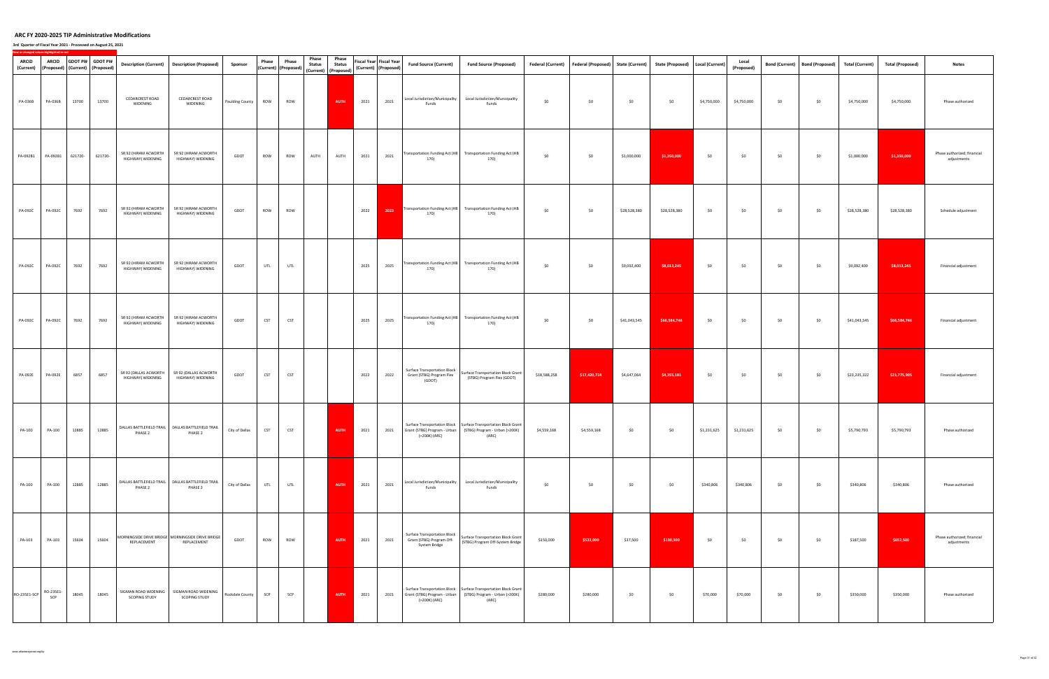# ARC FY 2020-2025 TIP Administrative Modifications

**3rd Quarter of Fiscal Year 2021 - Processed on August 25, 2021**

New or changed values highlighted in red

| ARCID (Current) | ARCID (Proposed) | GDOT PI# (Current) | GDOT PI# (Proposed) | Description (Current) | Description (Proposed) | Sponsor | Phase (Current) | Phase (Proposed) | Phase Status (Current) | Phase Status (Proposed) | Fiscal Year (Current) | Fiscal Year (Proposed) | Fund Source (Current) | Fund Source (Proposed) | Federal (Current) | Federal (Proposed) | State (Current) | State (Proposed) | Local (Current) | Local (Proposed) | Bond (Current) | Bond (Proposed) | Total (Current) | Total (Proposed) | Notes |
|---|---|---|---|---|---|---|---|---|---|---|---|---|---|---|---|---|---|---|---|---|---|---|---|---|---|
| PA-036B | PA-036B | 13700 | 13700 | CEDARCREST ROAD WIDENING | CEDARCREST ROAD WIDENING | Paulding County | ROW | ROW | | AUTH | 2021 | 2021 | Local Jurisdiction/Municipality Funds | Local Jurisdiction/Municipality Funds | $0 | $0 | $0 | $0 | $4,750,000 | $4,750,000 | $0 | $0 | $4,750,000 | $4,750,000 | Phase authorized |
| PA-092B1 | PA-092B1 | 621720- | 621720- | SR 92 (HIRAM ACWORTH HIGHWAY) WIDENING | SR 92 (HIRAM ACWORTH HIGHWAY) WIDENING | GDOT | ROW | ROW | AUTH | AUTH | 2021 | 2021 | Transportation Funding Act (HB 170) | Transportation Funding Act (HB 170) | $0 | $0 | $1,000,000 | $1,350,000 | $0 | $0 | $0 | $0 | $1,000,000 | $1,350,000 | Phase authorized; financial adjustments |
| PA-092C | PA-092C | 7692 | 7692 | SR 92 (HIRAM ACWORTH HIGHWAY) WIDENING | SR 92 (HIRAM ACWORTH HIGHWAY) WIDENING | GDOT | ROW | ROW | | | 2022 | 2023 | Transportation Funding Act (HB 170) | Transportation Funding Act (HB 170) | $0 | $0 | $28,528,380 | $28,528,380 | $0 | $0 | $0 | $0 | $28,528,380 | $28,528,380 | Schedule adjustment |
| PA-092C | PA-092C | 7692 | 7692 | SR 92 (HIRAM ACWORTH HIGHWAY) WIDENING | SR 92 (HIRAM ACWORTH HIGHWAY) WIDENING | GDOT | UTL | UTL | | | 2025 | 2025 | Transportation Funding Act (HB 170) | Transportation Funding Act (HB 170) | $0 | $0 | $9,092,400 | $8,013,245 | $0 | $0 | $0 | $0 | $9,092,400 | $8,013,245 | Financial adjustment |
| PA-092C | PA-092C | 7692 | 7692 | SR 92 (HIRAM ACWORTH HIGHWAY) WIDENING | SR 92 (HIRAM ACWORTH HIGHWAY) WIDENING | GDOT | CST | CST | | | 2025 | 2025 | Transportation Funding Act (HB 170) | Transportation Funding Act (HB 170) | $0 | $0 | $41,043,545 | $66,584,746 | $0 | $0 | $0 | $0 | $41,043,545 | $66,584,746 | Financial adjustment |
| PA-092E | PA-092E | 6857 | 6857 | SR 92 (DALLAS ACWORTH HIGHWAY) WIDENING | SR 92 (DALLAS ACWORTH HIGHWAY) WIDENING | GDOT | CST | CST | | | 2022 | 2022 | Surface Transportation Block Grant (STBG) Program Flex (GDOT) | Surface Transportation Block Grant (STBG) Program Flex (GDOT) | $18,588,258 | $17,420,724 | $4,647,064 | $4,355,181 | $0 | $0 | $0 | $0 | $23,235,322 | $21,775,905 | Financial adjustment |
| PA-100 | PA-100 | 12885 | 12885 | DALLAS BATTLEFIELD TRAIL PHASE 2 | DALLAS BATTLEFIELD TRAIL PHASE 2 | City of Dallas | CST | CST | | AUTH | 2021 | 2021 | Surface Transportation Block Grant (STBG) Program - Urban (>200K) (ARC) | Surface Transportation Block Grant (STBG) Program - Urban (>200K) (ARC) | $4,559,168 | $4,559,168 | $0 | $0 | $1,231,625 | $1,231,625 | $0 | $0 | $5,790,793 | $5,790,793 | Phase authorized |
| PA-100 | PA-100 | 12885 | 12885 | DALLAS BATTLEFIELD TRAIL PHASE 2 | DALLAS BATTLEFIELD TRAIL PHASE 2 | City of Dallas | UTL | UTL | | AUTH | 2021 | 2021 | Local Jurisdiction/Municipality Funds | Local Jurisdiction/Municipality Funds | $0 | $0 | $0 | $0 | $340,806 | $340,806 | $0 | $0 | $340,806 | $340,806 | Phase authorized |
| PA-103 | PA-103 | 15604 | 15604 | MORNINGSIDE DRIVE BRIDGE REPLACEMENT | MORNINGSIDE DRIVE BRIDGE REPLACEMENT | GDOT | ROW | ROW | | AUTH | 2021 | 2021 | Surface Transportation Block Grant (STBG) Program Off-System Bridge | Surface Transportation Block Grant (STBG) Program Off-System Bridge | $150,000 | $522,000 | $37,500 | $130,500 | $0 | $0 | $0 | $0 | $187,500 | $652,500 | Phase authorized; financial adjustments |
| RO-235E1-SCP | RO-235E1-SCP | 18045 | 18045 | SIGMAN ROAD WIDENING SCOPING STUDY | SIGMAN ROAD WIDENING SCOPING STUDY | Rockdale County | SCP | SCP | | AUTH | 2021 | 2021 | Surface Transportation Block Grant (STBG) Program - Urban (>200K) (ARC) | Surface Transportation Block Grant (STBG) Program - Urban (>200K) (ARC) | $280,000 | $280,000 | $0 | $0 | $70,000 | $70,000 | $0 | $0 | $350,000 | $350,000 | Phase authorized |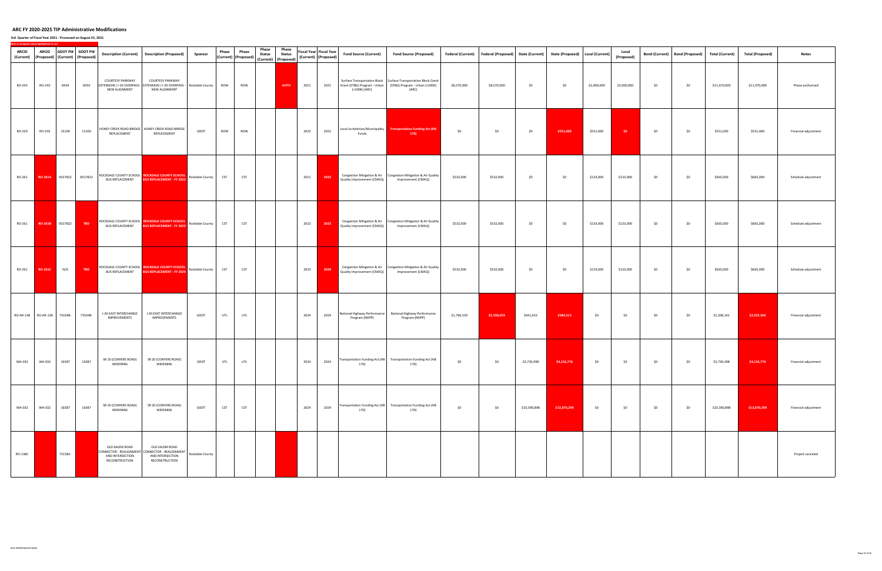## ARC FY 2020-2025 TIP Administrative Modifications

### 3rd Quarter of Fiscal Year 2021 - Processed on August 25, 2021

New or changed values highlighted in red

| ARCID (Current) | ARCID (Proposed) | GDOT PI# (Current) | GDOT PI# (Proposed) | Description (Current) | Description (Proposed) | Sponsor | Phase (Current) | Phase (Proposed) | Phase Status (Current) | Phase Status (Proposed) | Fiscal Year (Current) | Fiscal Year (Proposed) | Fund Source (Current) | Fund Source (Proposed) | Federal (Current) | Federal (Proposed) | State (Current) | State (Proposed) | Local (Current) | Local (Proposed) | Bond (Current) | Bond (Proposed) | Total (Current) | Total (Proposed) | Notes |
|---|---|---|---|---|---|---|---|---|---|---|---|---|---|---|---|---|---|---|---|---|---|---|---|---|---|
| RO-243 | RO-243 | 6934 | 6934 | COURTESY PARKWAY EXTENSION / I-20 OVERPASS - NEW ALIGNMENT | COURTESY PARKWAY EXTENSION / I-20 OVERPASS - NEW ALIGNMENT | Rockdale County | ROW | ROW | | AUTH | 2021 | 2021 | Surface Transportation Block Grant (STBG) Program - Urban (>200K) (ARC) | Surface Transportation Block Grant (STBG) Program - Urban (>200K) (ARC) | $8,570,000 | $8,570,000 | $0 | $0 | $2,900,000 | $2,900,000 | $0 | $0 | $11,470,000 | $11,470,000 | Phase authorized |
| RO-259 | RO-259 | 15100 | 15100 | HONEY CREEK ROAD BRIDGE REPLACEMENT | HONEY CREEK ROAD BRIDGE REPLACEMENT | GDOT | ROW | ROW | | | 2022 | 2022 | Local Jurisdiction/Municipality Funds | Transportation Funding Act (HB 170) | $0 | $0 | $0 | $551,000 | $551,000 | $0 | $0 | $0 | $551,000 | $551,000 | Financial adjustment |
| RO-261 | RO-261A | 0017822 | 0017822 | ROCKDALE COUNTY SCHOOL BUS REPLACEMENT | ROCKDALE COUNTY SCHOOL BUS REPLACEMENT - FY 2022 | Rockdale County | CST | CST | | | 2021 | 2022 | Congestion Mitigation & Air Quality Improvement (CMAQ) | Congestion Mitigation & Air Quality Improvement (CMAQ) | $532,000 | $532,000 | $0 | $0 | $133,000 | $133,000 | $0 | $0 | $665,000 | $665,000 | Schedule adjustment |
| RO-261 | RO-261B | 0017822 | TBD | ROCKDALE COUNTY SCHOOL BUS REPLACEMENT | ROCKDALE COUNTY SCHOOL BUS REPLACEMENT - FY 2023 | Rockdale County | CST | CST | | | 2022 | 2023 | Congestion Mitigation & Air Quality Improvement (CMAQ) | Congestion Mitigation & Air Quality Improvement (CMAQ) | $532,000 | $532,000 | $0 | $0 | $133,000 | $133,000 | $0 | $0 | $665,000 | $665,000 | Schedule adjustment |
| RO-261 | RO-261C | N/A | TBD | ROCKDALE COUNTY SCHOOL BUS REPLACEMENT | ROCKDALE COUNTY SCHOOL BUS REPLACEMENT - FY 2024 | Rockdale County | CST | CST | | | 2023 | 2024 | Congestion Mitigation & Air Quality Improvement (CMAQ) | Congestion Mitigation & Air Quality Improvement (CMAQ) | $532,000 | $532,000 | $0 | $0 | $133,000 | $133,000 | $0 | $0 | $665,000 | $665,000 | Schedule adjustment |
| RO-AR-138 | RO-AR-138 | 731048- | 731048- | I-20 EAST INTERCHANGE IMPROVEMENTS | I-20 EAST INTERCHANGE IMPROVEMENTS | GDOT | UTL | UTL | | | 2024 | 2024 | National Highway Performance Program (NHPP) | National Highway Performance Program (NHPP) | $1,766,529 | $2,338,053 | $441,632 | $584,513 | $0 | $0 | $0 | $0 | $2,208,161 | $2,922,566 | Financial adjustment |
| WA-032 | WA-032 | 16387 | 16387 | SR 20 (CONYERS ROAD) WIDENING | SR 20 (CONYERS ROAD) WIDENING | GDOT | UTL | UTL | | | 2024 | 2024 | Transportation Funding Act (HB 170) | Transportation Funding Act (HB 170) | $0 | $0 | $3,730,498 | $4,156,776 | $0 | $0 | $0 | $0 | $3,730,498 | $4,156,776 | Financial adjustment |
| WA-032 | WA-032 | 16387 | 16387 | SR 20 (CONYERS ROAD) WIDENING | SR 20 (CONYERS ROAD) WIDENING | GDOT | CST | CST | | | 2024 | 2024 | Transportation Funding Act (HB 170) | Transportation Funding Act (HB 170) | $0 | $0 | $10,390,898 | $13,870,299 | $0 | $0 | $0 | $0 | $10,390,898 | $13,870,299 | Financial adjustment |
| RO-138C | | 721582- | | OLD SALEM ROAD CONNECTOR - REALIGNMENT AND INTERSECTION RECONSTRUCTION | OLD SALEM ROAD CONNECTOR - REALIGNMENT AND INTERSECTION RECONSTRUCTION | Rockdale County | | | | | | | | | | | | | | | | | | | Project canceled |